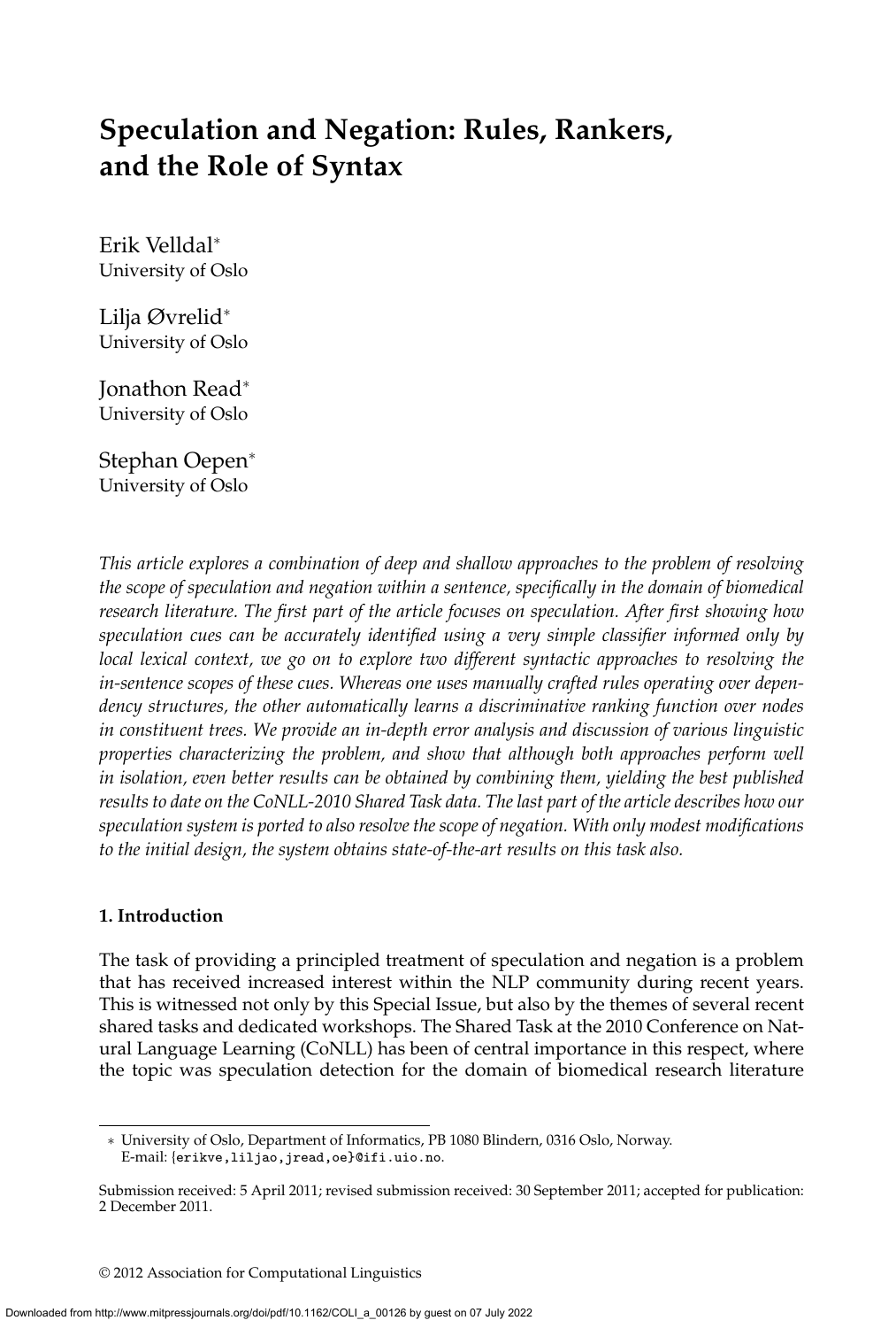# Speculation and Negation: Rules, Rankers, and the Role of Syntax

Erik Velldal*
University of Oslo

Lilja Øvrelid*
University of Oslo

Jonathon Read*
University of Oslo

Stephan Oepen*
University of Oslo

*This article explores a combination of deep and shallow approaches to the problem of resolving the scope of speculation and negation within a sentence, specifically in the domain of biomedical research literature. The first part of the article focuses on speculation. After first showing how speculation cues can be accurately identified using a very simple classifier informed only by local lexical context, we go on to explore two different syntactic approaches to resolving the in-sentence scopes of these cues. Whereas one uses manually crafted rules operating over dependency structures, the other automatically learns a discriminative ranking function over nodes in constituent trees. We provide an in-depth error analysis and discussion of various linguistic properties characterizing the problem, and show that although both approaches perform well in isolation, even better results can be obtained by combining them, yielding the best published results to date on the CoNLL-2010 Shared Task data. The last part of the article describes how our speculation system is ported to also resolve the scope of negation. With only modest modifications to the initial design, the system obtains state-of-the-art results on this task also.*

## 1. Introduction

The task of providing a principled treatment of speculation and negation is a problem that has received increased interest within the NLP community during recent years. This is witnessed not only by this Special Issue, but also by the themes of several recent shared tasks and dedicated workshops. The Shared Task at the 2010 Conference on Natural Language Learning (CoNLL) has been of central importance in this respect, where the topic was speculation detection for the domain of biomedical research literature

---

* University of Oslo, Department of Informatics, PB 1080 Blindern, 0316 Oslo, Norway. E-mail: {erikve,liljao,jread,oe}@ifi.uio.no.

Submission received: 5 April 2011; revised submission received: 30 September 2011; accepted for publication: 2 December 2011.

© 2012 Association for Computational Linguistics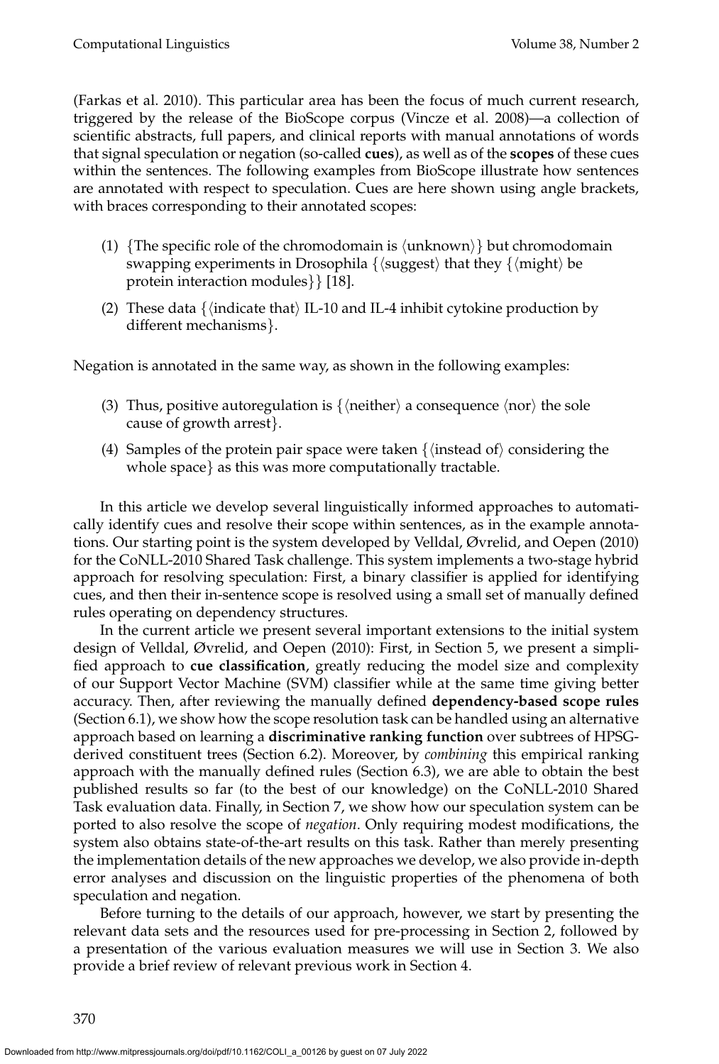(Farkas et al. 2010). This particular area has been the focus of much current research, triggered by the release of the BioScope corpus (Vincze et al. 2008)—a collection of scientific abstracts, full papers, and clinical reports with manual annotations of words that signal speculation or negation (so-called **cues**), as well as of the **scopes** of these cues within the sentences. The following examples from BioScope illustrate how sentences are annotated with respect to speculation. Cues are here shown using angle brackets, with braces corresponding to their annotated scopes:

(1) {The specific role of the chromodomain is ⟨unknown⟩} but chromodomain swapping experiments in Drosophila {⟨suggest⟩ that they {⟨might⟩ be protein interaction modules}} [18].

(2) These data {⟨indicate that⟩ IL-10 and IL-4 inhibit cytokine production by different mechanisms}.

Negation is annotated in the same way, as shown in the following examples:

(3) Thus, positive autoregulation is {⟨neither⟩ a consequence ⟨nor⟩ the sole cause of growth arrest}.

(4) Samples of the protein pair space were taken {⟨instead of⟩ considering the whole space} as this was more computationally tractable.

In this article we develop several linguistically informed approaches to automatically identify cues and resolve their scope within sentences, as in the example annotations. Our starting point is the system developed by Velldal, Øvrelid, and Oepen (2010) for the CoNLL-2010 Shared Task challenge. This system implements a two-stage hybrid approach for resolving speculation: First, a binary classifier is applied for identifying cues, and then their in-sentence scope is resolved using a small set of manually defined rules operating on dependency structures.

In the current article we present several important extensions to the initial system design of Velldal, Øvrelid, and Oepen (2010): First, in Section 5, we present a simplified approach to **cue classification**, greatly reducing the model size and complexity of our Support Vector Machine (SVM) classifier while at the same time giving better accuracy. Then, after reviewing the manually defined **dependency-based scope rules** (Section 6.1), we show how the scope resolution task can be handled using an alternative approach based on learning a **discriminative ranking function** over subtrees of HPSG-derived constituent trees (Section 6.2). Moreover, by *combining* this empirical ranking approach with the manually defined rules (Section 6.3), we are able to obtain the best published results so far (to the best of our knowledge) on the CoNLL-2010 Shared Task evaluation data. Finally, in Section 7, we show how our speculation system can be ported to also resolve the scope of *negation*. Only requiring modest modifications, the system also obtains state-of-the-art results on this task. Rather than merely presenting the implementation details of the new approaches we develop, we also provide in-depth error analyses and discussion on the linguistic properties of the phenomena of both speculation and negation.

Before turning to the details of our approach, however, we start by presenting the relevant data sets and the resources used for pre-processing in Section 2, followed by a presentation of the various evaluation measures we will use in Section 3. We also provide a brief review of relevant previous work in Section 4.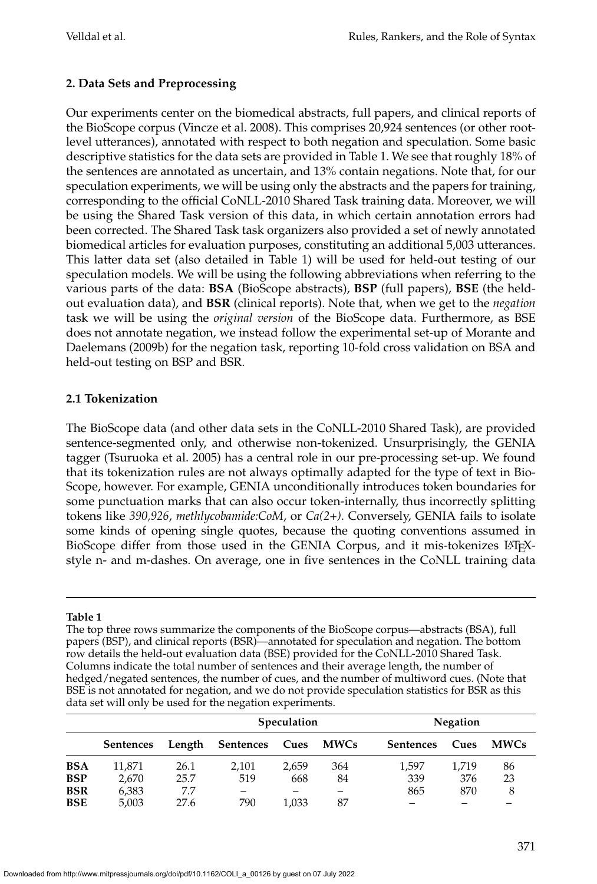## 2. Data Sets and Preprocessing

Our experiments center on the biomedical abstracts, full papers, and clinical reports of the BioScope corpus (Vincze et al. 2008). This comprises 20,924 sentences (or other root-level utterances), annotated with respect to both negation and speculation. Some basic descriptive statistics for the data sets are provided in Table 1. We see that roughly 18% of the sentences are annotated as uncertain, and 13% contain negations. Note that, for our speculation experiments, we will be using only the abstracts and the papers for training, corresponding to the official CoNLL-2010 Shared Task training data. Moreover, we will be using the Shared Task version of this data, in which certain annotation errors had been corrected. The Shared Task task organizers also provided a set of newly annotated biomedical articles for evaluation purposes, constituting an additional 5,003 utterances. This latter data set (also detailed in Table 1) will be used for held-out testing of our speculation models. We will be using the following abbreviations when referring to the various parts of the data: **BSA** (BioScope abstracts), **BSP** (full papers), **BSE** (the held-out evaluation data), and **BSR** (clinical reports). Note that, when we get to the *negation* task we will be using the *original version* of the BioScope data. Furthermore, as BSE does not annotate negation, we instead follow the experimental set-up of Morante and Daelemans (2009b) for the negation task, reporting 10-fold cross validation on BSA and held-out testing on BSP and BSR.

### 2.1 Tokenization

The BioScope data (and other data sets in the CoNLL-2010 Shared Task), are provided sentence-segmented only, and otherwise non-tokenized. Unsurprisingly, the GENIA tagger (Tsuruoka et al. 2005) has a central role in our pre-processing set-up. We found that its tokenization rules are not always optimally adapted for the type of text in BioScope, however. For example, GENIA unconditionally introduces token boundaries for some punctuation marks that can also occur token-internally, thus incorrectly splitting tokens like *390,926*, *methlycobamide:CoM*, or *Ca(2+)*. Conversely, GENIA fails to isolate some kinds of opening single quotes, because the quoting conventions assumed in BioScope differ from those used in the GENIA Corpus, and it mis-tokenizes LaTeX-style n- and m-dashes. On average, one in five sentences in the CoNLL training data

**Table 1**

The top three rows summarize the components of the BioScope corpus—abstracts (BSA), full papers (BSP), and clinical reports (BSR)—annotated for speculation and negation. The bottom row details the held-out evaluation data (BSE) provided for the CoNLL-2010 Shared Task. Columns indicate the total number of sentences and their average length, the number of hedged/negated sentences, the number of cues, and the number of multiword cues. (Note that BSE is not annotated for negation, and we do not provide speculation statistics for BSR as this data set will only be used for the negation experiments.

| | | | Speculation | | | Negation | | |
|---|---|---|---|---|---|---|---|---|
| | **Sentences** | **Length** | **Sentences** | **Cues** | **MWCs** | **Sentences** | **Cues** | **MWCs** |
| **BSA** | 11,871 | 26.1 | 2,101 | 2,659 | 364 | 1,597 | 1,719 | 86 |
| **BSP** | 2,670 | 25.7 | 519 | 668 | 84 | 339 | 376 | 23 |
| **BSR** | 6,383 | 7.7 | – | – | – | 865 | 870 | 8 |
| **BSE** | 5,003 | 27.6 | 790 | 1,033 | 87 | – | – | – |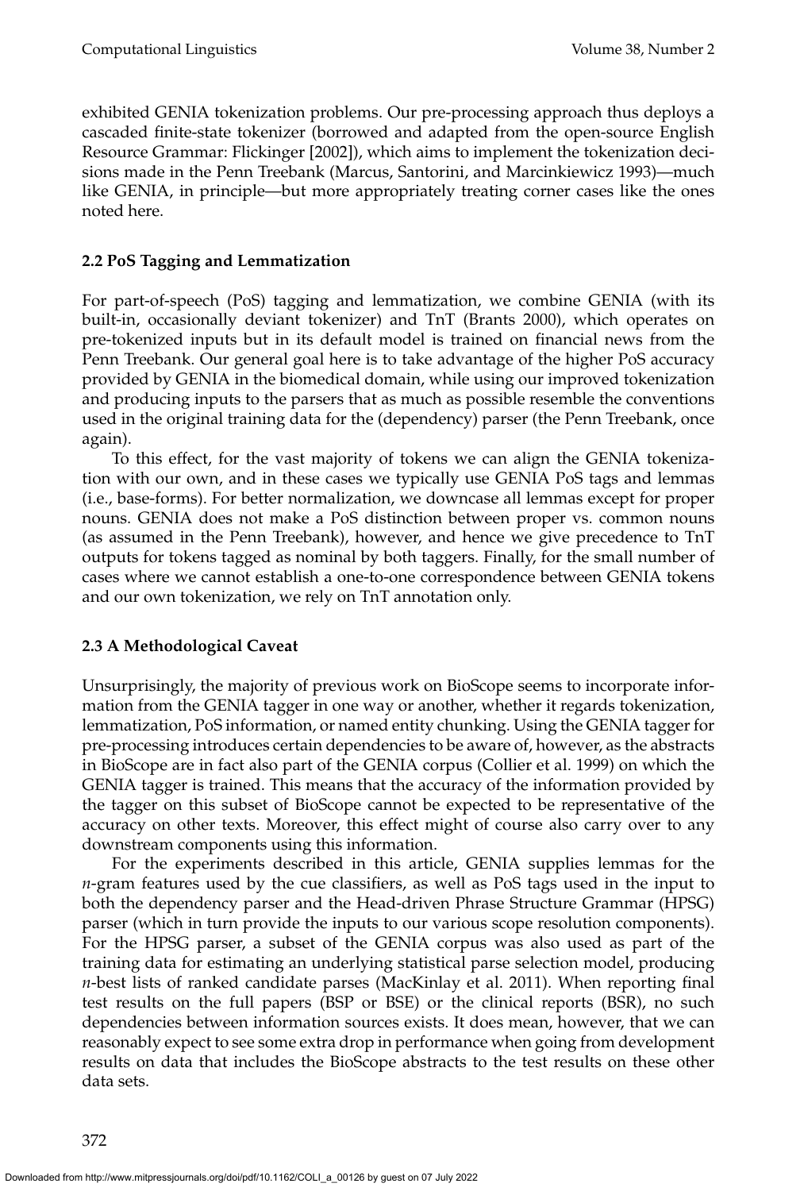exhibited GENIA tokenization problems. Our pre-processing approach thus deploys a cascaded finite-state tokenizer (borrowed and adapted from the open-source English Resource Grammar: Flickinger [2002]), which aims to implement the tokenization decisions made in the Penn Treebank (Marcus, Santorini, and Marcinkiewicz 1993)—much like GENIA, in principle—but more appropriately treating corner cases like the ones noted here.

### 2.2 PoS Tagging and Lemmatization

For part-of-speech (PoS) tagging and lemmatization, we combine GENIA (with its built-in, occasionally deviant tokenizer) and TnT (Brants 2000), which operates on pre-tokenized inputs but in its default model is trained on financial news from the Penn Treebank. Our general goal here is to take advantage of the higher PoS accuracy provided by GENIA in the biomedical domain, while using our improved tokenization and producing inputs to the parsers that as much as possible resemble the conventions used in the original training data for the (dependency) parser (the Penn Treebank, once again).

To this effect, for the vast majority of tokens we can align the GENIA tokenization with our own, and in these cases we typically use GENIA PoS tags and lemmas (i.e., base-forms). For better normalization, we downcase all lemmas except for proper nouns. GENIA does not make a PoS distinction between proper vs. common nouns (as assumed in the Penn Treebank), however, and hence we give precedence to TnT outputs for tokens tagged as nominal by both taggers. Finally, for the small number of cases where we cannot establish a one-to-one correspondence between GENIA tokens and our own tokenization, we rely on TnT annotation only.

### 2.3 A Methodological Caveat

Unsurprisingly, the majority of previous work on BioScope seems to incorporate information from the GENIA tagger in one way or another, whether it regards tokenization, lemmatization, PoS information, or named entity chunking. Using the GENIA tagger for pre-processing introduces certain dependencies to be aware of, however, as the abstracts in BioScope are in fact also part of the GENIA corpus (Collier et al. 1999) on which the GENIA tagger is trained. This means that the accuracy of the information provided by the tagger on this subset of BioScope cannot be expected to be representative of the accuracy on other texts. Moreover, this effect might of course also carry over to any downstream components using this information.

For the experiments described in this article, GENIA supplies lemmas for the *n*-gram features used by the cue classifiers, as well as PoS tags used in the input to both the dependency parser and the Head-driven Phrase Structure Grammar (HPSG) parser (which in turn provide the inputs to our various scope resolution components). For the HPSG parser, a subset of the GENIA corpus was also used as part of the training data for estimating an underlying statistical parse selection model, producing *n*-best lists of ranked candidate parses (MacKinlay et al. 2011). When reporting final test results on the full papers (BSP or BSE) or the clinical reports (BSR), no such dependencies between information sources exists. It does mean, however, that we can reasonably expect to see some extra drop in performance when going from development results on data that includes the BioScope abstracts to the test results on these other data sets.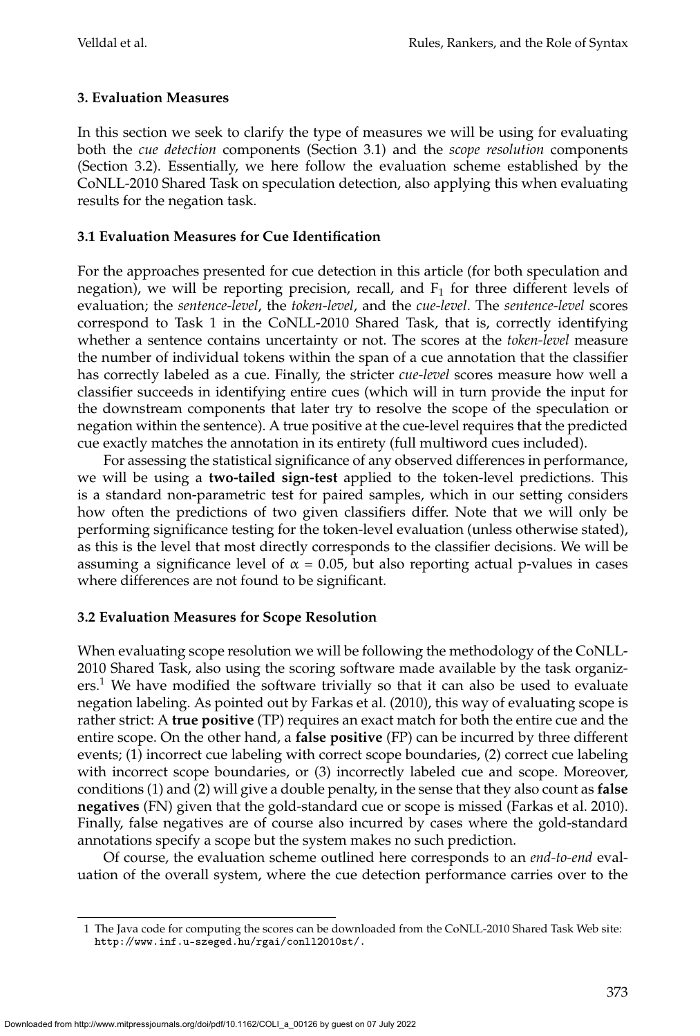## 3. Evaluation Measures

In this section we seek to clarify the type of measures we will be using for evaluating both the *cue detection* components (Section 3.1) and the *scope resolution* components (Section 3.2). Essentially, we here follow the evaluation scheme established by the CoNLL-2010 Shared Task on speculation detection, also applying this when evaluating results for the negation task.

### 3.1 Evaluation Measures for Cue Identification

For the approaches presented for cue detection in this article (for both speculation and negation), we will be reporting precision, recall, and $F_1$ for three different levels of evaluation; the *sentence-level*, the *token-level*, and the *cue-level*. The *sentence-level* scores correspond to Task 1 in the CoNLL-2010 Shared Task, that is, correctly identifying whether a sentence contains uncertainty or not. The scores at the *token-level* measure the number of individual tokens within the span of a cue annotation that the classifier has correctly labeled as a cue. Finally, the stricter *cue-level* scores measure how well a classifier succeeds in identifying entire cues (which will in turn provide the input for the downstream components that later try to resolve the scope of the speculation or negation within the sentence). A true positive at the cue-level requires that the predicted cue exactly matches the annotation in its entirety (full multiword cues included).

For assessing the statistical significance of any observed differences in performance, we will be using a **two-tailed sign-test** applied to the token-level predictions. This is a standard non-parametric test for paired samples, which in our setting considers how often the predictions of two given classifiers differ. Note that we will only be performing significance testing for the token-level evaluation (unless otherwise stated), as this is the level that most directly corresponds to the classifier decisions. We will be assuming a significance level of $\alpha = 0.05$, but also reporting actual p-values in cases where differences are not found to be significant.

### 3.2 Evaluation Measures for Scope Resolution

When evaluating scope resolution we will be following the methodology of the CoNLL-2010 Shared Task, also using the scoring software made available by the task organizers.[1] We have modified the software trivially so that it can also be used to evaluate negation labeling. As pointed out by Farkas et al. (2010), this way of evaluating scope is rather strict: A **true positive** (TP) requires an exact match for both the entire cue and the entire scope. On the other hand, a **false positive** (FP) can be incurred by three different events; (1) incorrect cue labeling with correct scope boundaries, (2) correct cue labeling with incorrect scope boundaries, or (3) incorrectly labeled cue and scope. Moreover, conditions (1) and (2) will give a double penalty, in the sense that they also count as **false negatives** (FN) given that the gold-standard cue or scope is missed (Farkas et al. 2010). Finally, false negatives are of course also incurred by cases where the gold-standard annotations specify a scope but the system makes no such prediction.

Of course, the evaluation scheme outlined here corresponds to an *end-to-end* evaluation of the overall system, where the cue detection performance carries over to the

[1] The Java code for computing the scores can be downloaded from the CoNLL-2010 Shared Task Web site: http://www.inf.u-szeged.hu/rgai/conll2010st/.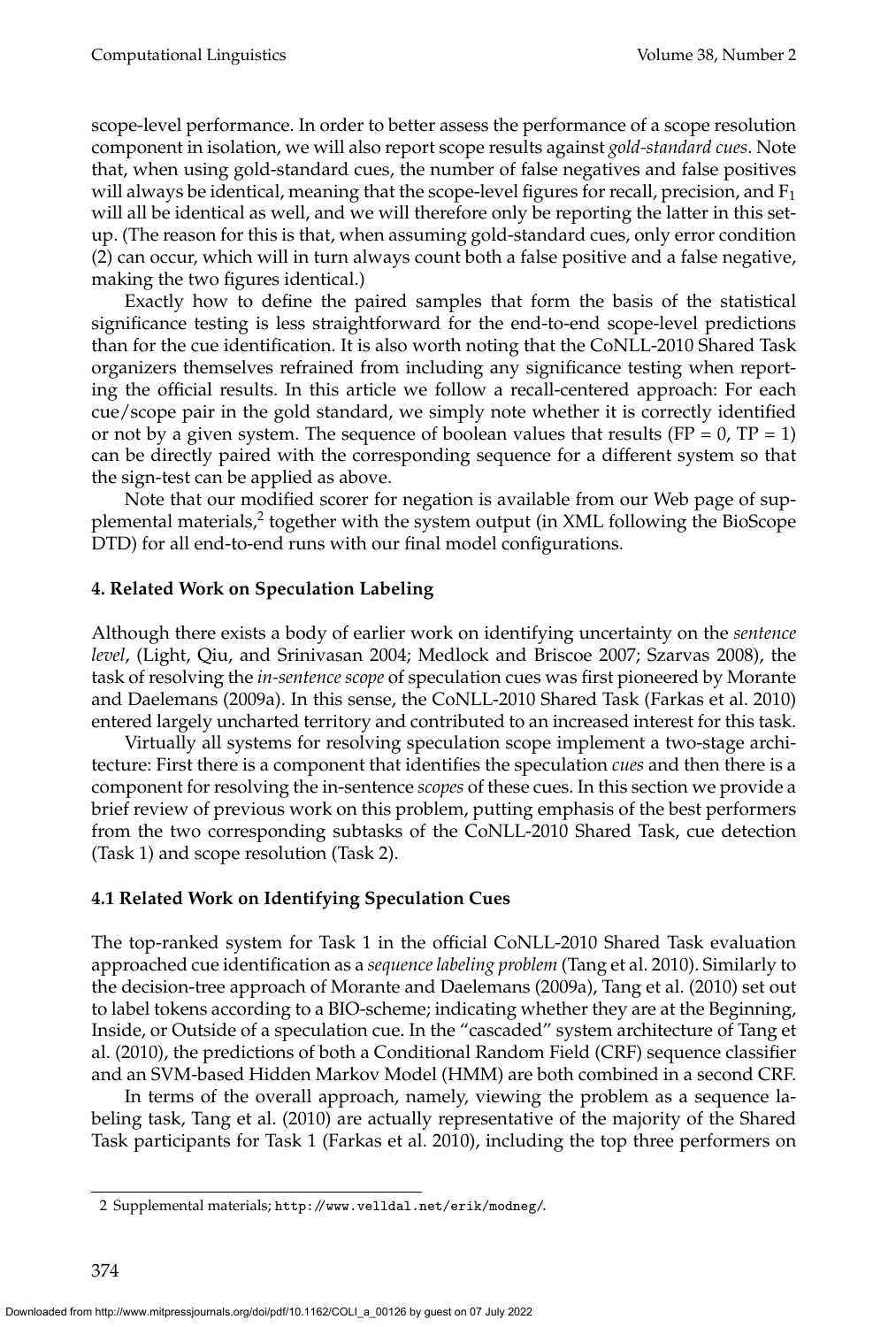scope-level performance. In order to better assess the performance of a scope resolution component in isolation, we will also report scope results against *gold-standard cues*. Note that, when using gold-standard cues, the number of false negatives and false positives will always be identical, meaning that the scope-level figures for recall, precision, and $F_1$ will all be identical as well, and we will therefore only be reporting the latter in this set-up. (The reason for this is that, when assuming gold-standard cues, only error condition (2) can occur, which will in turn always count both a false positive and a false negative, making the two figures identical.)

Exactly how to define the paired samples that form the basis of the statistical significance testing is less straightforward for the end-to-end scope-level predictions than for the cue identification. It is also worth noting that the CoNLL-2010 Shared Task organizers themselves refrained from including any significance testing when reporting the official results. In this article we follow a recall-centered approach: For each cue/scope pair in the gold standard, we simply note whether it is correctly identified or not by a given system. The sequence of boolean values that results (FP = 0, TP = 1) can be directly paired with the corresponding sequence for a different system so that the sign-test can be applied as above.

Note that our modified scorer for negation is available from our Web page of supplemental materials,[2] together with the system output (in XML following the BioScope DTD) for all end-to-end runs with our final model configurations.

## 4. Related Work on Speculation Labeling

Although there exists a body of earlier work on identifying uncertainty on the *sentence level*, (Light, Qiu, and Srinivasan 2004; Medlock and Briscoe 2007; Szarvas 2008), the task of resolving the *in-sentence scope* of speculation cues was first pioneered by Morante and Daelemans (2009a). In this sense, the CoNLL-2010 Shared Task (Farkas et al. 2010) entered largely uncharted territory and contributed to an increased interest for this task.

Virtually all systems for resolving speculation scope implement a two-stage architecture: First there is a component that identifies the speculation *cues* and then there is a component for resolving the in-sentence *scopes* of these cues. In this section we provide a brief review of previous work on this problem, putting emphasis of the best performers from the two corresponding subtasks of the CoNLL-2010 Shared Task, cue detection (Task 1) and scope resolution (Task 2).

### 4.1 Related Work on Identifying Speculation Cues

The top-ranked system for Task 1 in the official CoNLL-2010 Shared Task evaluation approached cue identification as a *sequence labeling problem* (Tang et al. 2010). Similarly to the decision-tree approach of Morante and Daelemans (2009a), Tang et al. (2010) set out to label tokens according to a BIO-scheme; indicating whether they are at the Beginning, Inside, or Outside of a speculation cue. In the "cascaded" system architecture of Tang et al. (2010), the predictions of both a Conditional Random Field (CRF) sequence classifier and an SVM-based Hidden Markov Model (HMM) are both combined in a second CRF.

In terms of the overall approach, namely, viewing the problem as a sequence labeling task, Tang et al. (2010) are actually representative of the majority of the Shared Task participants for Task 1 (Farkas et al. 2010), including the top three performers on

2 Supplemental materials; http://www.velldal.net/erik/modneg/.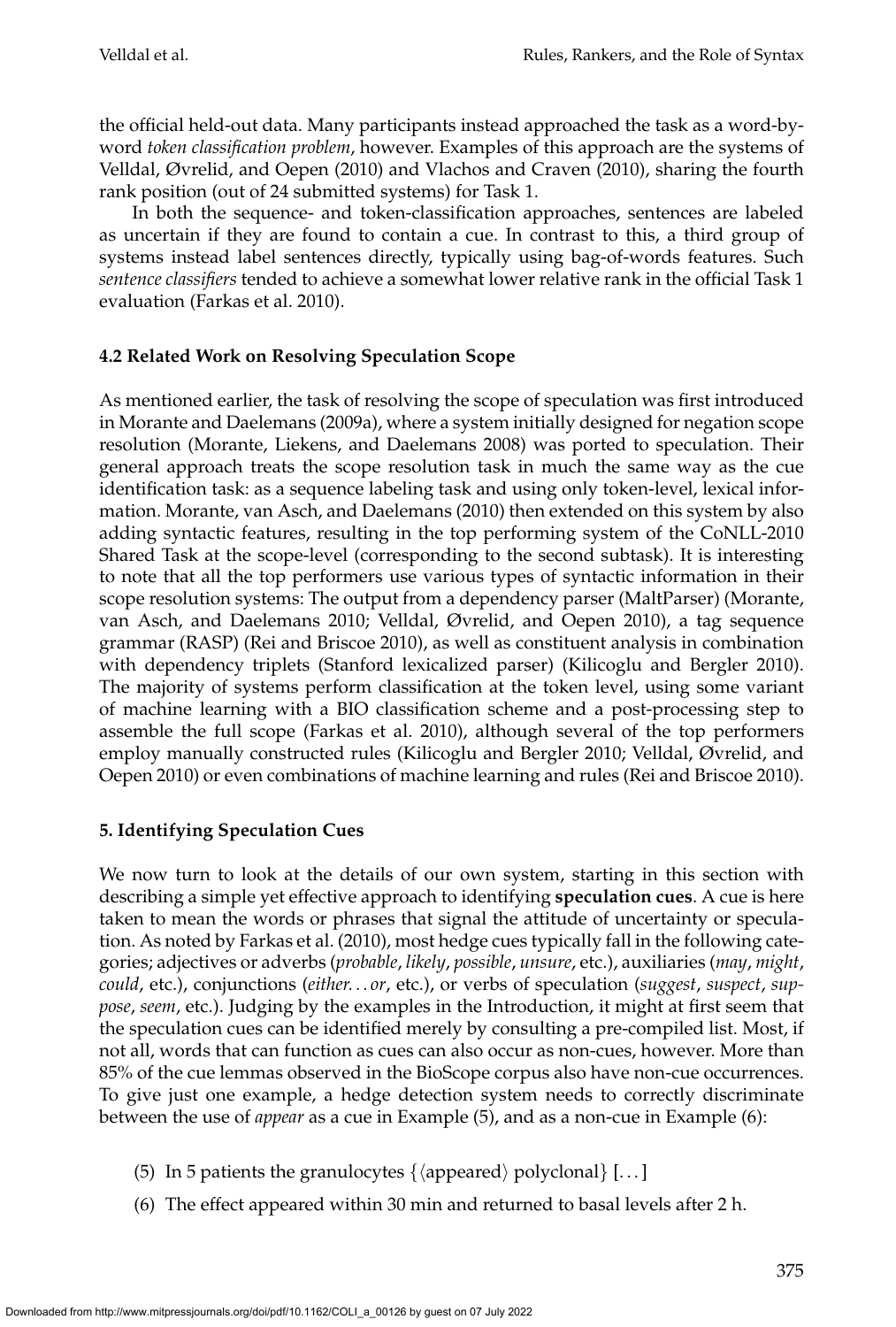the official held-out data. Many participants instead approached the task as a word-by-word *token classification problem*, however. Examples of this approach are the systems of Velldal, Øvrelid, and Oepen (2010) and Vlachos and Craven (2010), sharing the fourth rank position (out of 24 submitted systems) for Task 1.

In both the sequence- and token-classification approaches, sentences are labeled as uncertain if they are found to contain a cue. In contrast to this, a third group of systems instead label sentences directly, typically using bag-of-words features. Such *sentence classifiers* tended to achieve a somewhat lower relative rank in the official Task 1 evaluation (Farkas et al. 2010).

### 4.2 Related Work on Resolving Speculation Scope

As mentioned earlier, the task of resolving the scope of speculation was first introduced in Morante and Daelemans (2009a), where a system initially designed for negation scope resolution (Morante, Liekens, and Daelemans 2008) was ported to speculation. Their general approach treats the scope resolution task in much the same way as the cue identification task: as a sequence labeling task and using only token-level, lexical information. Morante, van Asch, and Daelemans (2010) then extended on this system by also adding syntactic features, resulting in the top performing system of the CoNLL-2010 Shared Task at the scope-level (corresponding to the second subtask). It is interesting to note that all the top performers use various types of syntactic information in their scope resolution systems: The output from a dependency parser (MaltParser) (Morante, van Asch, and Daelemans 2010; Velldal, Øvrelid, and Oepen 2010), a tag sequence grammar (RASP) (Rei and Briscoe 2010), as well as constituent analysis in combination with dependency triplets (Stanford lexicalized parser) (Kilicoglu and Bergler 2010). The majority of systems perform classification at the token level, using some variant of machine learning with a BIO classification scheme and a post-processing step to assemble the full scope (Farkas et al. 2010), although several of the top performers employ manually constructed rules (Kilicoglu and Bergler 2010; Velldal, Øvrelid, and Oepen 2010) or even combinations of machine learning and rules (Rei and Briscoe 2010).

## 5. Identifying Speculation Cues

We now turn to look at the details of our own system, starting in this section with describing a simple yet effective approach to identifying **speculation cues**. A cue is here taken to mean the words or phrases that signal the attitude of uncertainty or speculation. As noted by Farkas et al. (2010), most hedge cues typically fall in the following categories; adjectives or adverbs (*probable*, *likely*, *possible*, *unsure*, etc.), auxiliaries (*may*, *might*, *could*, etc.), conjunctions (*either. . . or*, etc.), or verbs of speculation (*suggest*, *suspect*, *suppose*, *seem*, etc.). Judging by the examples in the Introduction, it might at first seem that the speculation cues can be identified merely by consulting a pre-compiled list. Most, if not all, words that can function as cues can also occur as non-cues, however. More than 85% of the cue lemmas observed in the BioScope corpus also have non-cue occurrences. To give just one example, a hedge detection system needs to correctly discriminate between the use of *appear* as a cue in Example (5), and as a non-cue in Example (6):

(5) In 5 patients the granulocytes {⟨appeared⟩ polyclonal} [. . . ]

(6) The effect appeared within 30 min and returned to basal levels after 2 h.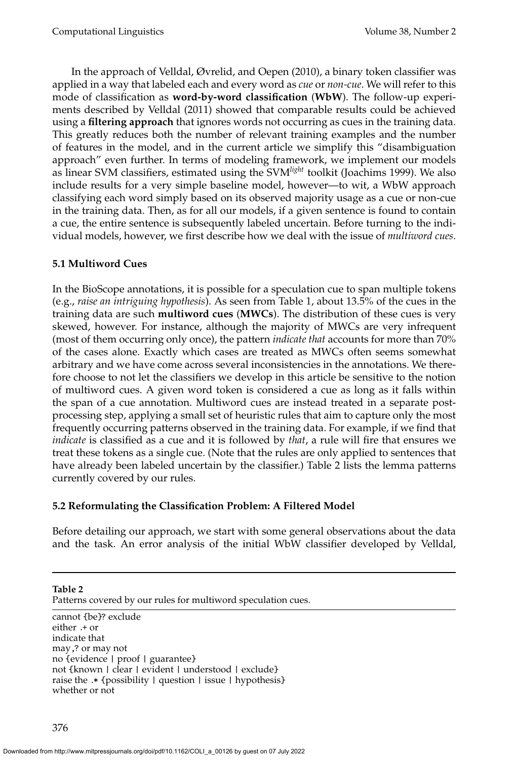In the approach of Velldal, Øvrelid, and Oepen (2010), a binary token classifier was applied in a way that labeled each and every word as *cue* or *non-cue*. We will refer to this mode of classification as **word-by-word classification** (**WbW**). The follow-up experiments described by Velldal (2011) showed that comparable results could be achieved using a **filtering approach** that ignores words not occurring as cues in the training data. This greatly reduces both the number of relevant training examples and the number of features in the model, and in the current article we simplify this "disambiguation approach" even further. In terms of modeling framework, we implement our models as linear SVM classifiers, estimated using the SVM*light* toolkit (Joachims 1999). We also include results for a very simple baseline model, however—to wit, a WbW approach classifying each word simply based on its observed majority usage as a cue or non-cue in the training data. Then, as for all our models, if a given sentence is found to contain a cue, the entire sentence is subsequently labeled uncertain. Before turning to the individual models, however, we first describe how we deal with the issue of *multiword cues*.

### 5.1 Multiword Cues

In the BioScope annotations, it is possible for a speculation cue to span multiple tokens (e.g., *raise an intriguing hypothesis*). As seen from Table 1, about 13.5% of the cues in the training data are such **multiword cues** (**MWCs**). The distribution of these cues is very skewed, however. For instance, although the majority of MWCs are very infrequent (most of them occurring only once), the pattern *indicate that* accounts for more than 70% of the cases alone. Exactly which cases are treated as MWCs often seems somewhat arbitrary and we have come across several inconsistencies in the annotations. We therefore choose to not let the classifiers we develop in this article be sensitive to the notion of multiword cues. A given word token is considered a cue as long as it falls within the span of a cue annotation. Multiword cues are instead treated in a separate post-processing step, applying a small set of heuristic rules that aim to capture only the most frequently occurring patterns observed in the training data. For example, if we find that *indicate* is classified as a cue and it is followed by *that*, a rule will fire that ensures we treat these tokens as a single cue. (Note that the rules are only applied to sentences that have already been labeled uncertain by the classifier.) Table 2 lists the lemma patterns currently covered by our rules.

### 5.2 Reformulating the Classification Problem: A Filtered Model

Before detailing our approach, we start with some general observations about the data and the task. An error analysis of the initial WbW classifier developed by Velldal,

**Table 2**
Patterns covered by our rules for multiword speculation cues.

```
cannot {be}? exclude
either .+ or
indicate that
may ,? or may not
no {evidence | proof | guarantee}
not {known | clear | evident | understood | exclude}
raise the .* {possibility | question | issue | hypothesis}
whether or not
```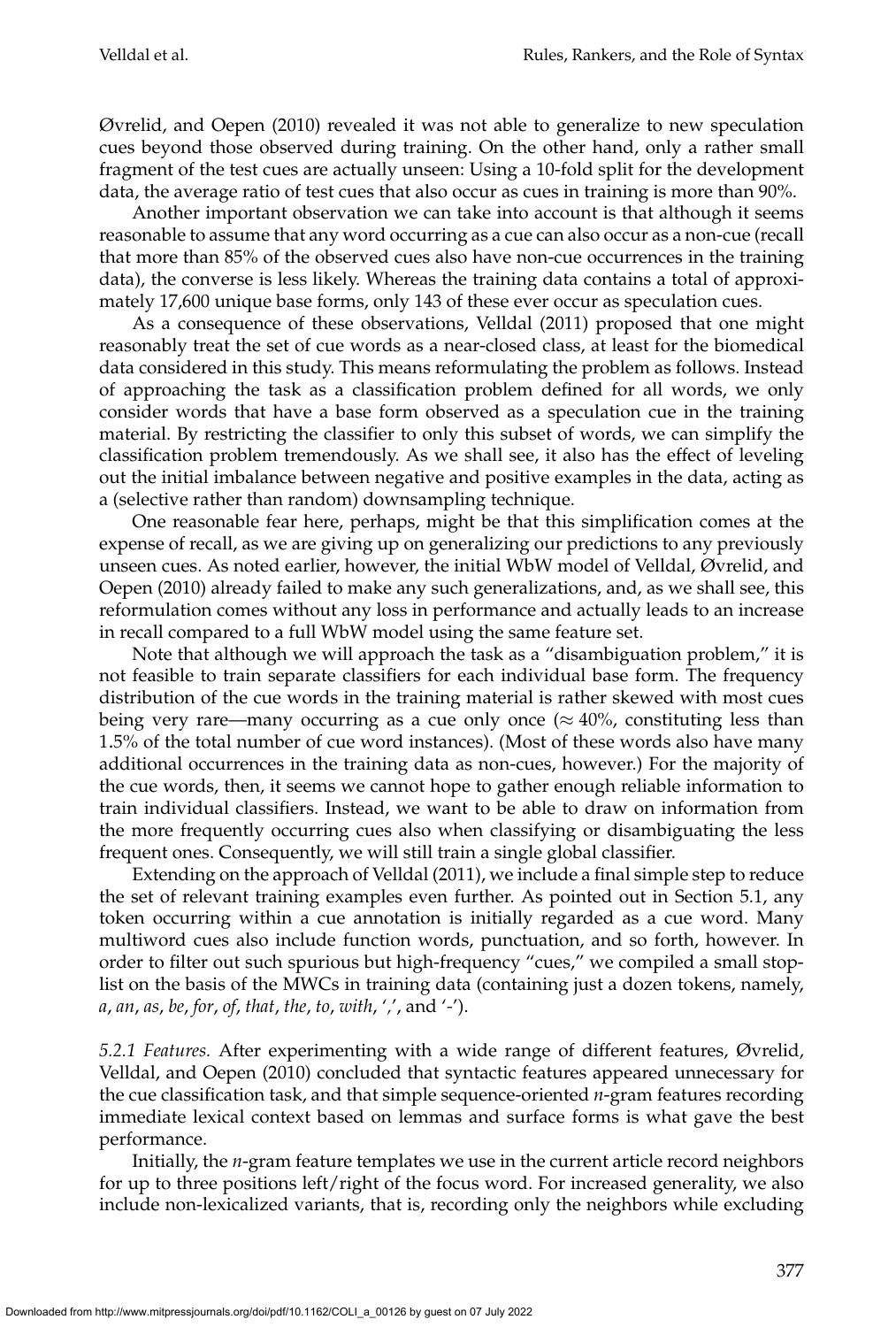Øvrelid, and Oepen (2010) revealed it was not able to generalize to new speculation cues beyond those observed during training. On the other hand, only a rather small fragment of the test cues are actually unseen: Using a 10-fold split for the development data, the average ratio of test cues that also occur as cues in training is more than 90%.

Another important observation we can take into account is that although it seems reasonable to assume that any word occurring as a cue can also occur as a non-cue (recall that more than 85% of the observed cues also have non-cue occurrences in the training data), the converse is less likely. Whereas the training data contains a total of approximately 17,600 unique base forms, only 143 of these ever occur as speculation cues.

As a consequence of these observations, Velldal (2011) proposed that one might reasonably treat the set of cue words as a near-closed class, at least for the biomedical data considered in this study. This means reformulating the problem as follows. Instead of approaching the task as a classification problem defined for all words, we only consider words that have a base form observed as a speculation cue in the training material. By restricting the classifier to only this subset of words, we can simplify the classification problem tremendously. As we shall see, it also has the effect of leveling out the initial imbalance between negative and positive examples in the data, acting as a (selective rather than random) downsampling technique.

One reasonable fear here, perhaps, might be that this simplification comes at the expense of recall, as we are giving up on generalizing our predictions to any previously unseen cues. As noted earlier, however, the initial WbW model of Velldal, Øvrelid, and Oepen (2010) already failed to make any such generalizations, and, as we shall see, this reformulation comes without any loss in performance and actually leads to an increase in recall compared to a full WbW model using the same feature set.

Note that although we will approach the task as a "disambiguation problem," it is not feasible to train separate classifiers for each individual base form. The frequency distribution of the cue words in the training material is rather skewed with most cues being very rare—many occurring as a cue only once ($\approx 40\%$, constituting less than 1.5% of the total number of cue word instances). (Most of these words also have many additional occurrences in the training data as non-cues, however.) For the majority of the cue words, then, it seems we cannot hope to gather enough reliable information to train individual classifiers. Instead, we want to be able to draw on information from the more frequently occurring cues also when classifying or disambiguating the less frequent ones. Consequently, we will still train a single global classifier.

Extending on the approach of Velldal (2011), we include a final simple step to reduce the set of relevant training examples even further. As pointed out in Section 5.1, any token occurring within a cue annotation is initially regarded as a cue word. Many multiword cues also include function words, punctuation, and so forth, however. In order to filter out such spurious but high-frequency "cues," we compiled a small stop-list on the basis of the MWCs in training data (containing just a dozen tokens, namely, *a*, *an*, *as*, *be*, *for*, *of*, *that*, *the*, *to*, *with*, ',', and '-').

*5.2.1 Features.* After experimenting with a wide range of different features, Øvrelid, Velldal, and Oepen (2010) concluded that syntactic features appeared unnecessary for the cue classification task, and that simple sequence-oriented *n*-gram features recording immediate lexical context based on lemmas and surface forms is what gave the best performance.

Initially, the *n*-gram feature templates we use in the current article record neighbors for up to three positions left/right of the focus word. For increased generality, we also include non-lexicalized variants, that is, recording only the neighbors while excluding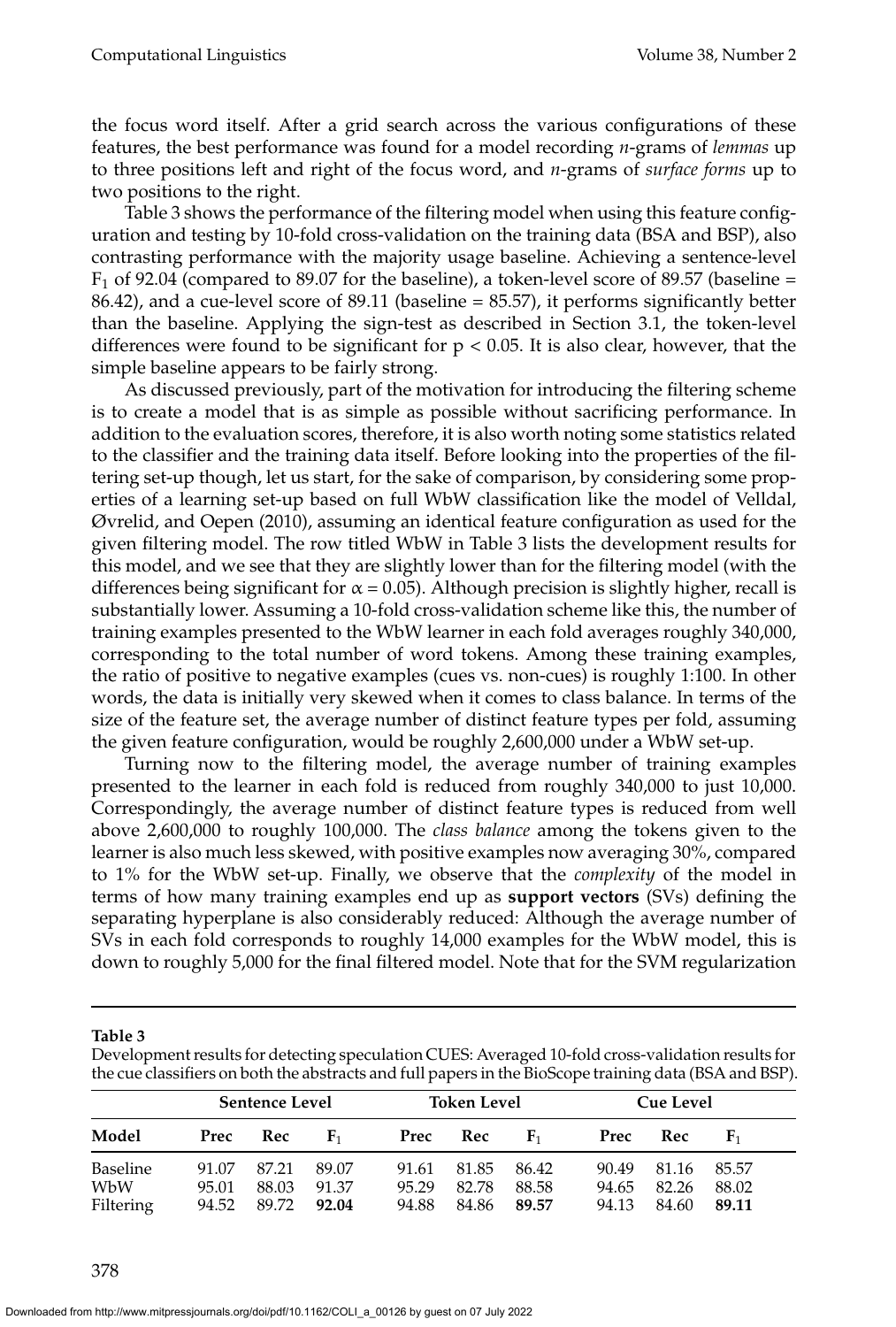the focus word itself. After a grid search across the various configurations of these features, the best performance was found for a model recording *n*-grams of *lemmas* up to three positions left and right of the focus word, and *n*-grams of *surface forms* up to two positions to the right.

Table 3 shows the performance of the filtering model when using this feature configuration and testing by 10-fold cross-validation on the training data (BSA and BSP), also contrasting performance with the majority usage baseline. Achieving a sentence-level $F_1$ of 92.04 (compared to 89.07 for the baseline), a token-level score of 89.57 (baseline = 86.42), and a cue-level score of 89.11 (baseline = 85.57), it performs significantly better than the baseline. Applying the sign-test as described in Section 3.1, the token-level differences were found to be significant for $p < 0.05$. It is also clear, however, that the simple baseline appears to be fairly strong.

As discussed previously, part of the motivation for introducing the filtering scheme is to create a model that is as simple as possible without sacrificing performance. In addition to the evaluation scores, therefore, it is also worth noting some statistics related to the classifier and the training data itself. Before looking into the properties of the filtering set-up though, let us start, for the sake of comparison, by considering some properties of a learning set-up based on full WbW classification like the model of Velldal, Øvrelid, and Oepen (2010), assuming an identical feature configuration as used for the given filtering model. The row titled WbW in Table 3 lists the development results for this model, and we see that they are slightly lower than for the filtering model (with the differences being significant for $\alpha = 0.05$). Although precision is slightly higher, recall is substantially lower. Assuming a 10-fold cross-validation scheme like this, the number of training examples presented to the WbW learner in each fold averages roughly 340,000, corresponding to the total number of word tokens. Among these training examples, the ratio of positive to negative examples (cues vs. non-cues) is roughly 1:100. In other words, the data is initially very skewed when it comes to class balance. In terms of the size of the feature set, the average number of distinct feature types per fold, assuming the given feature configuration, would be roughly 2,600,000 under a WbW set-up.

Turning now to the filtering model, the average number of training examples presented to the learner in each fold is reduced from roughly 340,000 to just 10,000. Correspondingly, the average number of distinct feature types is reduced from well above 2,600,000 to roughly 100,000. The *class balance* among the tokens given to the learner is also much less skewed, with positive examples now averaging 30%, compared to 1% for the WbW set-up. Finally, we observe that the *complexity* of the model in terms of how many training examples end up as **support vectors** (SVs) defining the separating hyperplane is also considerably reduced: Although the average number of SVs in each fold corresponds to roughly 14,000 examples for the WbW model, this is down to roughly 5,000 for the final filtered model. Note that for the SVM regularization

**Table 3**
Development results for detecting speculation CUES: Averaged 10-fold cross-validation results for the cue classifiers on both the abstracts and full papers in the BioScope training data (BSA and BSP).

| | Sentence Level | | | Token Level | | | Cue Level | | |
|---|---|---|---|---|---|---|---|---|---|
| **Model** | **Prec** | **Rec** | **$F_1$** | **Prec** | **Rec** | **$F_1$** | **Prec** | **Rec** | **$F_1$** |
| Baseline | 91.07 | 87.21 | 89.07 | 91.61 | 81.85 | 86.42 | 90.49 | 81.16 | 85.57 |
| WbW | 95.01 | 88.03 | 91.37 | 95.29 | 82.78 | 88.58 | 94.65 | 82.26 | 88.02 |
| Filtering | 94.52 | 89.72 | **92.04** | 94.88 | 84.86 | **89.57** | 94.13 | 84.60 | **89.11** |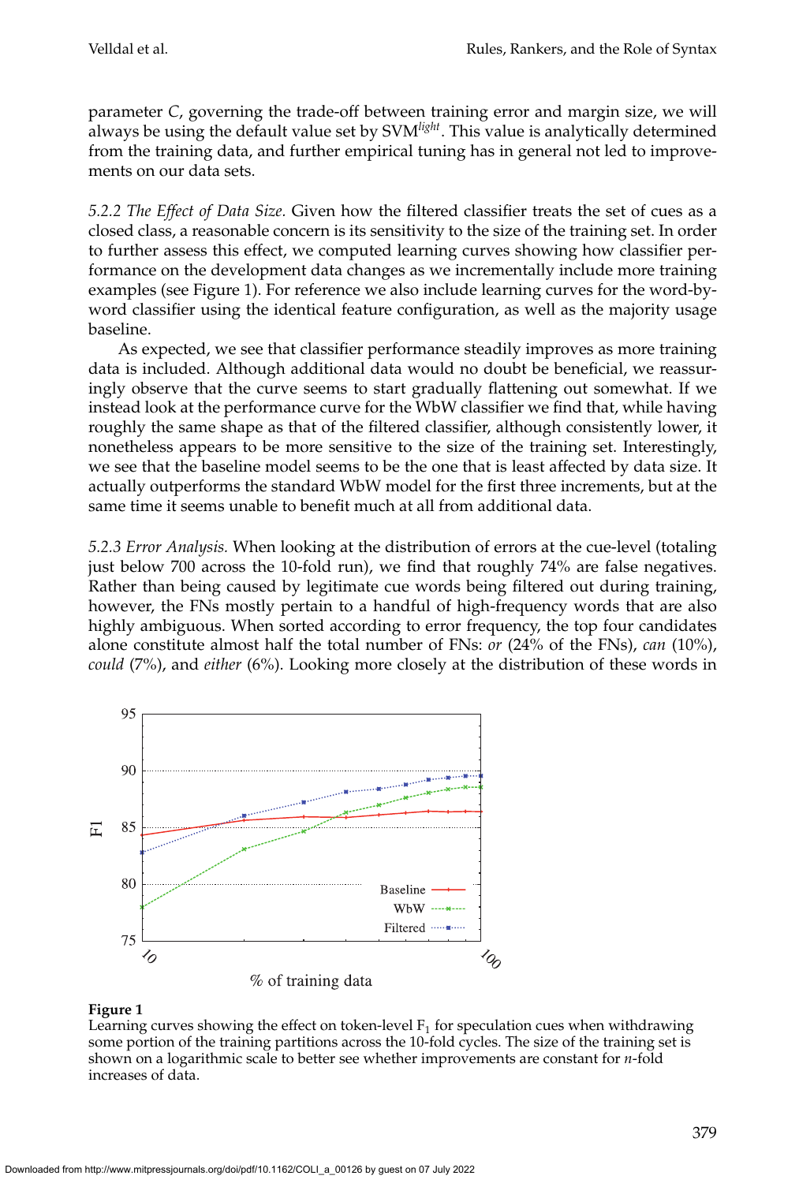parameter *C*, governing the trade-off between training error and margin size, we will always be using the default value set by SVM*light*. This value is analytically determined from the training data, and further empirical tuning has in general not led to improvements on our data sets.

*5.2.2 The Effect of Data Size.* Given how the filtered classifier treats the set of cues as a closed class, a reasonable concern is its sensitivity to the size of the training set. In order to further assess this effect, we computed learning curves showing how classifier performance on the development data changes as we incrementally include more training examples (see Figure 1). For reference we also include learning curves for the word-by-word classifier using the identical feature configuration, as well as the majority usage baseline.

As expected, we see that classifier performance steadily improves as more training data is included. Although additional data would no doubt be beneficial, we reassuringly observe that the curve seems to start gradually flattening out somewhat. If we instead look at the performance curve for the WbW classifier we find that, while having roughly the same shape as that of the filtered classifier, although consistently lower, it nonetheless appears to be more sensitive to the size of the training set. Interestingly, we see that the baseline model seems to be the one that is least affected by data size. It actually outperforms the standard WbW model for the first three increments, but at the same time it seems unable to benefit much at all from additional data.

*5.2.3 Error Analysis.* When looking at the distribution of errors at the cue-level (totaling just below 700 across the 10-fold run), we find that roughly 74% are false negatives. Rather than being caused by legitimate cue words being filtered out during training, however, the FNs mostly pertain to a handful of high-frequency words that are also highly ambiguous. When sorted according to error frequency, the top four candidates alone constitute almost half the total number of FNs: *or* (24% of the FNs), *can* (10%), *could* (7%), and *either* (6%). Looking more closely at the distribution of these words in

**Figure 1**
Learning curves showing the effect on token-level $F_1$ for speculation cues when withdrawing some portion of the training partitions across the 10-fold cycles. The size of the training set is shown on a logarithmic scale to better see whether improvements are constant for *n*-fold increases of data.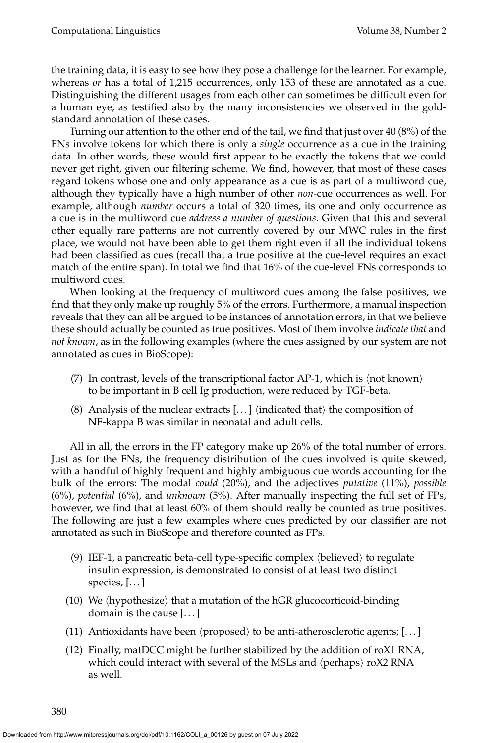the training data, it is easy to see how they pose a challenge for the learner. For example, whereas *or* has a total of 1,215 occurrences, only 153 of these are annotated as a cue. Distinguishing the different usages from each other can sometimes be difficult even for a human eye, as testified also by the many inconsistencies we observed in the gold-standard annotation of these cases.

Turning our attention to the other end of the tail, we find that just over 40 (8%) of the FNs involve tokens for which there is only a *single* occurrence as a cue in the training data. In other words, these would first appear to be exactly the tokens that we could never get right, given our filtering scheme. We find, however, that most of these cases regard tokens whose one and only appearance as a cue is as part of a multiword cue, although they typically have a high number of other *non*-cue occurrences as well. For example, although *number* occurs a total of 320 times, its one and only occurrence as a cue is in the multiword cue *address a number of questions*. Given that this and several other equally rare patterns are not currently covered by our MWC rules in the first place, we would not have been able to get them right even if all the individual tokens had been classified as cues (recall that a true positive at the cue-level requires an exact match of the entire span). In total we find that 16% of the cue-level FNs corresponds to multiword cues.

When looking at the frequency of multiword cues among the false positives, we find that they only make up roughly 5% of the errors. Furthermore, a manual inspection reveals that they can all be argued to be instances of annotation errors, in that we believe these should actually be counted as true positives. Most of them involve *indicate that* and *not known*, as in the following examples (where the cues assigned by our system are not annotated as cues in BioScope):

(7) In contrast, levels of the transcriptional factor AP-1, which is ⟨not known⟩ to be important in B cell Ig production, were reduced by TGF-beta.

(8) Analysis of the nuclear extracts [. . . ] ⟨indicated that⟩ the composition of NF-kappa B was similar in neonatal and adult cells.

All in all, the errors in the FP category make up 26% of the total number of errors. Just as for the FNs, the frequency distribution of the cues involved is quite skewed, with a handful of highly frequent and highly ambiguous cue words accounting for the bulk of the errors: The modal *could* (20%), and the adjectives *putative* (11%), *possible* (6%), *potential* (6%), and *unknown* (5%). After manually inspecting the full set of FPs, however, we find that at least 60% of them should really be counted as true positives. The following are just a few examples where cues predicted by our classifier are not annotated as such in BioScope and therefore counted as FPs.

(9) IEF-1, a pancreatic beta-cell type-specific complex ⟨believed⟩ to regulate insulin expression, is demonstrated to consist of at least two distinct species, [. . . ]

(10) We ⟨hypothesize⟩ that a mutation of the hGR glucocorticoid-binding domain is the cause [. . . ]

(11) Antioxidants have been ⟨proposed⟩ to be anti-atherosclerotic agents; [. . . ]

(12) Finally, matDCC might be further stabilized by the addition of roX1 RNA, which could interact with several of the MSLs and ⟨perhaps⟩ roX2 RNA as well.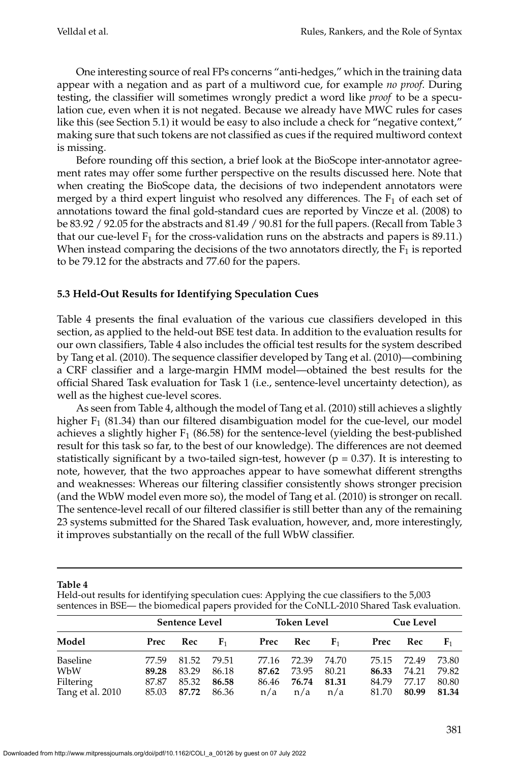One interesting source of real FPs concerns "anti-hedges," which in the training data appear with a negation and as part of a multiword cue, for example *no proof*. During testing, the classifier will sometimes wrongly predict a word like *proof* to be a speculation cue, even when it is not negated. Because we already have MWC rules for cases like this (see Section 5.1) it would be easy to also include a check for "negative context," making sure that such tokens are not classified as cues if the required multiword context is missing.

Before rounding off this section, a brief look at the BioScope inter-annotator agreement rates may offer some further perspective on the results discussed here. Note that when creating the BioScope data, the decisions of two independent annotators were merged by a third expert linguist who resolved any differences. The $F_1$ of each set of annotations toward the final gold-standard cues are reported by Vincze et al. (2008) to be 83.92 / 92.05 for the abstracts and 81.49 / 90.81 for the full papers. (Recall from Table 3 that our cue-level $F_1$ for the cross-validation runs on the abstracts and papers is 89.11.) When instead comparing the decisions of the two annotators directly, the $F_1$ is reported to be 79.12 for the abstracts and 77.60 for the papers.

### 5.3 Held-Out Results for Identifying Speculation Cues

Table 4 presents the final evaluation of the various cue classifiers developed in this section, as applied to the held-out BSE test data. In addition to the evaluation results for our own classifiers, Table 4 also includes the official test results for the system described by Tang et al. (2010). The sequence classifier developed by Tang et al. (2010)—combining a CRF classifier and a large-margin HMM model—obtained the best results for the official Shared Task evaluation for Task 1 (i.e., sentence-level uncertainty detection), as well as the highest cue-level scores.

As seen from Table 4, although the model of Tang et al. (2010) still achieves a slightly higher $F_1$ (81.34) than our filtered disambiguation model for the cue-level, our model achieves a slightly higher $F_1$ (86.58) for the sentence-level (yielding the best-published result for this task so far, to the best of our knowledge). The differences are not deemed statistically significant by a two-tailed sign-test, however ($p = 0.37$). It is interesting to note, however, that the two approaches appear to have somewhat different strengths and weaknesses: Whereas our filtering classifier consistently shows stronger precision (and the WbW model even more so), the model of Tang et al. (2010) is stronger on recall. The sentence-level recall of our filtered classifier is still better than any of the remaining 23 systems submitted for the Shared Task evaluation, however, and, more interestingly, it improves substantially on the recall of the full WbW classifier.

**Table 4**
Held-out results for identifying speculation cues: Applying the cue classifiers to the 5,003 sentences in BSE— the biomedical papers provided for the CoNLL-2010 Shared Task evaluation.

| | Sentence Level | | | Token Level | | | Cue Level | | |
|---|---|---|---|---|---|---|---|---|---|
| **Model** | **Prec** | **Rec** | **$F_1$** | **Prec** | **Rec** | **$F_1$** | **Prec** | **Rec** | **$F_1$** |
| Baseline | 77.59 | 81.52 | 79.51 | 77.16 | 72.39 | 74.70 | 75.15 | 72.49 | 73.80 |
| WbW | **89.28** | 83.29 | 86.18 | **87.62** | 73.95 | 80.21 | **86.33** | 74.21 | 79.82 |
| Filtering | 87.87 | 85.32 | **86.58** | 86.46 | **76.74** | **81.31** | 84.79 | 77.17 | 80.80 |
| Tang et al. 2010 | 85.03 | **87.72** | 86.36 | n/a | n/a | n/a | 81.70 | **80.99** | **81.34** |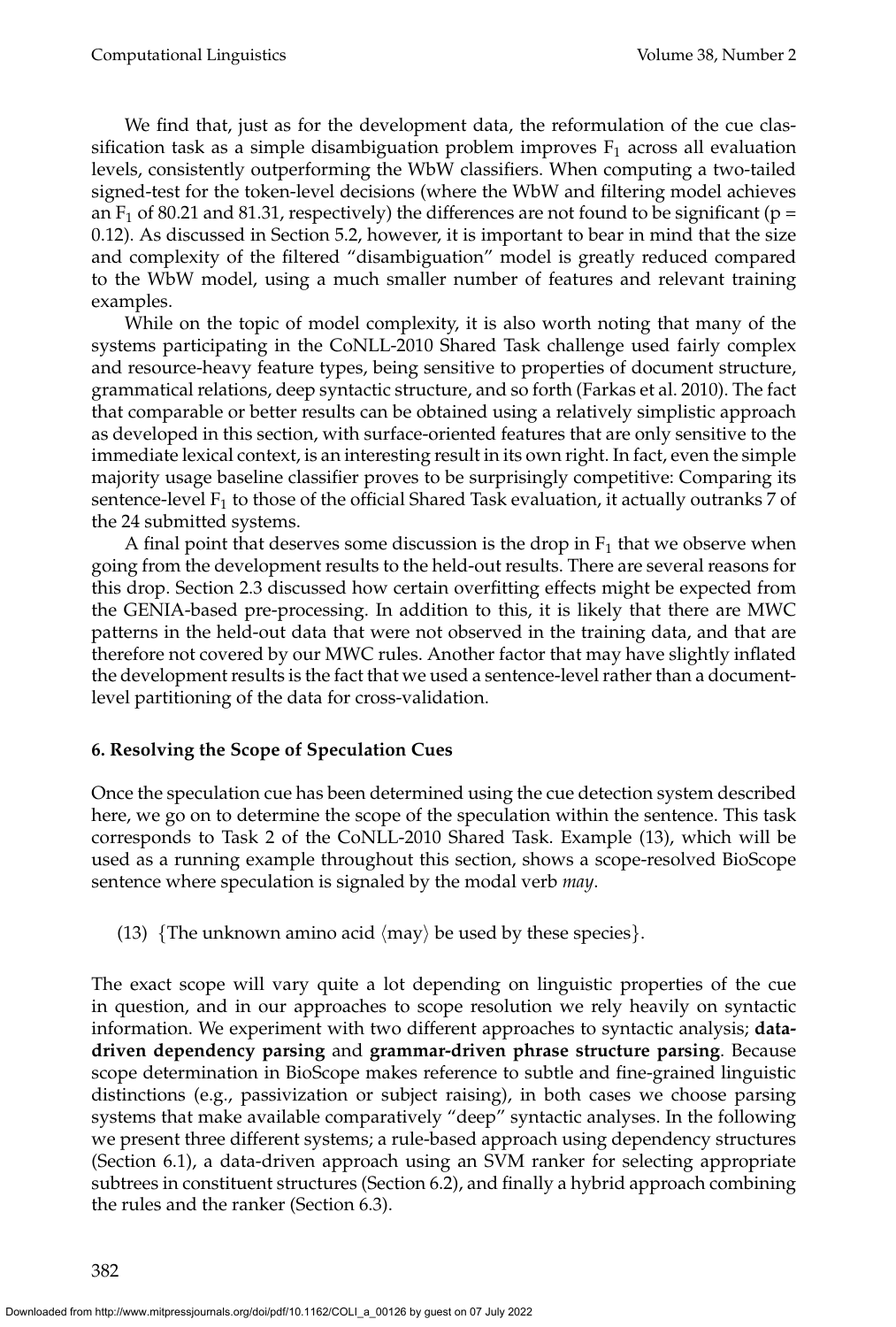We find that, just as for the development data, the reformulation of the cue classification task as a simple disambiguation problem improves $F_1$ across all evaluation levels, consistently outperforming the WbW classifiers. When computing a two-tailed signed-test for the token-level decisions (where the WbW and filtering model achieves an $F_1$ of 80.21 and 81.31, respectively) the differences are not found to be significant ($p = 0.12$). As discussed in Section 5.2, however, it is important to bear in mind that the size and complexity of the filtered "disambiguation" model is greatly reduced compared to the WbW model, using a much smaller number of features and relevant training examples.

While on the topic of model complexity, it is also worth noting that many of the systems participating in the CoNLL-2010 Shared Task challenge used fairly complex and resource-heavy feature types, being sensitive to properties of document structure, grammatical relations, deep syntactic structure, and so forth (Farkas et al. 2010). The fact that comparable or better results can be obtained using a relatively simplistic approach as developed in this section, with surface-oriented features that are only sensitive to the immediate lexical context, is an interesting result in its own right. In fact, even the simple majority usage baseline classifier proves to be surprisingly competitive: Comparing its sentence-level $F_1$ to those of the official Shared Task evaluation, it actually outranks 7 of the 24 submitted systems.

A final point that deserves some discussion is the drop in $F_1$ that we observe when going from the development results to the held-out results. There are several reasons for this drop. Section 2.3 discussed how certain overfitting effects might be expected from the GENIA-based pre-processing. In addition to this, it is likely that there are MWC patterns in the held-out data that were not observed in the training data, and that are therefore not covered by our MWC rules. Another factor that may have slightly inflated the development results is the fact that we used a sentence-level rather than a document-level partitioning of the data for cross-validation.

## 6. Resolving the Scope of Speculation Cues

Once the speculation cue has been determined using the cue detection system described here, we go on to determine the scope of the speculation within the sentence. This task corresponds to Task 2 of the CoNLL-2010 Shared Task. Example (13), which will be used as a running example throughout this section, shows a scope-resolved BioScope sentence where speculation is signaled by the modal verb *may*.

(13) {The unknown amino acid ⟨may⟩ be used by these species}.

The exact scope will vary quite a lot depending on linguistic properties of the cue in question, and in our approaches to scope resolution we rely heavily on syntactic information. We experiment with two different approaches to syntactic analysis; **data-driven dependency parsing** and **grammar-driven phrase structure parsing**. Because scope determination in BioScope makes reference to subtle and fine-grained linguistic distinctions (e.g., passivization or subject raising), in both cases we choose parsing systems that make available comparatively "deep" syntactic analyses. In the following we present three different systems; a rule-based approach using dependency structures (Section 6.1), a data-driven approach using an SVM ranker for selecting appropriate subtrees in constituent structures (Section 6.2), and finally a hybrid approach combining the rules and the ranker (Section 6.3).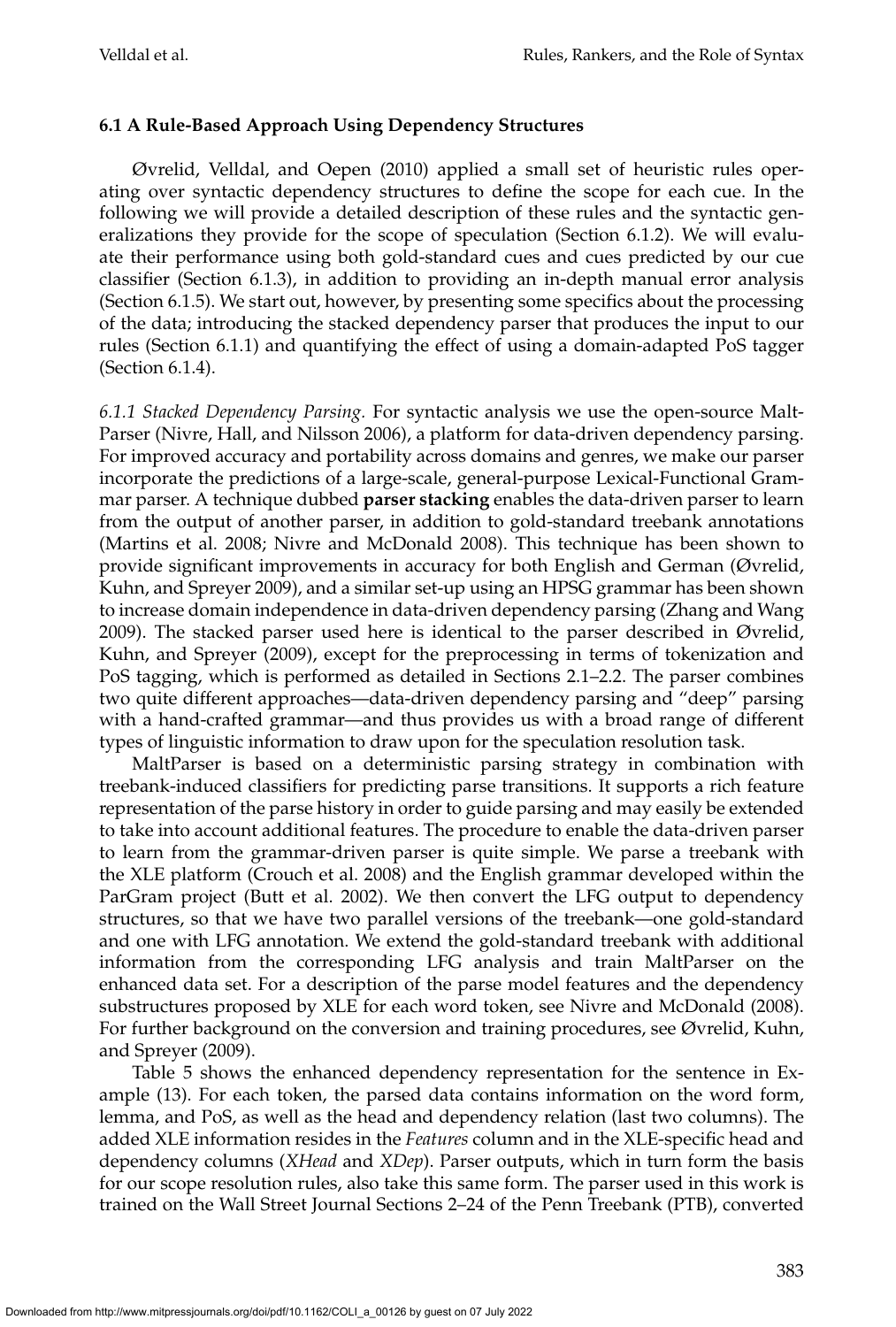### 6.1 A Rule-Based Approach Using Dependency Structures

Øvrelid, Velldal, and Oepen (2010) applied a small set of heuristic rules operating over syntactic dependency structures to define the scope for each cue. In the following we will provide a detailed description of these rules and the syntactic generalizations they provide for the scope of speculation (Section 6.1.2). We will evaluate their performance using both gold-standard cues and cues predicted by our cue classifier (Section 6.1.3), in addition to providing an in-depth manual error analysis (Section 6.1.5). We start out, however, by presenting some specifics about the processing of the data; introducing the stacked dependency parser that produces the input to our rules (Section 6.1.1) and quantifying the effect of using a domain-adapted PoS tagger (Section 6.1.4).

*6.1.1 Stacked Dependency Parsing.* For syntactic analysis we use the open-source MaltParser (Nivre, Hall, and Nilsson 2006), a platform for data-driven dependency parsing. For improved accuracy and portability across domains and genres, we make our parser incorporate the predictions of a large-scale, general-purpose Lexical-Functional Grammar parser. A technique dubbed **parser stacking** enables the data-driven parser to learn from the output of another parser, in addition to gold-standard treebank annotations (Martins et al. 2008; Nivre and McDonald 2008). This technique has been shown to provide significant improvements in accuracy for both English and German (Øvrelid, Kuhn, and Spreyer 2009), and a similar set-up using an HPSG grammar has been shown to increase domain independence in data-driven dependency parsing (Zhang and Wang 2009). The stacked parser used here is identical to the parser described in Øvrelid, Kuhn, and Spreyer (2009), except for the preprocessing in terms of tokenization and PoS tagging, which is performed as detailed in Sections 2.1–2.2. The parser combines two quite different approaches—data-driven dependency parsing and "deep" parsing with a hand-crafted grammar—and thus provides us with a broad range of different types of linguistic information to draw upon for the speculation resolution task.

MaltParser is based on a deterministic parsing strategy in combination with treebank-induced classifiers for predicting parse transitions. It supports a rich feature representation of the parse history in order to guide parsing and may easily be extended to take into account additional features. The procedure to enable the data-driven parser to learn from the grammar-driven parser is quite simple. We parse a treebank with the XLE platform (Crouch et al. 2008) and the English grammar developed within the ParGram project (Butt et al. 2002). We then convert the LFG output to dependency structures, so that we have two parallel versions of the treebank—one gold-standard and one with LFG annotation. We extend the gold-standard treebank with additional information from the corresponding LFG analysis and train MaltParser on the enhanced data set. For a description of the parse model features and the dependency substructures proposed by XLE for each word token, see Nivre and McDonald (2008). For further background on the conversion and training procedures, see Øvrelid, Kuhn, and Spreyer (2009).

Table 5 shows the enhanced dependency representation for the sentence in Example (13). For each token, the parsed data contains information on the word form, lemma, and PoS, as well as the head and dependency relation (last two columns). The added XLE information resides in the *Features* column and in the XLE-specific head and dependency columns (*XHead* and *XDep*). Parser outputs, which in turn form the basis for our scope resolution rules, also take this same form. The parser used in this work is trained on the Wall Street Journal Sections 2–24 of the Penn Treebank (PTB), converted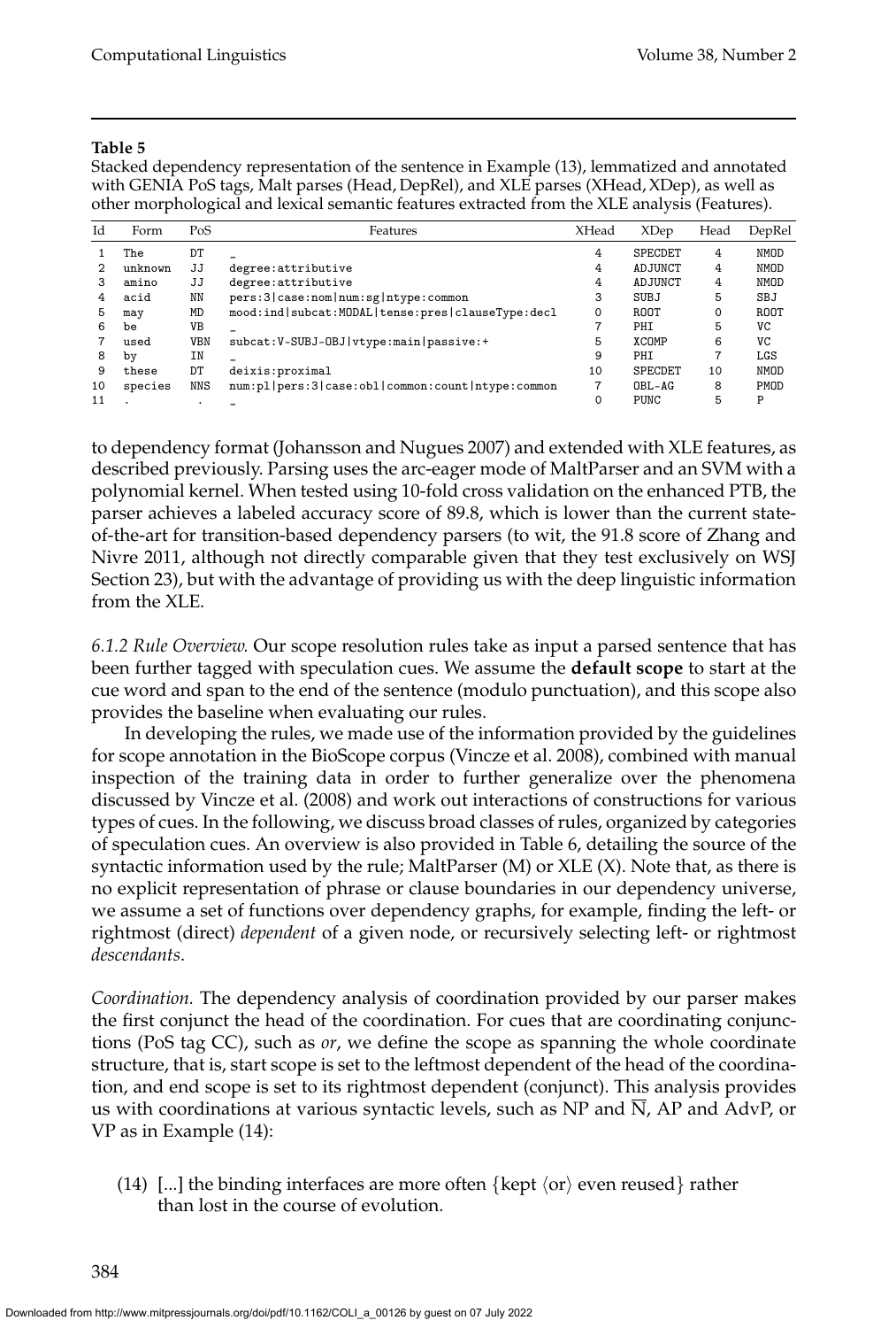**Table 5**
Stacked dependency representation of the sentence in Example (13), lemmatized and annotated with GENIA PoS tags, Malt parses (Head, DepRel), and XLE parses (XHead, XDep), as well as other morphological and lexical semantic features extracted from the XLE analysis (Features).

| Id | Form | PoS | Features | XHead | XDep | Head | DepRel |
|---|---|---|---|---|---|---|---|
| 1 | The | DT | _ | 4 | SPECDET | 4 | NMOD |
| 2 | unknown | JJ | degree:attributive | 4 | ADJUNCT | 4 | NMOD |
| 3 | amino | JJ | degree:attributive | 4 | ADJUNCT | 4 | NMOD |
| 4 | acid | NN | pers:3\|case:nom\|num:sg\|ntype:common | 3 | SUBJ | 5 | SBJ |
| 5 | may | MD | mood:ind\|subcat:MODAL\|tense:pres\|clauseType:decl | 0 | ROOT | 0 | ROOT |
| 6 | be | VB | _ | 7 | PHI | 5 | VC |
| 7 | used | VBN | subcat:V-SUBJ-OBJ\|vtype:main\|passive:+ | 5 | XCOMP | 6 | VC |
| 8 | by | IN | _ | 9 | PHI | 7 | LGS |
| 9 | these | DT | deixis:proximal | 10 | SPECDET | 10 | NMOD |
| 10 | species | NNS | num:pl\|pers:3\|case:obl\|common:count\|ntype:common | 7 | OBL-AG | 8 | PMOD |
| 11 | . | . | _ | 0 | PUNC | 5 | P |

to dependency format (Johansson and Nugues 2007) and extended with XLE features, as described previously. Parsing uses the arc-eager mode of MaltParser and an SVM with a polynomial kernel. When tested using 10-fold cross validation on the enhanced PTB, the parser achieves a labeled accuracy score of 89.8, which is lower than the current state-of-the-art for transition-based dependency parsers (to wit, the 91.8 score of Zhang and Nivre 2011, although not directly comparable given that they test exclusively on WSJ Section 23), but with the advantage of providing us with the deep linguistic information from the XLE.

*6.1.2 Rule Overview.* Our scope resolution rules take as input a parsed sentence that has been further tagged with speculation cues. We assume the **default scope** to start at the cue word and span to the end of the sentence (modulo punctuation), and this scope also provides the baseline when evaluating our rules.

In developing the rules, we made use of the information provided by the guidelines for scope annotation in the BioScope corpus (Vincze et al. 2008), combined with manual inspection of the training data in order to further generalize over the phenomena discussed by Vincze et al. (2008) and work out interactions of constructions for various types of cues. In the following, we discuss broad classes of rules, organized by categories of speculation cues. An overview is also provided in Table 6, detailing the source of the syntactic information used by the rule; MaltParser (M) or XLE (X). Note that, as there is no explicit representation of phrase or clause boundaries in our dependency universe, we assume a set of functions over dependency graphs, for example, finding the left- or rightmost (direct) *dependent* of a given node, or recursively selecting left- or rightmost *descendants*.

*Coordination.* The dependency analysis of coordination provided by our parser makes the first conjunct the head of the coordination. For cues that are coordinating conjunctions (PoS tag CC), such as *or*, we define the scope as spanning the whole coordinate structure, that is, start scope is set to the leftmost dependent of the head of the coordination, and end scope is set to its rightmost dependent (conjunct). This analysis provides us with coordinations at various syntactic levels, such as NP and $\overline{\text{N}}$, AP and AdvP, or VP as in Example (14):

(14) [...] the binding interfaces are more often {kept ⟨or⟩ even reused} rather than lost in the course of evolution.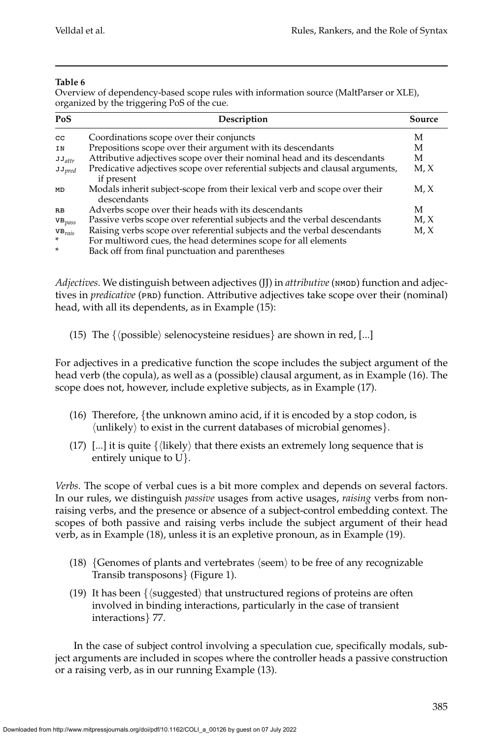**Table 6**
Overview of dependency-based scope rules with information source (MaltParser or XLE), organized by the triggering PoS of the cue.

| PoS | Description | Source |
|---|---|---|
| CC | Coordinations scope over their conjuncts | M |
| IN | Prepositions scope over their argument with its descendants | M |
| $JJ_{attr}$ | Attributive adjectives scope over their nominal head and its descendants | M |
| $JJ_{pred}$ | Predicative adjectives scope over referential subjects and clausal arguments, if present | M, X |
| MD | Modals inherit subject-scope from their lexical verb and scope over their descendants | M, X |
| RB | Adverbs scope over their heads with its descendants | M |
| $VB_{pass}$ | Passive verbs scope over referential subjects and the verbal descendants | M, X |
| $VB_{rais}$ | Raising verbs scope over referential subjects and the verbal descendants | M, X |
| * | For multiword cues, the head determines scope for all elements | |
| * | Back off from final punctuation and parentheses | |

*Adjectives.* We distinguish between adjectives (JJ) in *attributive* (NMOD) function and adjectives in *predicative* (PRD) function. Attributive adjectives take scope over their (nominal) head, with all its dependents, as in Example (15):

(15) The {⟨possible⟩ selenocysteine residues} are shown in red, [...]

For adjectives in a predicative function the scope includes the subject argument of the head verb (the copula), as well as a (possible) clausal argument, as in Example (16). The scope does not, however, include expletive subjects, as in Example (17).

(16) Therefore, {the unknown amino acid, if it is encoded by a stop codon, is ⟨unlikely⟩ to exist in the current databases of microbial genomes}.

(17) [...] it is quite {⟨likely⟩ that there exists an extremely long sequence that is entirely unique to U}.

*Verbs.* The scope of verbal cues is a bit more complex and depends on several factors. In our rules, we distinguish *passive* usages from active usages, *raising* verbs from non-raising verbs, and the presence or absence of a subject-control embedding context. The scopes of both passive and raising verbs include the subject argument of their head verb, as in Example (18), unless it is an expletive pronoun, as in Example (19).

(18) {Genomes of plants and vertebrates ⟨seem⟩ to be free of any recognizable Transib transposons} (Figure 1).

(19) It has been {⟨suggested⟩ that unstructured regions of proteins are often involved in binding interactions, particularly in the case of transient interactions} 77.

In the case of subject control involving a speculation cue, specifically modals, subject arguments are included in scopes where the controller heads a passive construction or a raising verb, as in our running Example (13).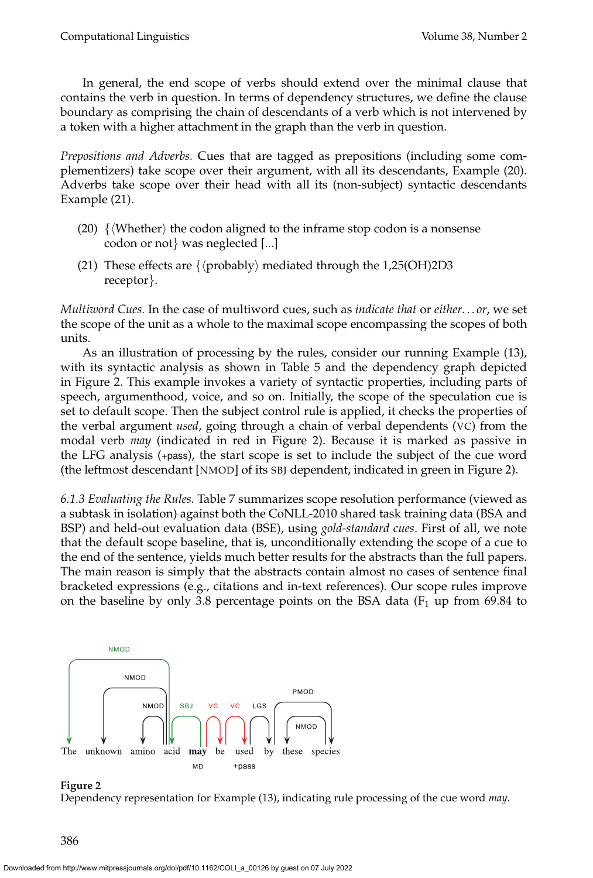In general, the end scope of verbs should extend over the minimal clause that contains the verb in question. In terms of dependency structures, we define the clause boundary as comprising the chain of descendants of a verb which is not intervened by a token with a higher attachment in the graph than the verb in question.

*Prepositions and Adverbs.* Cues that are tagged as prepositions (including some complementizers) take scope over their argument, with all its descendants, Example (20). Adverbs take scope over their head with all its (non-subject) syntactic descendants Example (21).

(20) {⟨Whether⟩ the codon aligned to the inframe stop codon is a nonsense codon or not} was neglected [...]

(21) These effects are {⟨probably⟩ mediated through the 1,25(OH)2D3 receptor}.

*Multiword Cues.* In the case of multiword cues, such as *indicate that* or *either...or*, we set the scope of the unit as a whole to the maximal scope encompassing the scopes of both units.

As an illustration of processing by the rules, consider our running Example (13), with its syntactic analysis as shown in Table 5 and the dependency graph depicted in Figure 2. This example invokes a variety of syntactic properties, including parts of speech, argumenthood, voice, and so on. Initially, the scope of the speculation cue is set to default scope. Then the subject control rule is applied, it checks the properties of the verbal argument *used*, going through a chain of verbal dependents (VC) from the modal verb *may* (indicated in red in Figure 2). Because it is marked as passive in the LFG analysis (+pass), the start scope is set to include the subject of the cue word (the leftmost descendant [NMOD] of its SBJ dependent, indicated in green in Figure 2).

*6.1.3 Evaluating the Rules.* Table 7 summarizes scope resolution performance (viewed as a subtask in isolation) against both the CoNLL-2010 shared task training data (BSA and BSP) and held-out evaluation data (BSE), using *gold-standard cues*. First of all, we note that the default scope baseline, that is, unconditionally extending the scope of a cue to the end of the sentence, yields much better results for the abstracts than the full papers. The main reason is simply that the abstracts contain almost no cases of sentence final bracketed expressions (e.g., citations and in-text references). Our scope rules improve on the baseline by only 3.8 percentage points on the BSA data ($F_1$ up from 69.84 to

**Figure 2**
Dependency representation for Example (13), indicating rule processing of the cue word *may*.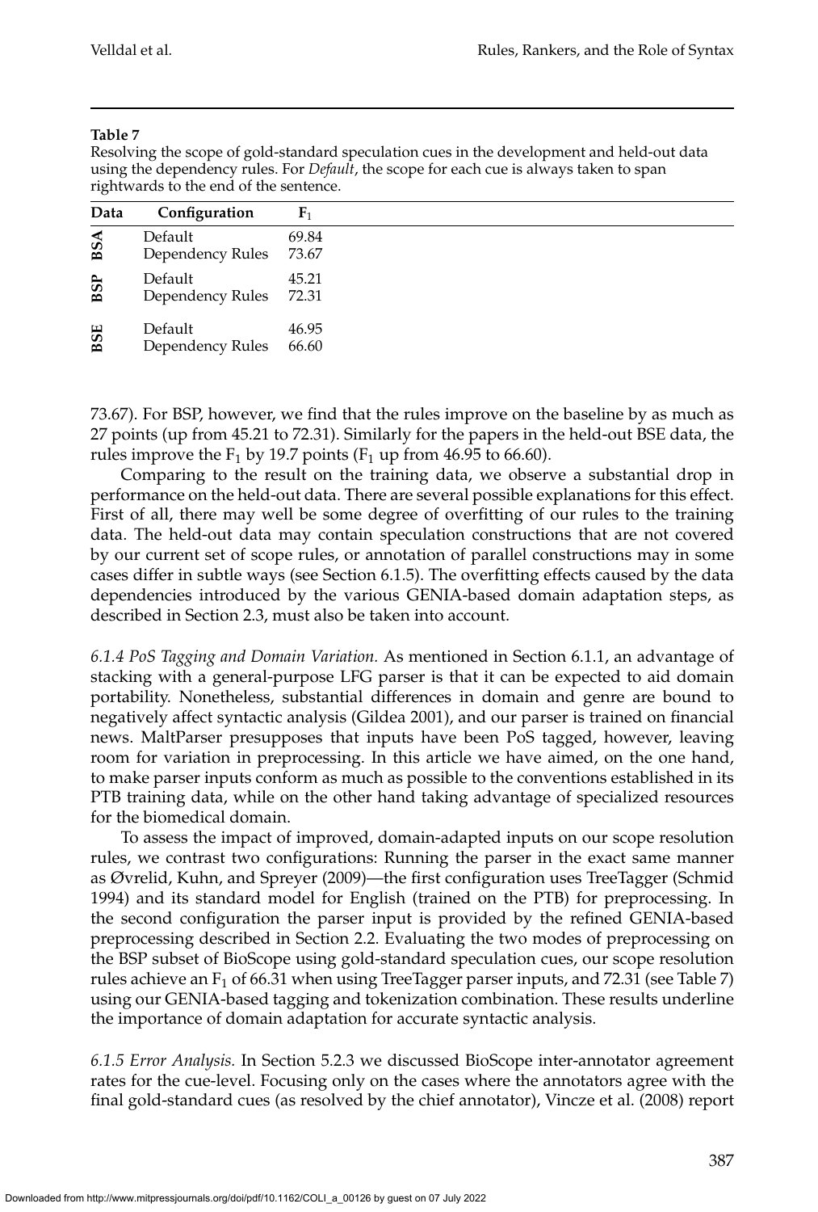**Table 7**

Resolving the scope of gold-standard speculation cues in the development and held-out data using the dependency rules. For *Default*, the scope for each cue is always taken to span rightwards to the end of the sentence.

| Data | Configuration | $F_1$ |
|---|---|---|
| BSA | Default | 69.84 |
| | Dependency Rules | 73.67 |
| BSP | Default | 45.21 |
| | Dependency Rules | 72.31 |
| BSE | Default | 46.95 |
| | Dependency Rules | 66.60 |

73.67). For BSP, however, we find that the rules improve on the baseline by as much as 27 points (up from 45.21 to 72.31). Similarly for the papers in the held-out BSE data, the rules improve the $F_1$ by 19.7 points ($F_1$ up from 46.95 to 66.60).

Comparing to the result on the training data, we observe a substantial drop in performance on the held-out data. There are several possible explanations for this effect. First of all, there may well be some degree of overfitting of our rules to the training data. The held-out data may contain speculation constructions that are not covered by our current set of scope rules, or annotation of parallel constructions may in some cases differ in subtle ways (see Section 6.1.5). The overfitting effects caused by the data dependencies introduced by the various GENIA-based domain adaptation steps, as described in Section 2.3, must also be taken into account.

*6.1.4 PoS Tagging and Domain Variation.* As mentioned in Section 6.1.1, an advantage of stacking with a general-purpose LFG parser is that it can be expected to aid domain portability. Nonetheless, substantial differences in domain and genre are bound to negatively affect syntactic analysis (Gildea 2001), and our parser is trained on financial news. MaltParser presupposes that inputs have been PoS tagged, however, leaving room for variation in preprocessing. In this article we have aimed, on the one hand, to make parser inputs conform as much as possible to the conventions established in its PTB training data, while on the other hand taking advantage of specialized resources for the biomedical domain.

To assess the impact of improved, domain-adapted inputs on our scope resolution rules, we contrast two configurations: Running the parser in the exact same manner as Øvrelid, Kuhn, and Spreyer (2009)—the first configuration uses TreeTagger (Schmid 1994) and its standard model for English (trained on the PTB) for preprocessing. In the second configuration the parser input is provided by the refined GENIA-based preprocessing described in Section 2.2. Evaluating the two modes of preprocessing on the BSP subset of BioScope using gold-standard speculation cues, our scope resolution rules achieve an $F_1$ of 66.31 when using TreeTagger parser inputs, and 72.31 (see Table 7) using our GENIA-based tagging and tokenization combination. These results underline the importance of domain adaptation for accurate syntactic analysis.

*6.1.5 Error Analysis.* In Section 5.2.3 we discussed BioScope inter-annotator agreement rates for the cue-level. Focusing only on the cases where the annotators agree with the final gold-standard cues (as resolved by the chief annotator), Vincze et al. (2008) report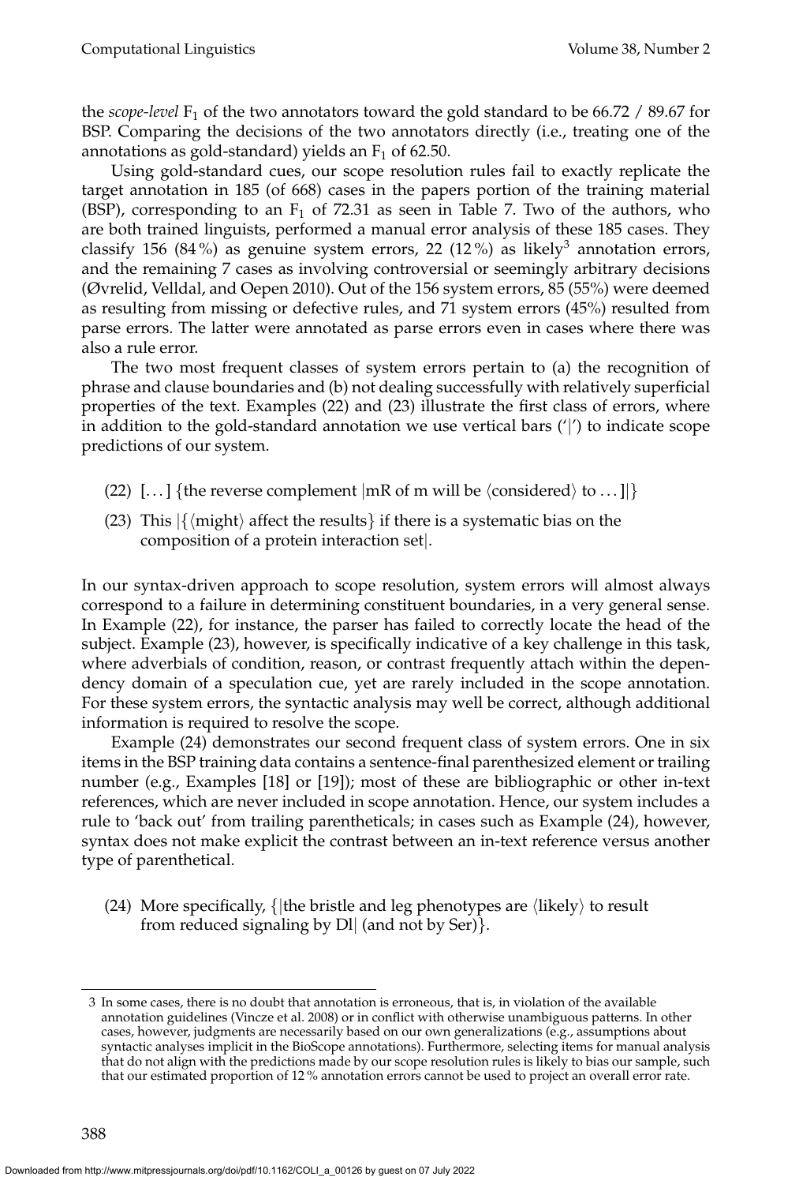the *scope-level* $F_1$ of the two annotators toward the gold standard to be 66.72 / 89.67 for BSP. Comparing the decisions of the two annotators directly (i.e., treating one of the annotations as gold-standard) yields an $F_1$ of 62.50.

Using gold-standard cues, our scope resolution rules fail to exactly replicate the target annotation in 185 (of 668) cases in the papers portion of the training material (BSP), corresponding to an $F_1$ of 72.31 as seen in Table 7. Two of the authors, who are both trained linguists, performed a manual error analysis of these 185 cases. They classify 156 (84 %) as genuine system errors, 22 (12 %) as likely[3] annotation errors, and the remaining 7 cases as involving controversial or seemingly arbitrary decisions (Øvrelid, Velldal, and Oepen 2010). Out of the 156 system errors, 85 (55%) were deemed as resulting from missing or defective rules, and 71 system errors (45%) resulted from parse errors. The latter were annotated as parse errors even in cases where there was also a rule error.

The two most frequent classes of system errors pertain to (a) the recognition of phrase and clause boundaries and (b) not dealing successfully with relatively superficial properties of the text. Examples (22) and (23) illustrate the first class of errors, where in addition to the gold-standard annotation we use vertical bars ('|') to indicate scope predictions of our system.

(22) [. . . ] {the reverse complement |mR of m will be ⟨considered⟩ to . . . ]|}

(23) This |{⟨might⟩ affect the results} if there is a systematic bias on the composition of a protein interaction set|.

In our syntax-driven approach to scope resolution, system errors will almost always correspond to a failure in determining constituent boundaries, in a very general sense. In Example (22), for instance, the parser has failed to correctly locate the head of the subject. Example (23), however, is specifically indicative of a key challenge in this task, where adverbials of condition, reason, or contrast frequently attach within the dependency domain of a speculation cue, yet are rarely included in the scope annotation. For these system errors, the syntactic analysis may well be correct, although additional information is required to resolve the scope.

Example (24) demonstrates our second frequent class of system errors. One in six items in the BSP training data contains a sentence-final parenthesized element or trailing number (e.g., Examples [18] or [19]); most of these are bibliographic or other in-text references, which are never included in scope annotation. Hence, our system includes a rule to 'back out' from trailing parentheticals; in cases such as Example (24), however, syntax does not make explicit the contrast between an in-text reference versus another type of parenthetical.

(24) More specifically, {|the bristle and leg phenotypes are ⟨likely⟩ to result from reduced signaling by Dl| (and not by Ser)}.

---

[3] In some cases, there is no doubt that annotation is erroneous, that is, in violation of the available annotation guidelines (Vincze et al. 2008) or in conflict with otherwise unambiguous patterns. In other cases, however, judgments are necessarily based on our own generalizations (e.g., assumptions about syntactic analyses implicit in the BioScope annotations). Furthermore, selecting items for manual analysis that do not align with the predictions made by our scope resolution rules is likely to bias our sample, such that our estimated proportion of 12 % annotation errors cannot be used to project an overall error rate.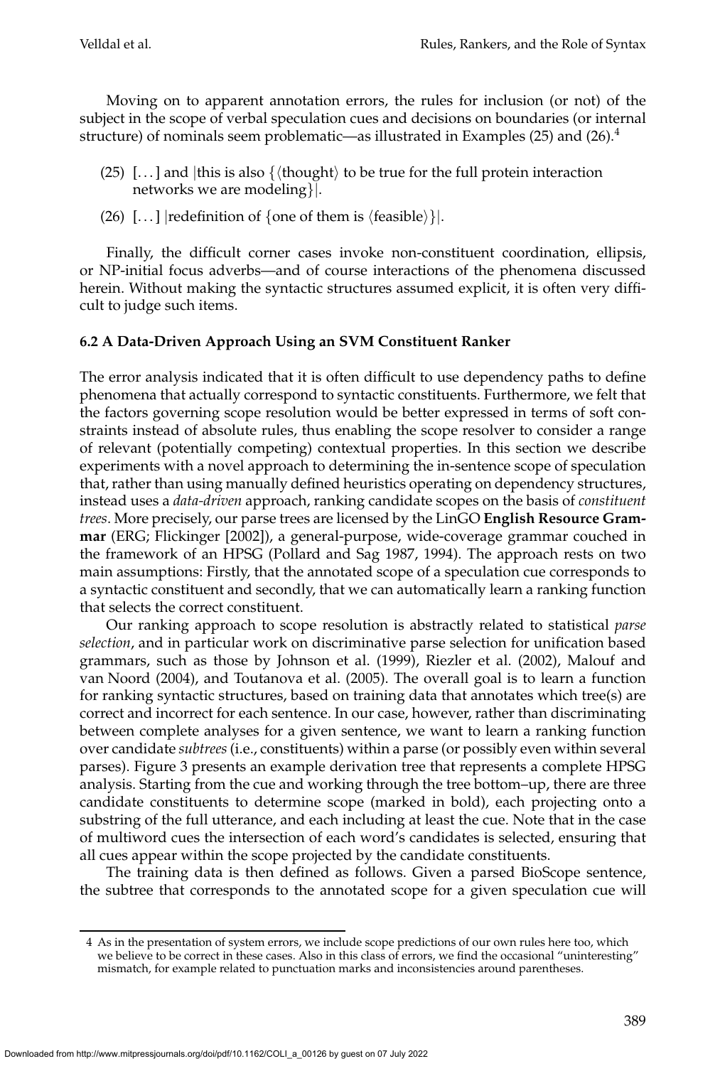Moving on to apparent annotation errors, the rules for inclusion (or not) of the subject in the scope of verbal speculation cues and decisions on boundaries (or internal structure) of nominals seem problematic—as illustrated in Examples (25) and (26).[4]

(25) [. . . ] and |this is also {⟨thought⟩ to be true for the full protein interaction networks we are modeling}|.

(26) [. . . ] |redefinition of {one of them is ⟨feasible⟩}|.

Finally, the difficult corner cases invoke non-constituent coordination, ellipsis, or NP-initial focus adverbs—and of course interactions of the phenomena discussed herein. Without making the syntactic structures assumed explicit, it is often very difficult to judge such items.

### 6.2 A Data-Driven Approach Using an SVM Constituent Ranker

The error analysis indicated that it is often difficult to use dependency paths to define phenomena that actually correspond to syntactic constituents. Furthermore, we felt that the factors governing scope resolution would be better expressed in terms of soft constraints instead of absolute rules, thus enabling the scope resolver to consider a range of relevant (potentially competing) contextual properties. In this section we describe experiments with a novel approach to determining the in-sentence scope of speculation that, rather than using manually defined heuristics operating on dependency structures, instead uses a *data-driven* approach, ranking candidate scopes on the basis of *constituent trees*. More precisely, our parse trees are licensed by the LinGO **English Resource Grammar** (ERG; Flickinger [2002]), a general-purpose, wide-coverage grammar couched in the framework of an HPSG (Pollard and Sag 1987, 1994). The approach rests on two main assumptions: Firstly, that the annotated scope of a speculation cue corresponds to a syntactic constituent and secondly, that we can automatically learn a ranking function that selects the correct constituent.

Our ranking approach to scope resolution is abstractly related to statistical *parse selection*, and in particular work on discriminative parse selection for unification based grammars, such as those by Johnson et al. (1999), Riezler et al. (2002), Malouf and van Noord (2004), and Toutanova et al. (2005). The overall goal is to learn a function for ranking syntactic structures, based on training data that annotates which tree(s) are correct and incorrect for each sentence. In our case, however, rather than discriminating between complete analyses for a given sentence, we want to learn a ranking function over candidate *subtrees* (i.e., constituents) within a parse (or possibly even within several parses). Figure 3 presents an example derivation tree that represents a complete HPSG analysis. Starting from the cue and working through the tree bottom–up, there are three candidate constituents to determine scope (marked in bold), each projecting onto a substring of the full utterance, and each including at least the cue. Note that in the case of multiword cues the intersection of each word's candidates is selected, ensuring that all cues appear within the scope projected by the candidate constituents.

The training data is then defined as follows. Given a parsed BioScope sentence, the subtree that corresponds to the annotated scope for a given speculation cue will

[4] As in the presentation of system errors, we include scope predictions of our own rules here too, which we believe to be correct in these cases. Also in this class of errors, we find the occasional "uninteresting" mismatch, for example related to punctuation marks and inconsistencies around parentheses.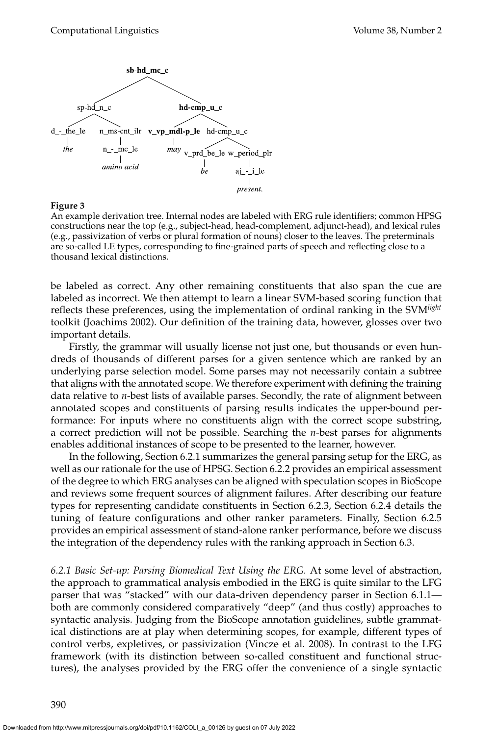```
sb-hd_mc_c
├── sp-hd_n_c
│   ├── d_-_the_le
│   │   └── the
│   └── n_ms-cnt_ilr
│       └── n_-_mc_le
│           └── amino acid
└── hd-cmp_u_c
    ├── v_vp_mdl-p_le
    │   └── may
    └── hd-cmp_u_c
        ├── v_prd_be_le
        │   └── be
        └── w_period_plr
            └── aj_-_i_le
                └── present.
```

**Figure 3**
An example derivation tree. Internal nodes are labeled with ERG rule identifiers; common HPSG constructions near the top (e.g., subject-head, head-complement, adjunct-head), and lexical rules (e.g., passivization of verbs or plural formation of nouns) closer to the leaves. The preterminals are so-called LE types, corresponding to fine-grained parts of speech and reflecting close to a thousand lexical distinctions.

be labeled as correct. Any other remaining constituents that also span the cue are labeled as incorrect. We then attempt to learn a linear SVM-based scoring function that reflects these preferences, using the implementation of ordinal ranking in the SVM*light* toolkit (Joachims 2002). Our definition of the training data, however, glosses over two important details.

Firstly, the grammar will usually license not just one, but thousands or even hundreds of thousands of different parses for a given sentence which are ranked by an underlying parse selection model. Some parses may not necessarily contain a subtree that aligns with the annotated scope. We therefore experiment with defining the training data relative to *n*-best lists of available parses. Secondly, the rate of alignment between annotated scopes and constituents of parsing results indicates the upper-bound performance: For inputs where no constituents align with the correct scope substring, a correct prediction will not be possible. Searching the *n*-best parses for alignments enables additional instances of scope to be presented to the learner, however.

In the following, Section 6.2.1 summarizes the general parsing setup for the ERG, as well as our rationale for the use of HPSG. Section 6.2.2 provides an empirical assessment of the degree to which ERG analyses can be aligned with speculation scopes in BioScope and reviews some frequent sources of alignment failures. After describing our feature types for representing candidate constituents in Section 6.2.3, Section 6.2.4 details the tuning of feature configurations and other ranker parameters. Finally, Section 6.2.5 provides an empirical assessment of stand-alone ranker performance, before we discuss the integration of the dependency rules with the ranking approach in Section 6.3.

*6.2.1 Basic Set-up: Parsing Biomedical Text Using the ERG.* At some level of abstraction, the approach to grammatical analysis embodied in the ERG is quite similar to the LFG parser that was "stacked" with our data-driven dependency parser in Section 6.1.1—both are commonly considered comparatively "deep" (and thus costly) approaches to syntactic analysis. Judging from the BioScope annotation guidelines, subtle grammatical distinctions are at play when determining scopes, for example, different types of control verbs, expletives, or passivization (Vincze et al. 2008). In contrast to the LFG framework (with its distinction between so-called constituent and functional structures), the analyses provided by the ERG offer the convenience of a single syntactic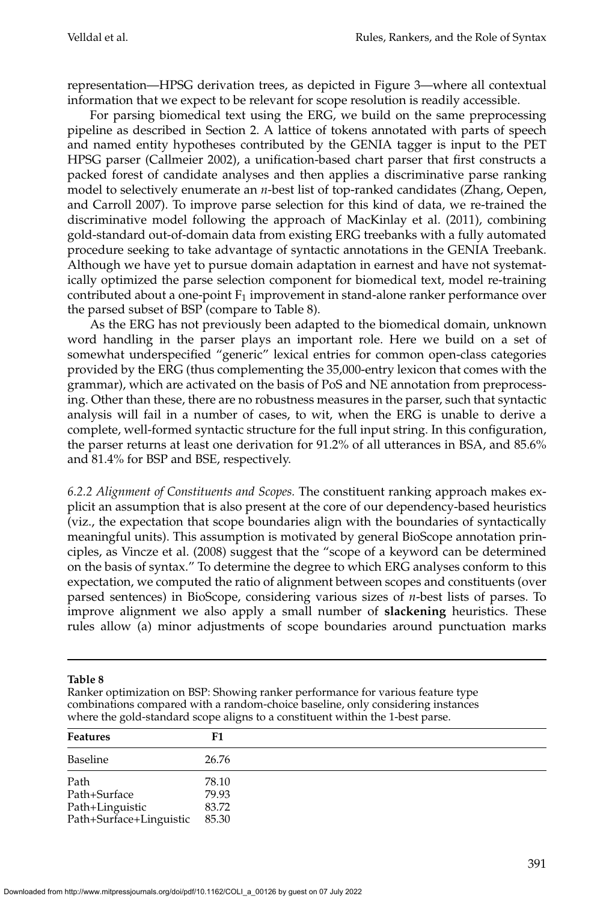representation—HPSG derivation trees, as depicted in Figure 3—where all contextual information that we expect to be relevant for scope resolution is readily accessible.

For parsing biomedical text using the ERG, we build on the same preprocessing pipeline as described in Section 2. A lattice of tokens annotated with parts of speech and named entity hypotheses contributed by the GENIA tagger is input to the PET HPSG parser (Callmeier 2002), a unification-based chart parser that first constructs a packed forest of candidate analyses and then applies a discriminative parse ranking model to selectively enumerate an *n*-best list of top-ranked candidates (Zhang, Oepen, and Carroll 2007). To improve parse selection for this kind of data, we re-trained the discriminative model following the approach of MacKinlay et al. (2011), combining gold-standard out-of-domain data from existing ERG treebanks with a fully automated procedure seeking to take advantage of syntactic annotations in the GENIA Treebank. Although we have yet to pursue domain adaptation in earnest and have not systematically optimized the parse selection component for biomedical text, model re-training contributed about a one-point $F_1$ improvement in stand-alone ranker performance over the parsed subset of BSP (compare to Table 8).

As the ERG has not previously been adapted to the biomedical domain, unknown word handling in the parser plays an important role. Here we build on a set of somewhat underspecified "generic" lexical entries for common open-class categories provided by the ERG (thus complementing the 35,000-entry lexicon that comes with the grammar), which are activated on the basis of PoS and NE annotation from preprocessing. Other than these, there are no robustness measures in the parser, such that syntactic analysis will fail in a number of cases, to wit, when the ERG is unable to derive a complete, well-formed syntactic structure for the full input string. In this configuration, the parser returns at least one derivation for 91.2% of all utterances in BSA, and 85.6% and 81.4% for BSP and BSE, respectively.

*6.2.2 Alignment of Constituents and Scopes.* The constituent ranking approach makes explicit an assumption that is also present at the core of our dependency-based heuristics (viz., the expectation that scope boundaries align with the boundaries of syntactically meaningful units). This assumption is motivated by general BioScope annotation principles, as Vincze et al. (2008) suggest that the "scope of a keyword can be determined on the basis of syntax." To determine the degree to which ERG analyses conform to this expectation, we computed the ratio of alignment between scopes and constituents (over parsed sentences) in BioScope, considering various sizes of *n*-best lists of parses. To improve alignment we also apply a small number of **slackening** heuristics. These rules allow (a) minor adjustments of scope boundaries around punctuation marks

**Table 8**
Ranker optimization on BSP: Showing ranker performance for various feature type combinations compared with a random-choice baseline, only considering instances where the gold-standard scope aligns to a constituent within the 1-best parse.

| Features | F1 |
|---|---|
| Baseline | 26.76 |
| Path | 78.10 |
| Path+Surface | 79.93 |
| Path+Linguistic | 83.72 |
| Path+Surface+Linguistic | 85.30 |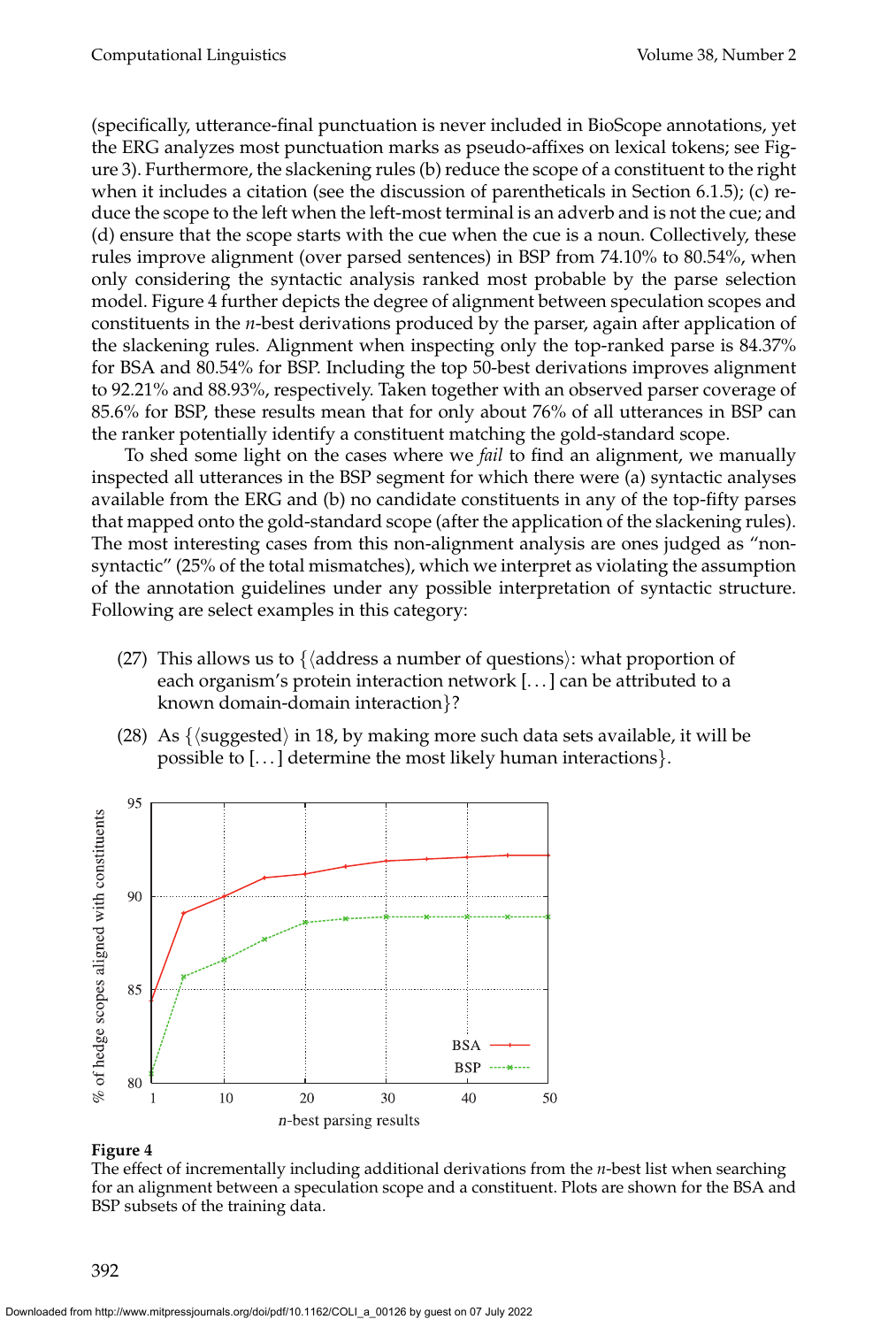(specifically, utterance-final punctuation is never included in BioScope annotations, yet the ERG analyzes most punctuation marks as pseudo-affixes on lexical tokens; see Figure 3). Furthermore, the slackening rules (b) reduce the scope of a constituent to the right when it includes a citation (see the discussion of parentheticals in Section 6.1.5); (c) reduce the scope to the left when the left-most terminal is an adverb and is not the cue; and (d) ensure that the scope starts with the cue when the cue is a noun. Collectively, these rules improve alignment (over parsed sentences) in BSP from 74.10% to 80.54%, when only considering the syntactic analysis ranked most probable by the parse selection model. Figure 4 further depicts the degree of alignment between speculation scopes and constituents in the *n*-best derivations produced by the parser, again after application of the slackening rules. Alignment when inspecting only the top-ranked parse is 84.37% for BSA and 80.54% for BSP. Including the top 50-best derivations improves alignment to 92.21% and 88.93%, respectively. Taken together with an observed parser coverage of 85.6% for BSP, these results mean that for only about 76% of all utterances in BSP can the ranker potentially identify a constituent matching the gold-standard scope.

To shed some light on the cases where we *fail* to find an alignment, we manually inspected all utterances in the BSP segment for which there were (a) syntactic analyses available from the ERG and (b) no candidate constituents in any of the top-fifty parses that mapped onto the gold-standard scope (after the application of the slackening rules). The most interesting cases from this non-alignment analysis are ones judged as "non-syntactic" (25% of the total mismatches), which we interpret as violating the assumption of the annotation guidelines under any possible interpretation of syntactic structure. Following are select examples in this category:

(27) This allows us to {⟨address a number of questions⟩: what proportion of each organism's protein interaction network [. . . ] can be attributed to a known domain-domain interaction}?

(28) As {⟨suggested⟩ in 18, by making more such data sets available, it will be possible to [. . . ] determine the most likely human interactions}.

**Figure 4**
The effect of incrementally including additional derivations from the *n*-best list when searching for an alignment between a speculation scope and a constituent. Plots are shown for the BSA and BSP subsets of the training data.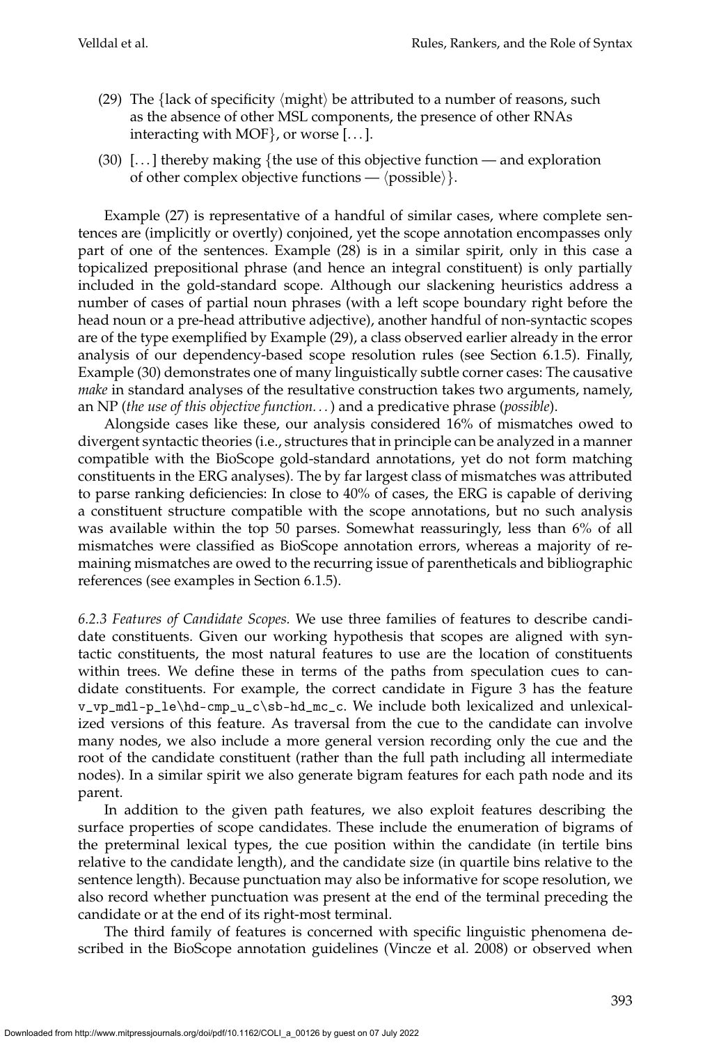(29) The {lack of specificity ⟨might⟩ be attributed to a number of reasons, such as the absence of other MSL components, the presence of other RNAs interacting with MOF}, or worse [. . . ].

(30) [. . . ] thereby making {the use of this objective function — and exploration of other complex objective functions — ⟨possible⟩}.

Example (27) is representative of a handful of similar cases, where complete sentences are (implicitly or overtly) conjoined, yet the scope annotation encompasses only part of one of the sentences. Example (28) is in a similar spirit, only in this case a topicalized prepositional phrase (and hence an integral constituent) is only partially included in the gold-standard scope. Although our slackening heuristics address a number of cases of partial noun phrases (with a left scope boundary right before the head noun or a pre-head attributive adjective), another handful of non-syntactic scopes are of the type exemplified by Example (29), a class observed earlier already in the error analysis of our dependency-based scope resolution rules (see Section 6.1.5). Finally, Example (30) demonstrates one of many linguistically subtle corner cases: The causative *make* in standard analyses of the resultative construction takes two arguments, namely, an NP (*the use of this objective function. . .*) and a predicative phrase (*possible*).

Alongside cases like these, our analysis considered 16% of mismatches owed to divergent syntactic theories (i.e., structures that in principle can be analyzed in a manner compatible with the BioScope gold-standard annotations, yet do not form matching constituents in the ERG analyses). The by far largest class of mismatches was attributed to parse ranking deficiencies: In close to 40% of cases, the ERG is capable of deriving a constituent structure compatible with the scope annotations, but no such analysis was available within the top 50 parses. Somewhat reassuringly, less than 6% of all mismatches were classified as BioScope annotation errors, whereas a majority of remaining mismatches are owed to the recurring issue of parentheticals and bibliographic references (see examples in Section 6.1.5).

*6.2.3 Features of Candidate Scopes.* We use three families of features to describe candidate constituents. Given our working hypothesis that scopes are aligned with syntactic constituents, the most natural features to use are the location of constituents within trees. We define these in terms of the paths from speculation cues to candidate constituents. For example, the correct candidate in Figure 3 has the feature `v_vp_mdl-p_le\hd-cmp_u_c\sb-hd_mc_c`. We include both lexicalized and unlexicalized versions of this feature. As traversal from the cue to the candidate can involve many nodes, we also include a more general version recording only the cue and the root of the candidate constituent (rather than the full path including all intermediate nodes). In a similar spirit we also generate bigram features for each path node and its parent.

In addition to the given path features, we also exploit features describing the surface properties of scope candidates. These include the enumeration of bigrams of the preterminal lexical types, the cue position within the candidate (in tertile bins relative to the candidate length), and the candidate size (in quartile bins relative to the sentence length). Because punctuation may also be informative for scope resolution, we also record whether punctuation was present at the end of the terminal preceding the candidate or at the end of its right-most terminal.

The third family of features is concerned with specific linguistic phenomena described in the BioScope annotation guidelines (Vincze et al. 2008) or observed when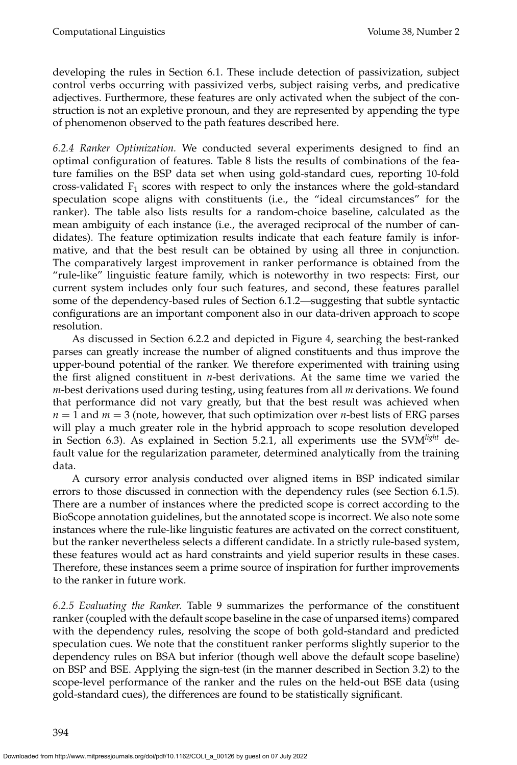developing the rules in Section 6.1. These include detection of passivization, subject control verbs occurring with passivized verbs, subject raising verbs, and predicative adjectives. Furthermore, these features are only activated when the subject of the construction is not an expletive pronoun, and they are represented by appending the type of phenomenon observed to the path features described here.

*6.2.4 Ranker Optimization.* We conducted several experiments designed to find an optimal configuration of features. Table 8 lists the results of combinations of the feature families on the BSP data set when using gold-standard cues, reporting 10-fold cross-validated $F_1$ scores with respect to only the instances where the gold-standard speculation scope aligns with constituents (i.e., the "ideal circumstances" for the ranker). The table also lists results for a random-choice baseline, calculated as the mean ambiguity of each instance (i.e., the averaged reciprocal of the number of candidates). The feature optimization results indicate that each feature family is informative, and that the best result can be obtained by using all three in conjunction. The comparatively largest improvement in ranker performance is obtained from the "rule-like" linguistic feature family, which is noteworthy in two respects: First, our current system includes only four such features, and second, these features parallel some of the dependency-based rules of Section 6.1.2—suggesting that subtle syntactic configurations are an important component also in our data-driven approach to scope resolution.

As discussed in Section 6.2.2 and depicted in Figure 4, searching the best-ranked parses can greatly increase the number of aligned constituents and thus improve the upper-bound potential of the ranker. We therefore experimented with training using the first aligned constituent in *n*-best derivations. At the same time we varied the *m*-best derivations used during testing, using features from all *m* derivations. We found that performance did not vary greatly, but that the best result was achieved when $n = 1$ and $m = 3$ (note, however, that such optimization over *n*-best lists of ERG parses will play a much greater role in the hybrid approach to scope resolution developed in Section 6.3). As explained in Section 5.2.1, all experiments use the SVM*light* default value for the regularization parameter, determined analytically from the training data.

A cursory error analysis conducted over aligned items in BSP indicated similar errors to those discussed in connection with the dependency rules (see Section 6.1.5). There are a number of instances where the predicted scope is correct according to the BioScope annotation guidelines, but the annotated scope is incorrect. We also note some instances where the rule-like linguistic features are activated on the correct constituent, but the ranker nevertheless selects a different candidate. In a strictly rule-based system, these features would act as hard constraints and yield superior results in these cases. Therefore, these instances seem a prime source of inspiration for further improvements to the ranker in future work.

*6.2.5 Evaluating the Ranker.* Table 9 summarizes the performance of the constituent ranker (coupled with the default scope baseline in the case of unparsed items) compared with the dependency rules, resolving the scope of both gold-standard and predicted speculation cues. We note that the constituent ranker performs slightly superior to the dependency rules on BSA but inferior (though well above the default scope baseline) on BSP and BSE. Applying the sign-test (in the manner described in Section 3.2) to the scope-level performance of the ranker and the rules on the held-out BSE data (using gold-standard cues), the differences are found to be statistically significant.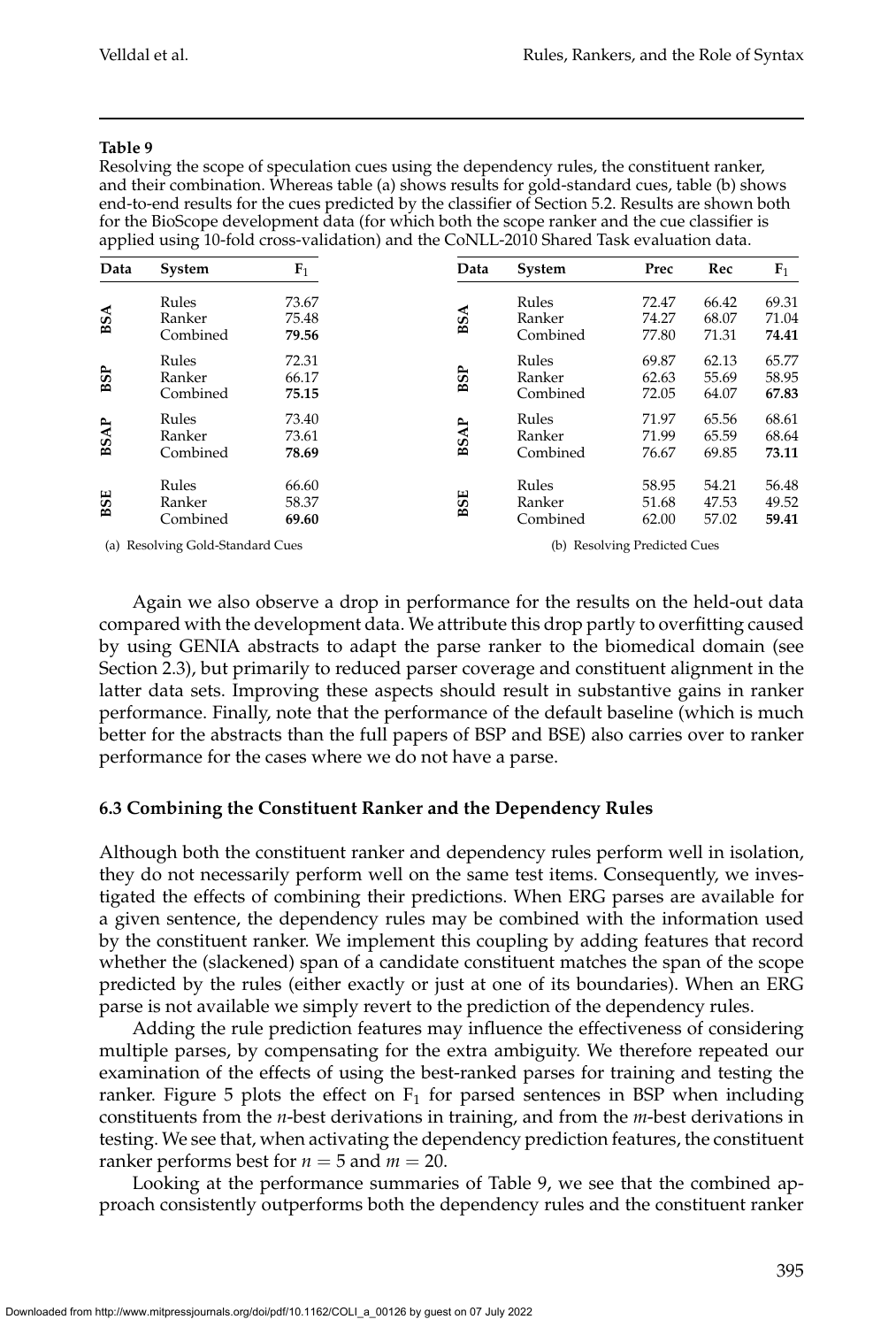**Table 9**

Resolving the scope of speculation cues using the dependency rules, the constituent ranker, and their combination. Whereas table (a) shows results for gold-standard cues, table (b) shows end-to-end results for the cues predicted by the classifier of Section 5.2. Results are shown both for the BioScope development data (for which both the scope ranker and the cue classifier is applied using 10-fold cross-validation) and the CoNLL-2010 Shared Task evaluation data.

| Data | System | $F_1$ |
|---|---|---|
| BSA | Rules | 73.67 |
| | Ranker | 75.48 |
| | Combined | **79.56** |
| BSP | Rules | 72.31 |
| | Ranker | 66.17 |
| | Combined | **75.15** |
| BSAP | Rules | 73.40 |
| | Ranker | 73.61 |
| | Combined | **78.69** |
| BSE | Rules | 66.60 |
| | Ranker | 58.37 |
| | Combined | **69.60** |

(a) Resolving Gold-Standard Cues

| Data | System | Prec | Rec | $F_1$ |
|---|---|---|---|---|
| BSA | Rules | 72.47 | 66.42 | 69.31 |
| | Ranker | 74.27 | 68.07 | 71.04 |
| | Combined | 77.80 | 71.31 | **74.41** |
| BSP | Rules | 69.87 | 62.13 | 65.77 |
| | Ranker | 62.63 | 55.69 | 58.95 |
| | Combined | 72.05 | 64.07 | **67.83** |
| BSAP | Rules | 71.97 | 65.56 | 68.61 |
| | Ranker | 71.99 | 65.59 | 68.64 |
| | Combined | 76.67 | 69.85 | **73.11** |
| BSE | Rules | 58.95 | 54.21 | 56.48 |
| | Ranker | 51.68 | 47.53 | 49.52 |
| | Combined | 62.00 | 57.02 | **59.41** |

(b) Resolving Predicted Cues

Again we also observe a drop in performance for the results on the held-out data compared with the development data. We attribute this drop partly to overfitting caused by using GENIA abstracts to adapt the parse ranker to the biomedical domain (see Section 2.3), but primarily to reduced parser coverage and constituent alignment in the latter data sets. Improving these aspects should result in substantive gains in ranker performance. Finally, note that the performance of the default baseline (which is much better for the abstracts than the full papers of BSP and BSE) also carries over to ranker performance for the cases where we do not have a parse.

### 6.3 Combining the Constituent Ranker and the Dependency Rules

Although both the constituent ranker and dependency rules perform well in isolation, they do not necessarily perform well on the same test items. Consequently, we investigated the effects of combining their predictions. When ERG parses are available for a given sentence, the dependency rules may be combined with the information used by the constituent ranker. We implement this coupling by adding features that record whether the (slackened) span of a candidate constituent matches the span of the scope predicted by the rules (either exactly or just at one of its boundaries). When an ERG parse is not available we simply revert to the prediction of the dependency rules.

Adding the rule prediction features may influence the effectiveness of considering multiple parses, by compensating for the extra ambiguity. We therefore repeated our examination of the effects of using the best-ranked parses for training and testing the ranker. Figure 5 plots the effect on $F_1$ for parsed sentences in BSP when including constituents from the $n$-best derivations in training, and from the $m$-best derivations in testing. We see that, when activating the dependency prediction features, the constituent ranker performs best for $n = 5$ and $m = 20$.

Looking at the performance summaries of Table 9, we see that the combined approach consistently outperforms both the dependency rules and the constituent ranker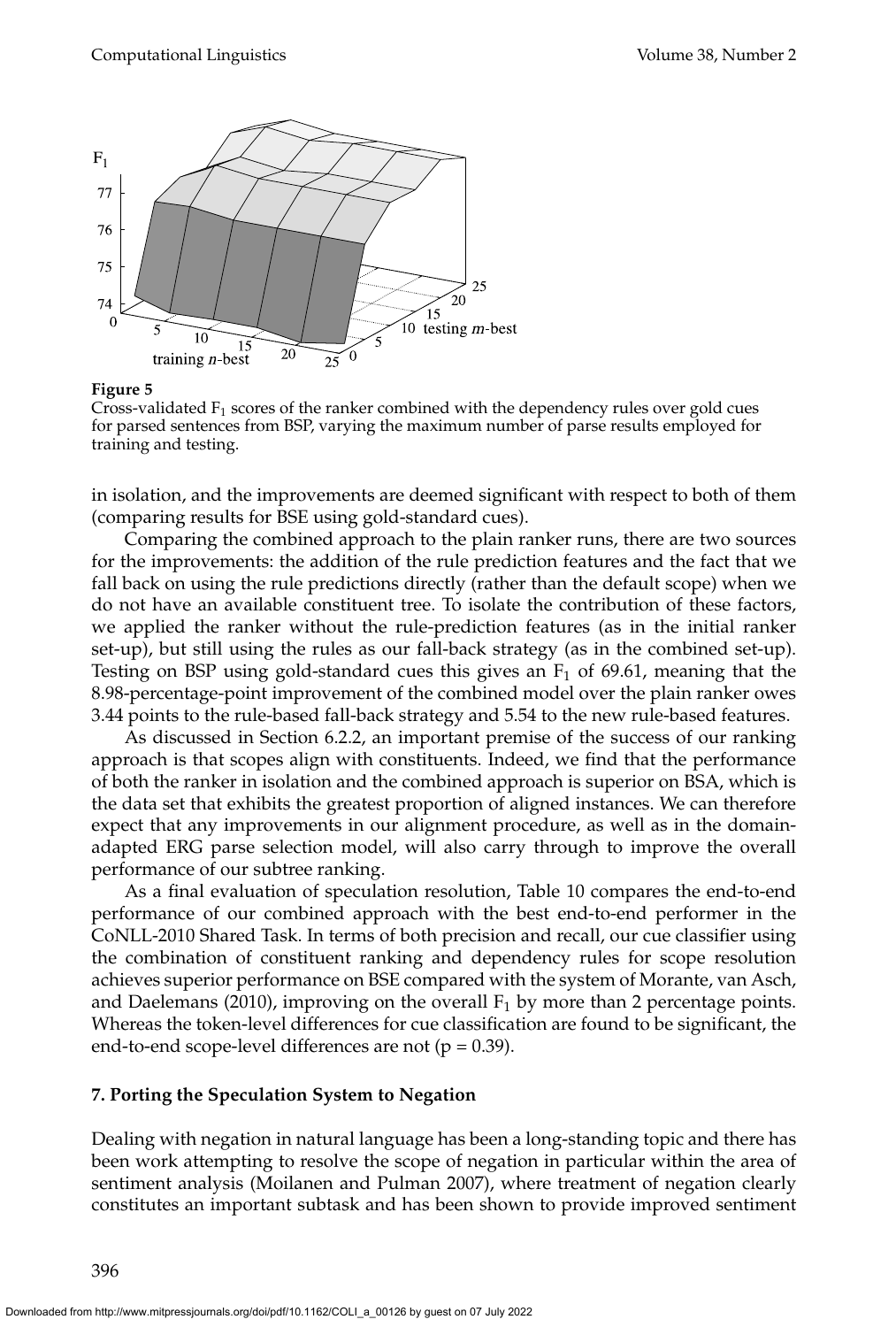**Figure 5**
Cross-validated $F_1$ scores of the ranker combined with the dependency rules over gold cues for parsed sentences from BSP, varying the maximum number of parse results employed for training and testing.

in isolation, and the improvements are deemed significant with respect to both of them (comparing results for BSE using gold-standard cues).

Comparing the combined approach to the plain ranker runs, there are two sources for the improvements: the addition of the rule prediction features and the fact that we fall back on using the rule predictions directly (rather than the default scope) when we do not have an available constituent tree. To isolate the contribution of these factors, we applied the ranker without the rule-prediction features (as in the initial ranker set-up), but still using the rules as our fall-back strategy (as in the combined set-up). Testing on BSP using gold-standard cues this gives an $F_1$ of 69.61, meaning that the 8.98-percentage-point improvement of the combined model over the plain ranker owes 3.44 points to the rule-based fall-back strategy and 5.54 to the new rule-based features.

As discussed in Section 6.2.2, an important premise of the success of our ranking approach is that scopes align with constituents. Indeed, we find that the performance of both the ranker in isolation and the combined approach is superior on BSA, which is the data set that exhibits the greatest proportion of aligned instances. We can therefore expect that any improvements in our alignment procedure, as well as in the domain-adapted ERG parse selection model, will also carry through to improve the overall performance of our subtree ranking.

As a final evaluation of speculation resolution, Table 10 compares the end-to-end performance of our combined approach with the best end-to-end performer in the CoNLL-2010 Shared Task. In terms of both precision and recall, our cue classifier using the combination of constituent ranking and dependency rules for scope resolution achieves superior performance on BSE compared with the system of Morante, van Asch, and Daelemans (2010), improving on the overall $F_1$ by more than 2 percentage points. Whereas the token-level differences for cue classification are found to be significant, the end-to-end scope-level differences are not ($p = 0.39$).

## 7. Porting the Speculation System to Negation

Dealing with negation in natural language has been a long-standing topic and there has been work attempting to resolve the scope of negation in particular within the area of sentiment analysis (Moilanen and Pulman 2007), where treatment of negation clearly constitutes an important subtask and has been shown to provide improved sentiment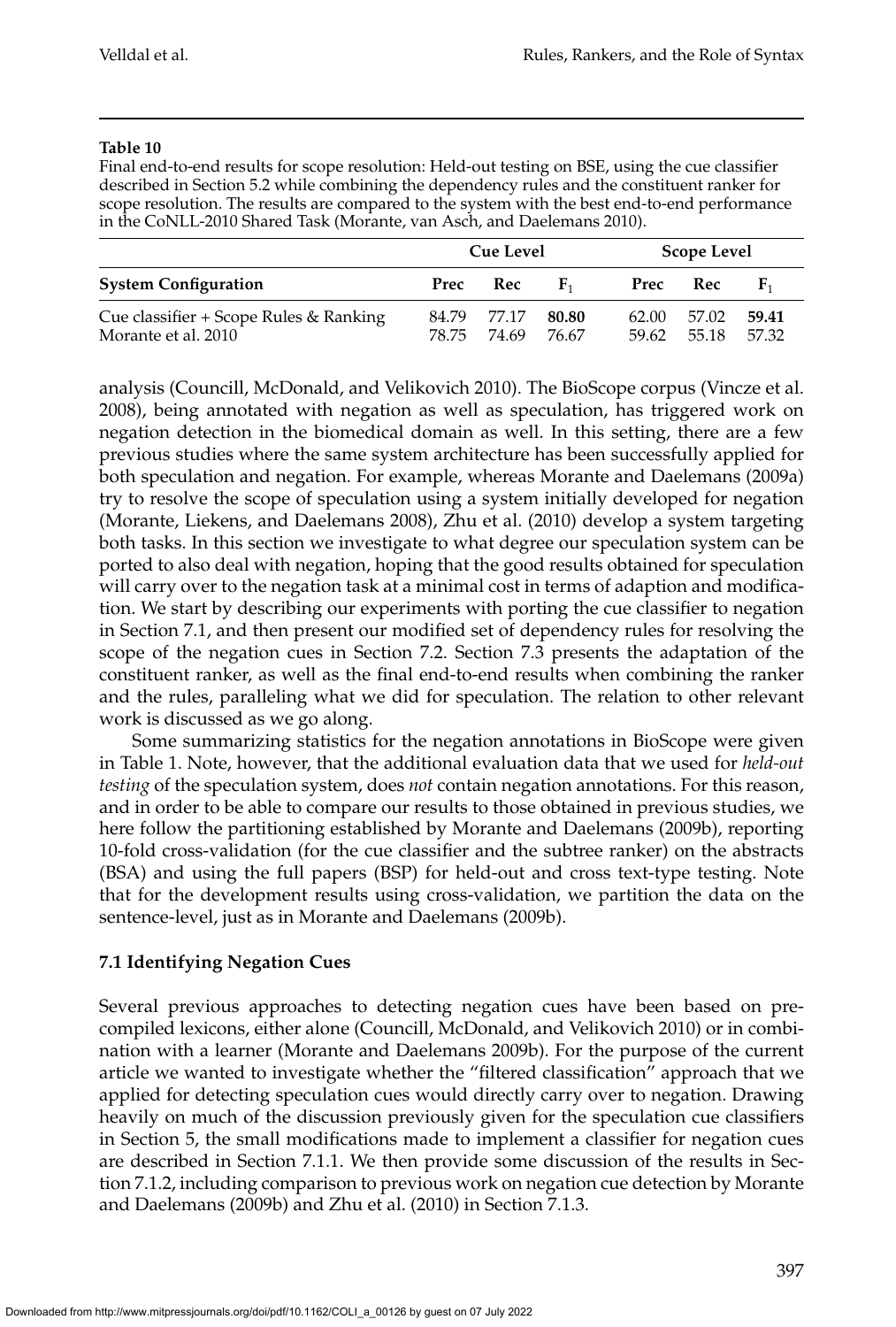**Table 10**

Final end-to-end results for scope resolution: Held-out testing on BSE, using the cue classifier described in Section 5.2 while combining the dependency rules and the constituent ranker for scope resolution. The results are compared to the system with the best end-to-end performance in the CoNLL-2010 Shared Task (Morante, van Asch, and Daelemans 2010).

| | Cue Level | | | Scope Level | | |
|---|---|---|---|---|---|---|
| **System Configuration** | **Prec** | **Rec** | $\mathbf{F_1}$ | **Prec** | **Rec** | $\mathbf{F_1}$ |
| Cue classifier + Scope Rules & Ranking | 84.79 | 77.17 | **80.80** | 62.00 | 57.02 | **59.41** |
| Morante et al. 2010 | 78.75 | 74.69 | 76.67 | 59.62 | 55.18 | 57.32 |

analysis (Councill, McDonald, and Velikovich 2010). The BioScope corpus (Vincze et al. 2008), being annotated with negation as well as speculation, has triggered work on negation detection in the biomedical domain as well. In this setting, there are a few previous studies where the same system architecture has been successfully applied for both speculation and negation. For example, whereas Morante and Daelemans (2009a) try to resolve the scope of speculation using a system initially developed for negation (Morante, Liekens, and Daelemans 2008), Zhu et al. (2010) develop a system targeting both tasks. In this section we investigate to what degree our speculation system can be ported to also deal with negation, hoping that the good results obtained for speculation will carry over to the negation task at a minimal cost in terms of adaption and modification. We start by describing our experiments with porting the cue classifier to negation in Section 7.1, and then present our modified set of dependency rules for resolving the scope of the negation cues in Section 7.2. Section 7.3 presents the adaptation of the constituent ranker, as well as the final end-to-end results when combining the ranker and the rules, paralleling what we did for speculation. The relation to other relevant work is discussed as we go along.

Some summarizing statistics for the negation annotations in BioScope were given in Table 1. Note, however, that the additional evaluation data that we used for *held-out testing* of the speculation system, does *not* contain negation annotations. For this reason, and in order to be able to compare our results to those obtained in previous studies, we here follow the partitioning established by Morante and Daelemans (2009b), reporting 10-fold cross-validation (for the cue classifier and the subtree ranker) on the abstracts (BSA) and using the full papers (BSP) for held-out and cross text-type testing. Note that for the development results using cross-validation, we partition the data on the sentence-level, just as in Morante and Daelemans (2009b).

### 7.1 Identifying Negation Cues

Several previous approaches to detecting negation cues have been based on pre-compiled lexicons, either alone (Councill, McDonald, and Velikovich 2010) or in combination with a learner (Morante and Daelemans 2009b). For the purpose of the current article we wanted to investigate whether the "filtered classification" approach that we applied for detecting speculation cues would directly carry over to negation. Drawing heavily on much of the discussion previously given for the speculation cue classifiers in Section 5, the small modifications made to implement a classifier for negation cues are described in Section 7.1.1. We then provide some discussion of the results in Section 7.1.2, including comparison to previous work on negation cue detection by Morante and Daelemans (2009b) and Zhu et al. (2010) in Section 7.1.3.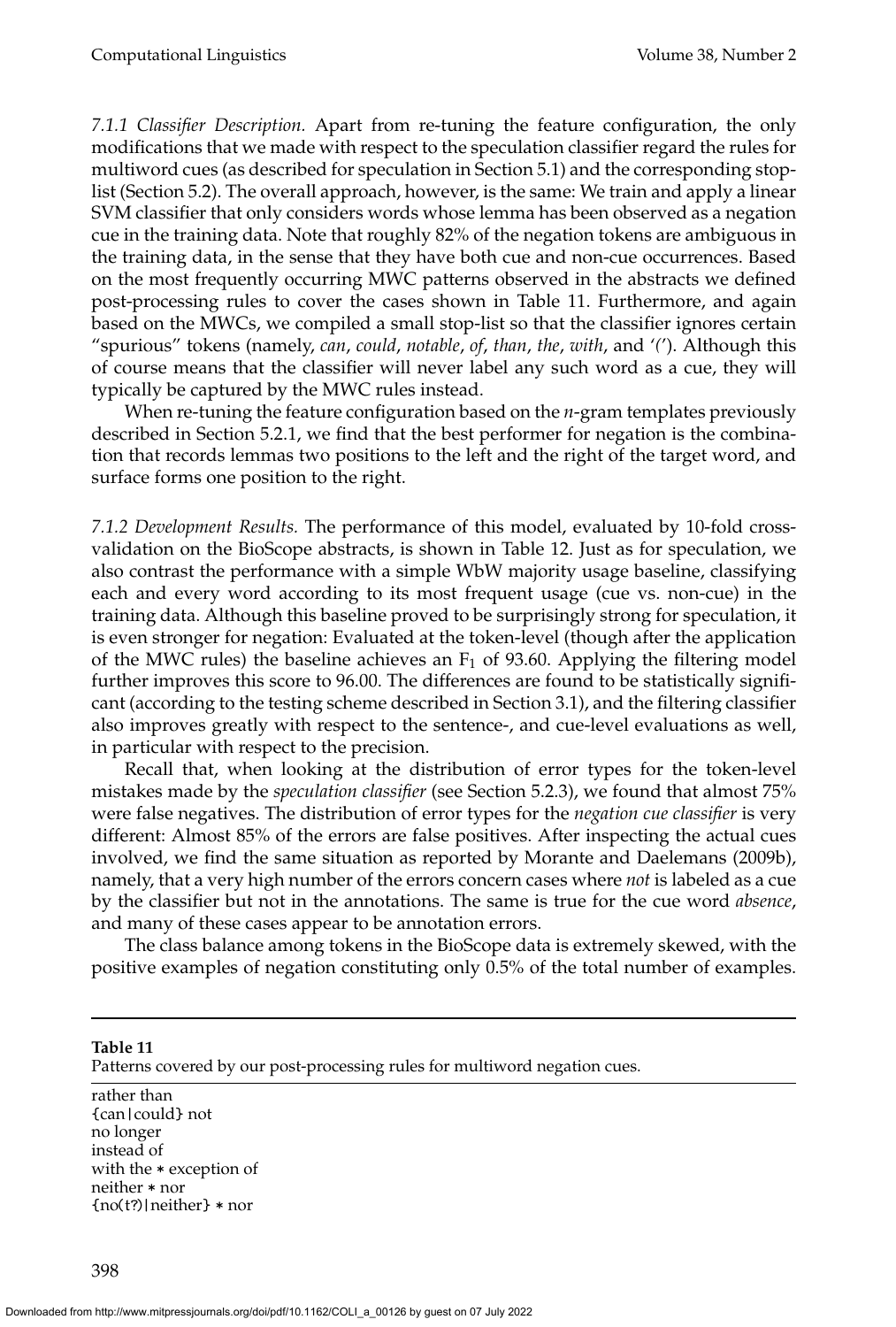*7.1.1 Classifier Description.* Apart from re-tuning the feature configuration, the only modifications that we made with respect to the speculation classifier regard the rules for multiword cues (as described for speculation in Section 5.1) and the corresponding stop-list (Section 5.2). The overall approach, however, is the same: We train and apply a linear SVM classifier that only considers words whose lemma has been observed as a negation cue in the training data. Note that roughly 82% of the negation tokens are ambiguous in the training data, in the sense that they have both cue and non-cue occurrences. Based on the most frequently occurring MWC patterns observed in the abstracts we defined post-processing rules to cover the cases shown in Table 11. Furthermore, and again based on the MWCs, we compiled a small stop-list so that the classifier ignores certain "spurious" tokens (namely, *can*, *could*, *notable*, *of*, *than*, *the*, *with*, and '('). Although this of course means that the classifier will never label any such word as a cue, they will typically be captured by the MWC rules instead.

When re-tuning the feature configuration based on the *n*-gram templates previously described in Section 5.2.1, we find that the best performer for negation is the combination that records lemmas two positions to the left and the right of the target word, and surface forms one position to the right.

*7.1.2 Development Results.* The performance of this model, evaluated by 10-fold cross-validation on the BioScope abstracts, is shown in Table 12. Just as for speculation, we also contrast the performance with a simple WbW majority usage baseline, classifying each and every word according to its most frequent usage (cue vs. non-cue) in the training data. Although this baseline proved to be surprisingly strong for speculation, it is even stronger for negation: Evaluated at the token-level (though after the application of the MWC rules) the baseline achieves an $F_1$ of 93.60. Applying the filtering model further improves this score to 96.00. The differences are found to be statistically significant (according to the testing scheme described in Section 3.1), and the filtering classifier also improves greatly with respect to the sentence-, and cue-level evaluations as well, in particular with respect to the precision.

Recall that, when looking at the distribution of error types for the token-level mistakes made by the *speculation classifier* (see Section 5.2.3), we found that almost 75% were false negatives. The distribution of error types for the *negation cue classifier* is very different: Almost 85% of the errors are false positives. After inspecting the actual cues involved, we find the same situation as reported by Morante and Daelemans (2009b), namely, that a very high number of the errors concern cases where *not* is labeled as a cue by the classifier but not in the annotations. The same is true for the cue word *absence*, and many of these cases appear to be annotation errors.

The class balance among tokens in the BioScope data is extremely skewed, with the positive examples of negation constituting only 0.5% of the total number of examples.

**Table 11**
Patterns covered by our post-processing rules for multiword negation cues.

rather than
{can|could} not
no longer
instead of
with the * exception of
neither * nor
{no(t?)|neither} * nor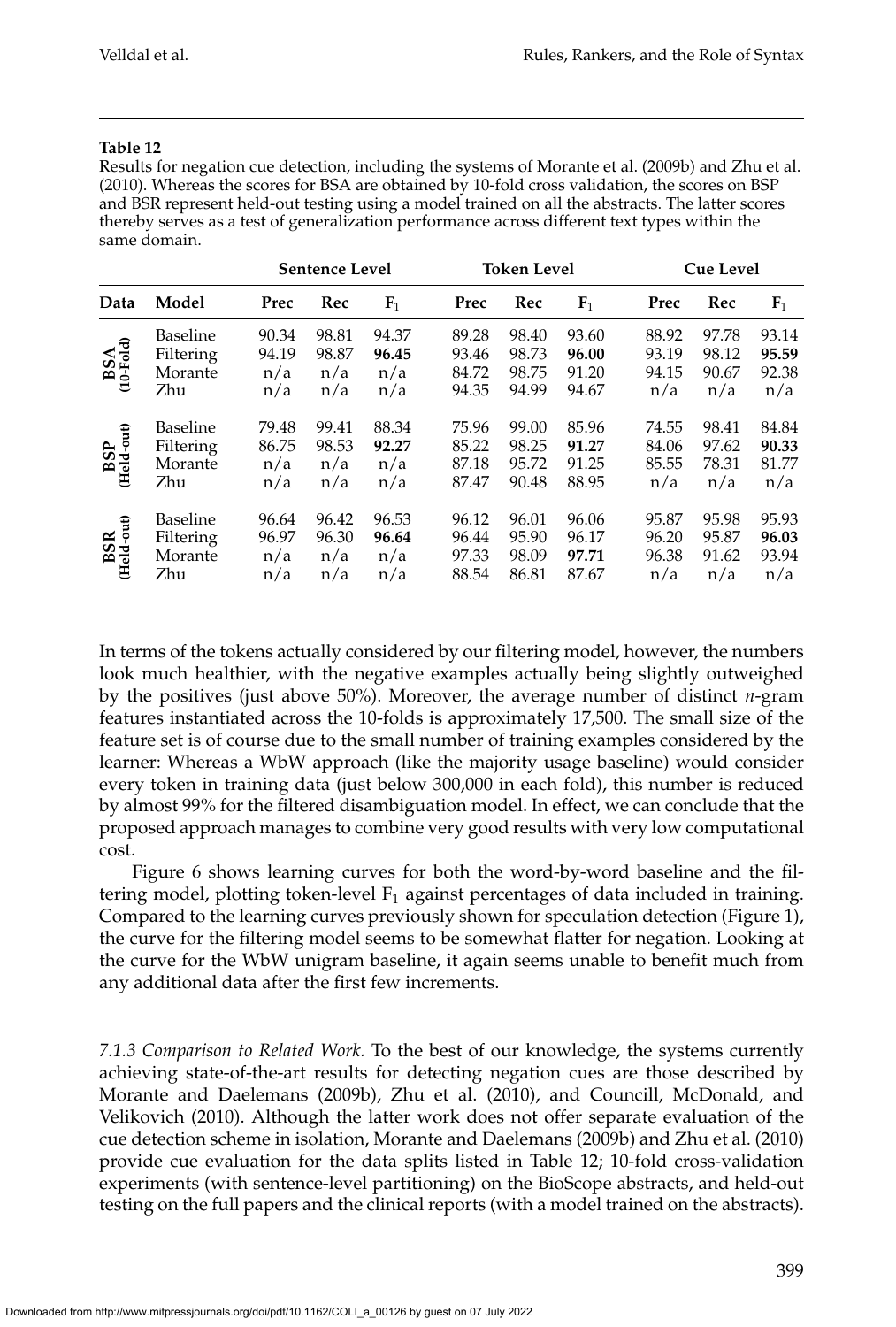**Table 12**

Results for negation cue detection, including the systems of Morante et al. (2009b) and Zhu et al. (2010). Whereas the scores for BSA are obtained by 10-fold cross validation, the scores on BSP and BSR represent held-out testing using a model trained on all the abstracts. The latter scores thereby serves as a test of generalization performance across different text types within the same domain.

| | | Sentence Level | | | Token Level | | | Cue Level | | |
|---|---|---|---|---|---|---|---|---|---|---|
| **Data** | **Model** | **Prec** | **Rec** | **$F_1$** | **Prec** | **Rec** | **$F_1$** | **Prec** | **Rec** | **$F_1$** |
| **BSA (10-Fold)** | Baseline | 90.34 | 98.81 | 94.37 | 89.28 | 98.40 | 93.60 | 88.92 | 97.78 | 93.14 |
| | Filtering | 94.19 | 98.87 | **96.45** | 93.46 | 98.73 | **96.00** | 93.19 | 98.12 | **95.59** |
| | Morante | n/a | n/a | n/a | 84.72 | 98.75 | 91.20 | 94.15 | 90.67 | 92.38 |
| | Zhu | n/a | n/a | n/a | 94.35 | 94.99 | 94.67 | n/a | n/a | n/a |
| **BSP (Held-out)** | Baseline | 79.48 | 99.41 | 88.34 | 75.96 | 99.00 | 85.96 | 74.55 | 98.41 | 84.84 |
| | Filtering | 86.75 | 98.53 | **92.27** | 85.22 | 98.25 | **91.27** | 84.06 | 97.62 | **90.33** |
| | Morante | n/a | n/a | n/a | 87.18 | 95.72 | 91.25 | 85.55 | 78.31 | 81.77 |
| | Zhu | n/a | n/a | n/a | 87.47 | 90.48 | 88.95 | n/a | n/a | n/a |
| **BSR (Held-out)** | Baseline | 96.64 | 96.42 | 96.53 | 96.12 | 96.01 | 96.06 | 95.87 | 95.98 | 95.93 |
| | Filtering | 96.97 | 96.30 | **96.64** | 96.44 | 95.90 | 96.17 | 96.20 | 95.87 | **96.03** |
| | Morante | n/a | n/a | n/a | 97.33 | 98.09 | **97.71** | 96.38 | 91.62 | 93.94 |
| | Zhu | n/a | n/a | n/a | 88.54 | 86.81 | 87.67 | n/a | n/a | n/a |

In terms of the tokens actually considered by our filtering model, however, the numbers look much healthier, with the negative examples actually being slightly outweighed by the positives (just above 50%). Moreover, the average number of distinct *n*-gram features instantiated across the 10-folds is approximately 17,500. The small size of the feature set is of course due to the small number of training examples considered by the learner: Whereas a WbW approach (like the majority usage baseline) would consider every token in training data (just below 300,000 in each fold), this number is reduced by almost 99% for the filtered disambiguation model. In effect, we can conclude that the proposed approach manages to combine very good results with very low computational cost.

Figure 6 shows learning curves for both the word-by-word baseline and the filtering model, plotting token-level $F_1$ against percentages of data included in training. Compared to the learning curves previously shown for speculation detection (Figure 1), the curve for the filtering model seems to be somewhat flatter for negation. Looking at the curve for the WbW unigram baseline, it again seems unable to benefit much from any additional data after the first few increments.

*7.1.3 Comparison to Related Work.* To the best of our knowledge, the systems currently achieving state-of-the-art results for detecting negation cues are those described by Morante and Daelemans (2009b), Zhu et al. (2010), and Councill, McDonald, and Velikovich (2010). Although the latter work does not offer separate evaluation of the cue detection scheme in isolation, Morante and Daelemans (2009b) and Zhu et al. (2010) provide cue evaluation for the data splits listed in Table 12; 10-fold cross-validation experiments (with sentence-level partitioning) on the BioScope abstracts, and held-out testing on the full papers and the clinical reports (with a model trained on the abstracts).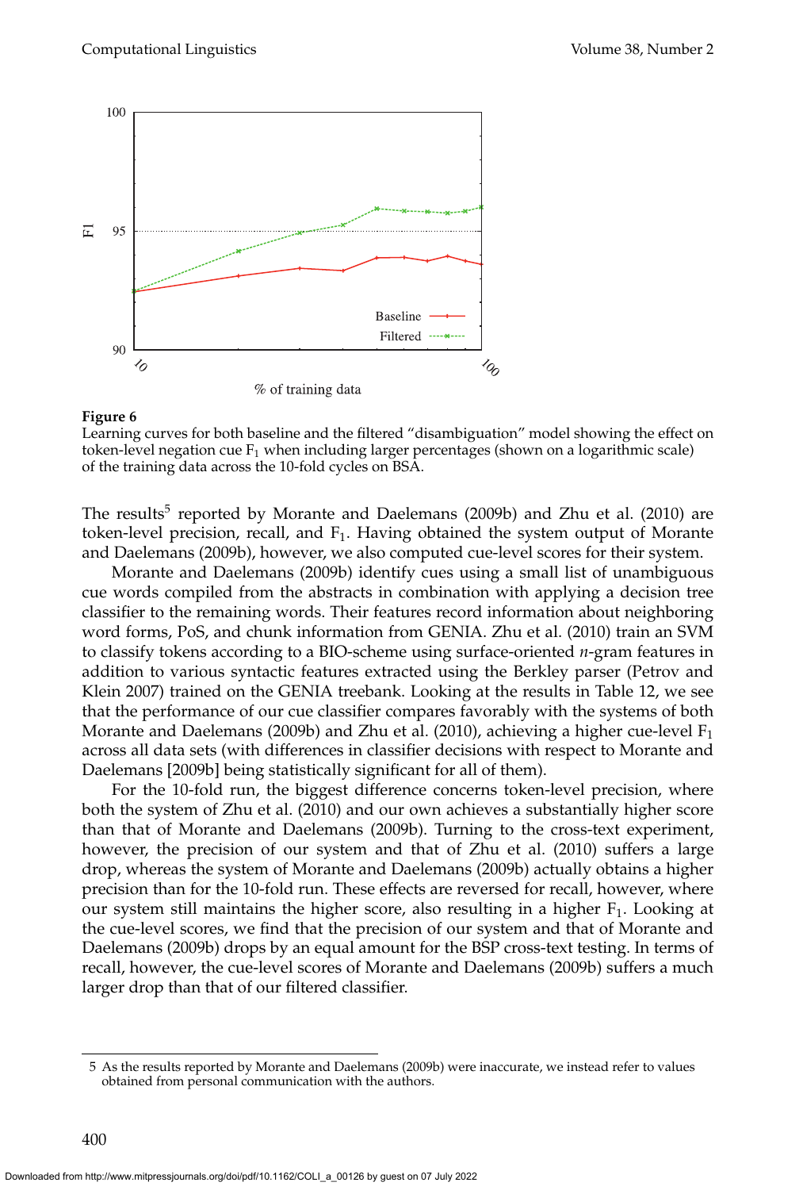**Figure 6**
Learning curves for both baseline and the filtered "disambiguation" model showing the effect on token-level negation cue $F_1$ when including larger percentages (shown on a logarithmic scale) of the training data across the 10-fold cycles on BSA.

The results[5] reported by Morante and Daelemans (2009b) and Zhu et al. (2010) are token-level precision, recall, and $F_1$. Having obtained the system output of Morante and Daelemans (2009b), however, we also computed cue-level scores for their system.

Morante and Daelemans (2009b) identify cues using a small list of unambiguous cue words compiled from the abstracts in combination with applying a decision tree classifier to the remaining words. Their features record information about neighboring word forms, PoS, and chunk information from GENIA. Zhu et al. (2010) train an SVM to classify tokens according to a BIO-scheme using surface-oriented *n*-gram features in addition to various syntactic features extracted using the Berkley parser (Petrov and Klein 2007) trained on the GENIA treebank. Looking at the results in Table 12, we see that the performance of our cue classifier compares favorably with the systems of both Morante and Daelemans (2009b) and Zhu et al. (2010), achieving a higher cue-level $F_1$ across all data sets (with differences in classifier decisions with respect to Morante and Daelemans [2009b] being statistically significant for all of them).

For the 10-fold run, the biggest difference concerns token-level precision, where both the system of Zhu et al. (2010) and our own achieves a substantially higher score than that of Morante and Daelemans (2009b). Turning to the cross-text experiment, however, the precision of our system and that of Zhu et al. (2010) suffers a large drop, whereas the system of Morante and Daelemans (2009b) actually obtains a higher precision than for the 10-fold run. These effects are reversed for recall, however, where our system still maintains the higher score, also resulting in a higher $F_1$. Looking at the cue-level scores, we find that the precision of our system and that of Morante and Daelemans (2009b) drops by an equal amount for the BSP cross-text testing. In terms of recall, however, the cue-level scores of Morante and Daelemans (2009b) suffers a much larger drop than that of our filtered classifier.

5 As the results reported by Morante and Daelemans (2009b) were inaccurate, we instead refer to values obtained from personal communication with the authors.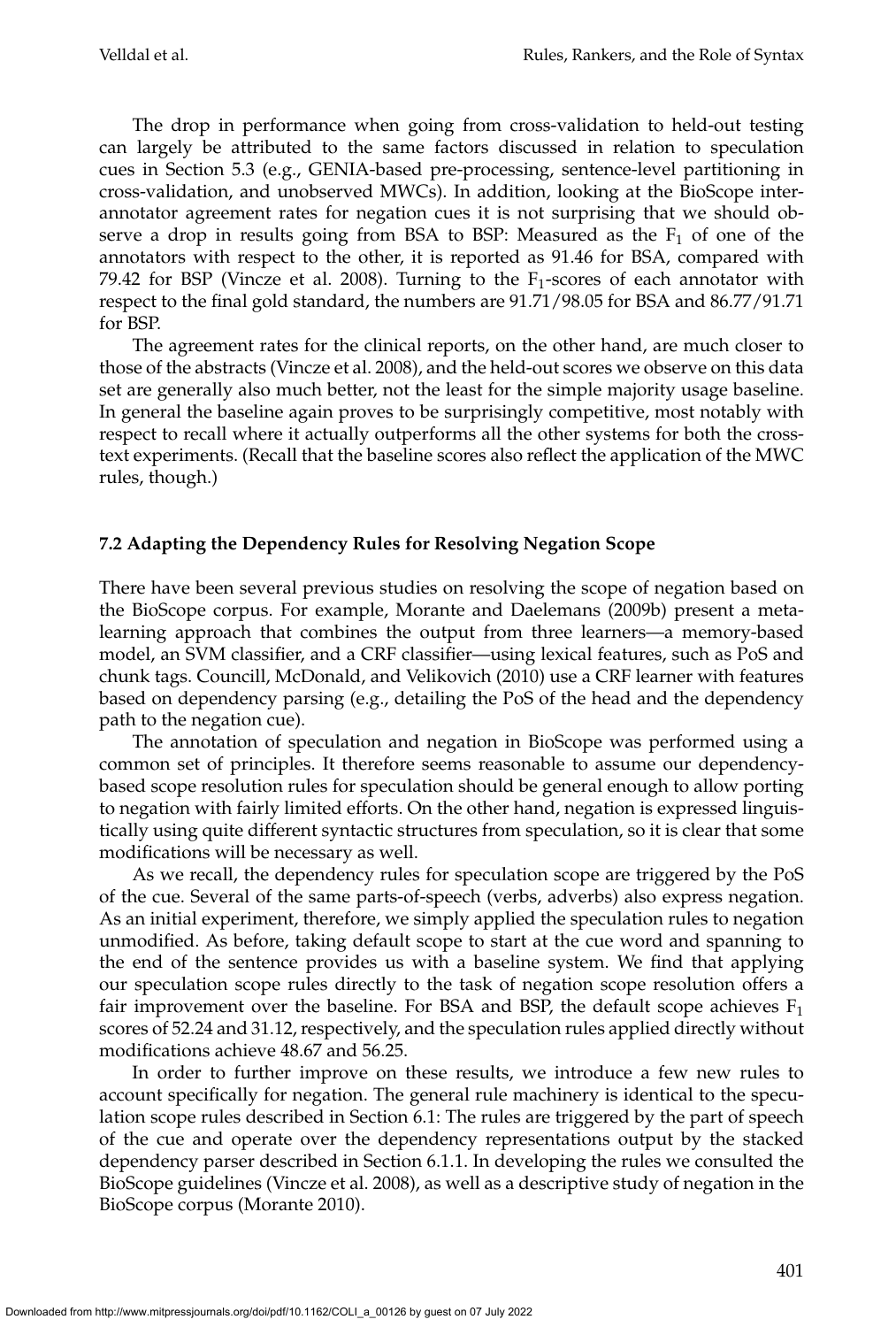The drop in performance when going from cross-validation to held-out testing can largely be attributed to the same factors discussed in relation to speculation cues in Section 5.3 (e.g., GENIA-based pre-processing, sentence-level partitioning in cross-validation, and unobserved MWCs). In addition, looking at the BioScope inter-annotator agreement rates for negation cues it is not surprising that we should observe a drop in results going from BSA to BSP: Measured as the $F_1$ of one of the annotators with respect to the other, it is reported as 91.46 for BSA, compared with 79.42 for BSP (Vincze et al. 2008). Turning to the $F_1$-scores of each annotator with respect to the final gold standard, the numbers are 91.71/98.05 for BSA and 86.77/91.71 for BSP.

The agreement rates for the clinical reports, on the other hand, are much closer to those of the abstracts (Vincze et al. 2008), and the held-out scores we observe on this data set are generally also much better, not the least for the simple majority usage baseline. In general the baseline again proves to be surprisingly competitive, most notably with respect to recall where it actually outperforms all the other systems for both the cross-text experiments. (Recall that the baseline scores also reflect the application of the MWC rules, though.)

### 7.2 Adapting the Dependency Rules for Resolving Negation Scope

There have been several previous studies on resolving the scope of negation based on the BioScope corpus. For example, Morante and Daelemans (2009b) present a meta-learning approach that combines the output from three learners—a memory-based model, an SVM classifier, and a CRF classifier—using lexical features, such as PoS and chunk tags. Councill, McDonald, and Velikovich (2010) use a CRF learner with features based on dependency parsing (e.g., detailing the PoS of the head and the dependency path to the negation cue).

The annotation of speculation and negation in BioScope was performed using a common set of principles. It therefore seems reasonable to assume our dependency-based scope resolution rules for speculation should be general enough to allow porting to negation with fairly limited efforts. On the other hand, negation is expressed linguistically using quite different syntactic structures from speculation, so it is clear that some modifications will be necessary as well.

As we recall, the dependency rules for speculation scope are triggered by the PoS of the cue. Several of the same parts-of-speech (verbs, adverbs) also express negation. As an initial experiment, therefore, we simply applied the speculation rules to negation unmodified. As before, taking default scope to start at the cue word and spanning to the end of the sentence provides us with a baseline system. We find that applying our speculation scope rules directly to the task of negation scope resolution offers a fair improvement over the baseline. For BSA and BSP, the default scope achieves $F_1$ scores of 52.24 and 31.12, respectively, and the speculation rules applied directly without modifications achieve 48.67 and 56.25.

In order to further improve on these results, we introduce a few new rules to account specifically for negation. The general rule machinery is identical to the speculation scope rules described in Section 6.1: The rules are triggered by the part of speech of the cue and operate over the dependency representations output by the stacked dependency parser described in Section 6.1.1. In developing the rules we consulted the BioScope guidelines (Vincze et al. 2008), as well as a descriptive study of negation in the BioScope corpus (Morante 2010).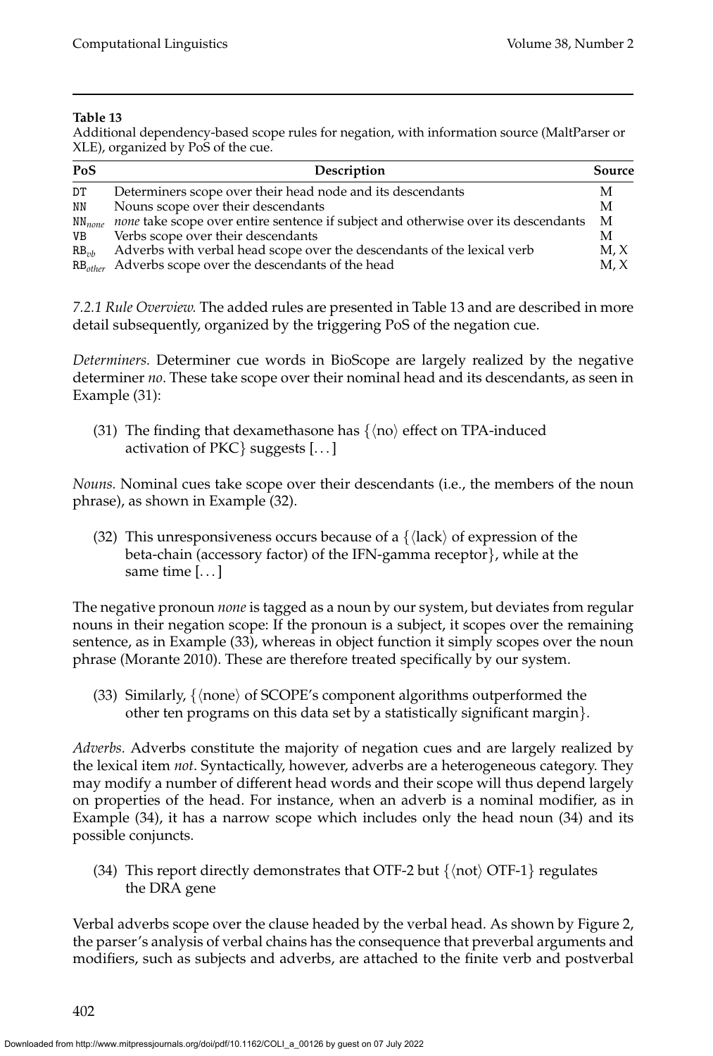**Table 13**

Additional dependency-based scope rules for negation, with information source (MaltParser or XLE), organized by PoS of the cue.

| PoS | Description | Source |
|---|---|---|
| DT | Determiners scope over their head node and its descendants | M |
| NN | Nouns scope over their descendants | M |
| $\texttt{NN}_{none}$ | *none* take scope over entire sentence if subject and otherwise over its descendants | M |
| VB | Verbs scope over their descendants | M |
| $\texttt{RB}_{vb}$ | Adverbs with verbal head scope over the descendants of the lexical verb | M, X |
| $\texttt{RB}_{other}$ | Adverbs scope over the descendants of the head | M, X |

*7.2.1 Rule Overview.* The added rules are presented in Table 13 and are described in more detail subsequently, organized by the triggering PoS of the negation cue.

*Determiners.* Determiner cue words in BioScope are largely realized by the negative determiner *no*. These take scope over their nominal head and its descendants, as seen in Example (31):

(31) The finding that dexamethasone has {⟨no⟩ effect on TPA-induced activation of PKC} suggests [. . . ]

*Nouns.* Nominal cues take scope over their descendants (i.e., the members of the noun phrase), as shown in Example (32).

(32) This unresponsiveness occurs because of a {⟨lack⟩ of expression of the beta-chain (accessory factor) of the IFN-gamma receptor}, while at the same time [. . . ]

The negative pronoun *none* is tagged as a noun by our system, but deviates from regular nouns in their negation scope: If the pronoun is a subject, it scopes over the remaining sentence, as in Example (33), whereas in object function it simply scopes over the noun phrase (Morante 2010). These are therefore treated specifically by our system.

(33) Similarly, {⟨none⟩ of SCOPE's component algorithms outperformed the other ten programs on this data set by a statistically significant margin}.

*Adverbs.* Adverbs constitute the majority of negation cues and are largely realized by the lexical item *not*. Syntactically, however, adverbs are a heterogeneous category. They may modify a number of different head words and their scope will thus depend largely on properties of the head. For instance, when an adverb is a nominal modifier, as in Example (34), it has a narrow scope which includes only the head noun (34) and its possible conjuncts.

(34) This report directly demonstrates that OTF-2 but {⟨not⟩ OTF-1} regulates the DRA gene

Verbal adverbs scope over the clause headed by the verbal head. As shown by Figure 2, the parser's analysis of verbal chains has the consequence that preverbal arguments and modifiers, such as subjects and adverbs, are attached to the finite verb and postverbal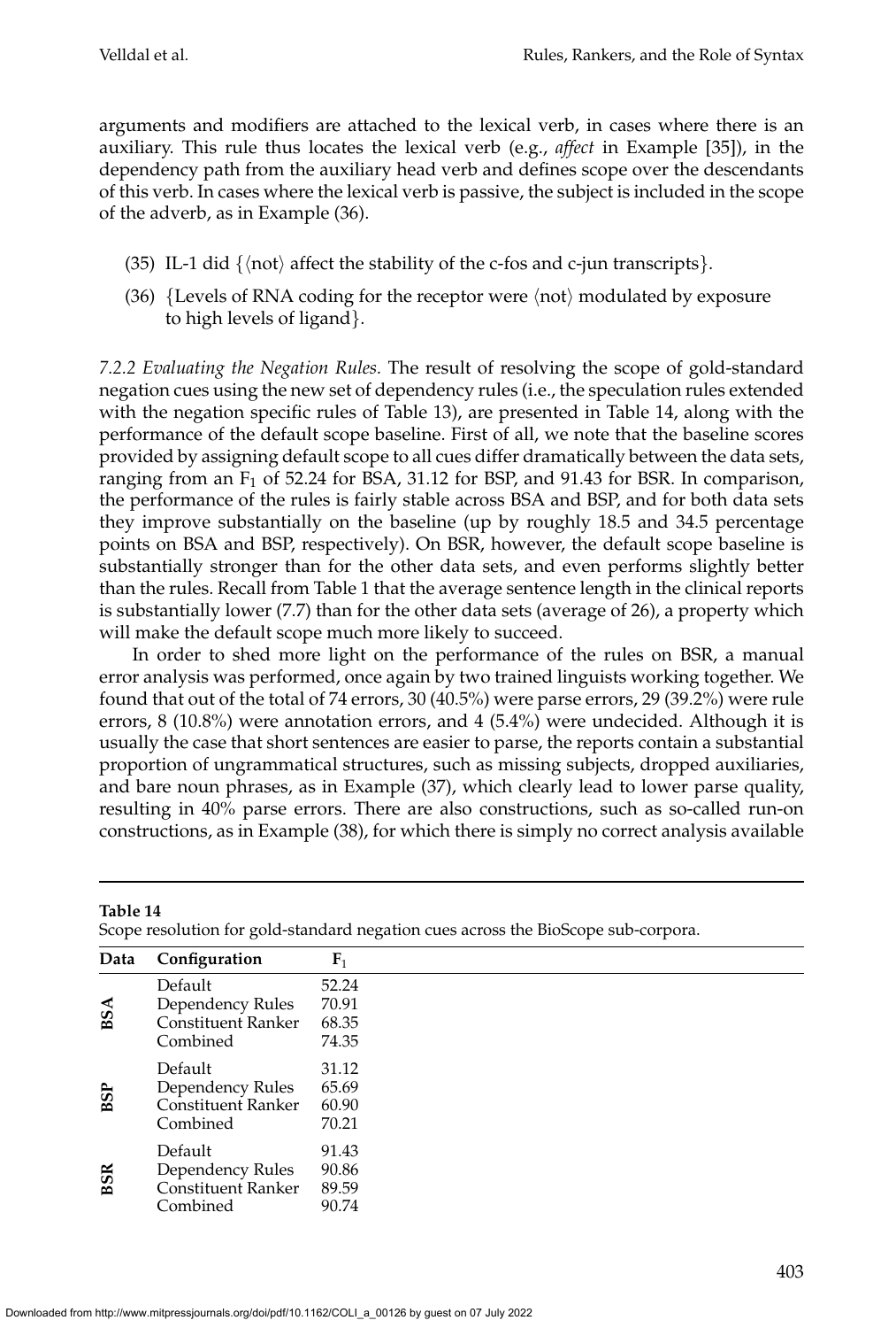arguments and modifiers are attached to the lexical verb, in cases where there is an auxiliary. This rule thus locates the lexical verb (e.g., *affect* in Example [35]), in the dependency path from the auxiliary head verb and defines scope over the descendants of this verb. In cases where the lexical verb is passive, the subject is included in the scope of the adverb, as in Example (36).

(35) IL-1 did {⟨not⟩ affect the stability of the c-fos and c-jun transcripts}.

(36) {Levels of RNA coding for the receptor were ⟨not⟩ modulated by exposure to high levels of ligand}.

*7.2.2 Evaluating the Negation Rules.* The result of resolving the scope of gold-standard negation cues using the new set of dependency rules (i.e., the speculation rules extended with the negation specific rules of Table 13), are presented in Table 14, along with the performance of the default scope baseline. First of all, we note that the baseline scores provided by assigning default scope to all cues differ dramatically between the data sets, ranging from an $F_1$ of 52.24 for BSA, 31.12 for BSP, and 91.43 for BSR. In comparison, the performance of the rules is fairly stable across BSA and BSP, and for both data sets they improve substantially on the baseline (up by roughly 18.5 and 34.5 percentage points on BSA and BSP, respectively). On BSR, however, the default scope baseline is substantially stronger than for the other data sets, and even performs slightly better than the rules. Recall from Table 1 that the average sentence length in the clinical reports is substantially lower (7.7) than for the other data sets (average of 26), a property which will make the default scope much more likely to succeed.

In order to shed more light on the performance of the rules on BSR, a manual error analysis was performed, once again by two trained linguists working together. We found that out of the total of 74 errors, 30 (40.5%) were parse errors, 29 (39.2%) were rule errors, 8 (10.8%) were annotation errors, and 4 (5.4%) were undecided. Although it is usually the case that short sentences are easier to parse, the reports contain a substantial proportion of ungrammatical structures, such as missing subjects, dropped auxiliaries, and bare noun phrases, as in Example (37), which clearly lead to lower parse quality, resulting in 40% parse errors. There are also constructions, such as so-called run-on constructions, as in Example (38), for which there is simply no correct analysis available

**Table 14**
Scope resolution for gold-standard negation cues across the BioScope sub-corpora.

| Data | Configuration | $F_1$ |
|---|---|---|
| BSA | Default | 52.24 |
| | Dependency Rules | 70.91 |
| | Constituent Ranker | 68.35 |
| | Combined | 74.35 |
| BSP | Default | 31.12 |
| | Dependency Rules | 65.69 |
| | Constituent Ranker | 60.90 |
| | Combined | 70.21 |
| BSR | Default | 91.43 |
| | Dependency Rules | 90.86 |
| | Constituent Ranker | 89.59 |
| | Combined | 90.74 |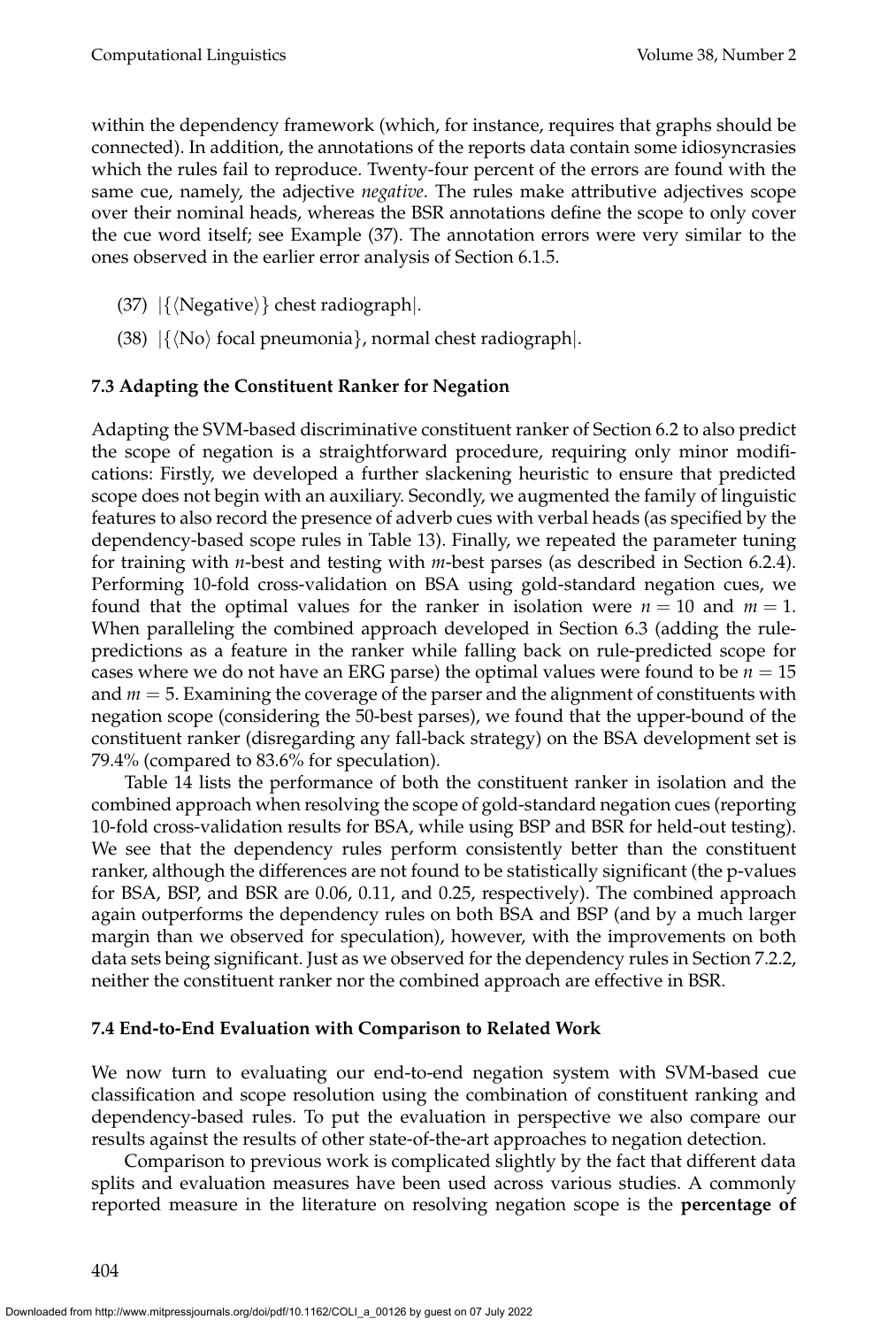within the dependency framework (which, for instance, requires that graphs should be connected). In addition, the annotations of the reports data contain some idiosyncrasies which the rules fail to reproduce. Twenty-four percent of the errors are found with the same cue, namely, the adjective *negative*. The rules make attributive adjectives scope over their nominal heads, whereas the BSR annotations define the scope to only cover the cue word itself; see Example (37). The annotation errors were very similar to the ones observed in the earlier error analysis of Section 6.1.5.

(37) |{⟨Negative⟩} chest radiograph|.

(38) |{⟨No⟩ focal pneumonia}, normal chest radiograph|.

### 7.3 Adapting the Constituent Ranker for Negation

Adapting the SVM-based discriminative constituent ranker of Section 6.2 to also predict the scope of negation is a straightforward procedure, requiring only minor modifications: Firstly, we developed a further slackening heuristic to ensure that predicted scope does not begin with an auxiliary. Secondly, we augmented the family of linguistic features to also record the presence of adverb cues with verbal heads (as specified by the dependency-based scope rules in Table 13). Finally, we repeated the parameter tuning for training with $n$-best and testing with $m$-best parses (as described in Section 6.2.4). Performing 10-fold cross-validation on BSA using gold-standard negation cues, we found that the optimal values for the ranker in isolation were $n = 10$ and $m = 1$. When paralleling the combined approach developed in Section 6.3 (adding the rule-predictions as a feature in the ranker while falling back on rule-predicted scope for cases where we do not have an ERG parse) the optimal values were found to be $n = 15$ and $m = 5$. Examining the coverage of the parser and the alignment of constituents with negation scope (considering the 50-best parses), we found that the upper-bound of the constituent ranker (disregarding any fall-back strategy) on the BSA development set is 79.4% (compared to 83.6% for speculation).

Table 14 lists the performance of both the constituent ranker in isolation and the combined approach when resolving the scope of gold-standard negation cues (reporting 10-fold cross-validation results for BSA, while using BSP and BSR for held-out testing). We see that the dependency rules perform consistently better than the constituent ranker, although the differences are not found to be statistically significant (the p-values for BSA, BSP, and BSR are 0.06, 0.11, and 0.25, respectively). The combined approach again outperforms the dependency rules on both BSA and BSP (and by a much larger margin than we observed for speculation), however, with the improvements on both data sets being significant. Just as we observed for the dependency rules in Section 7.2.2, neither the constituent ranker nor the combined approach are effective in BSR.

### 7.4 End-to-End Evaluation with Comparison to Related Work

We now turn to evaluating our end-to-end negation system with SVM-based cue classification and scope resolution using the combination of constituent ranking and dependency-based rules. To put the evaluation in perspective we also compare our results against the results of other state-of-the-art approaches to negation detection.

Comparison to previous work is complicated slightly by the fact that different data splits and evaluation measures have been used across various studies. A commonly reported measure in the literature on resolving negation scope is the **percentage of**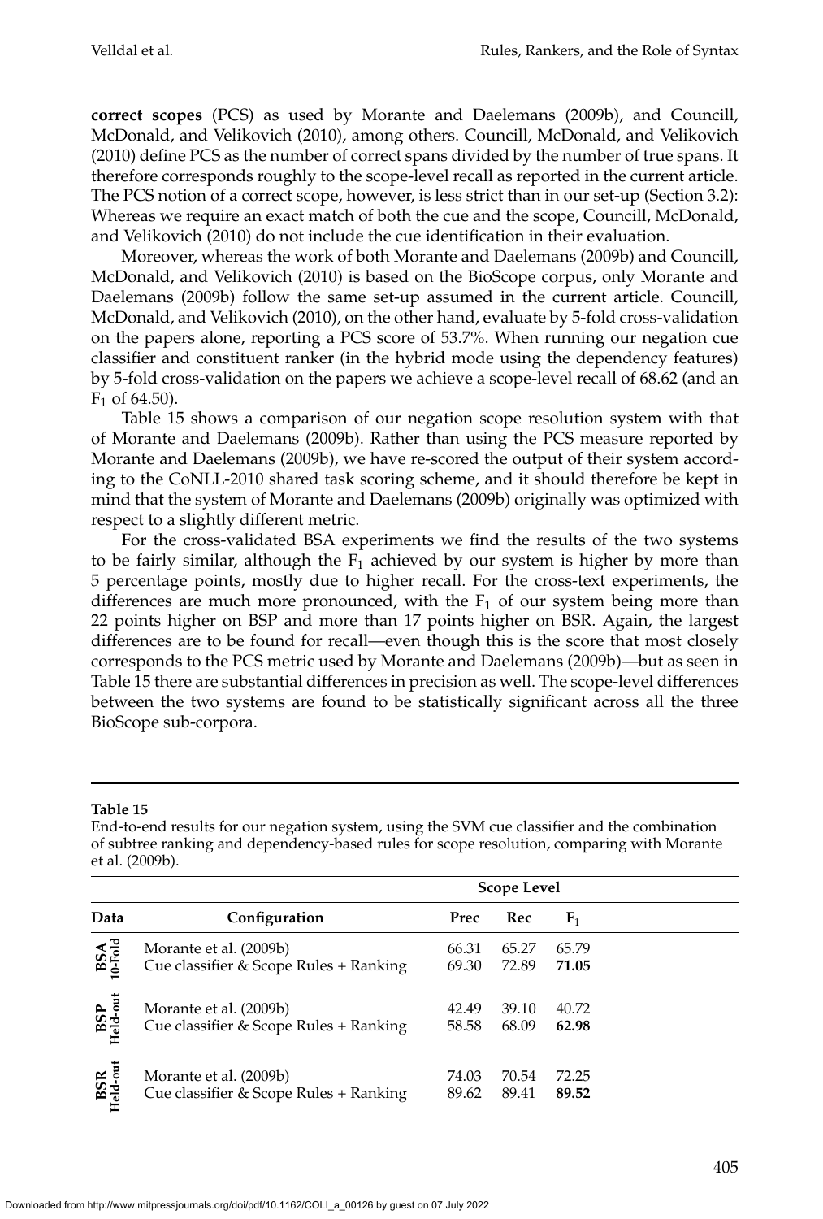**correct scopes** (PCS) as used by Morante and Daelemans (2009b), and Councill, McDonald, and Velikovich (2010), among others. Councill, McDonald, and Velikovich (2010) define PCS as the number of correct spans divided by the number of true spans. It therefore corresponds roughly to the scope-level recall as reported in the current article. The PCS notion of a correct scope, however, is less strict than in our set-up (Section 3.2): Whereas we require an exact match of both the cue and the scope, Councill, McDonald, and Velikovich (2010) do not include the cue identification in their evaluation.

Moreover, whereas the work of both Morante and Daelemans (2009b) and Councill, McDonald, and Velikovich (2010) is based on the BioScope corpus, only Morante and Daelemans (2009b) follow the same set-up assumed in the current article. Councill, McDonald, and Velikovich (2010), on the other hand, evaluate by 5-fold cross-validation on the papers alone, reporting a PCS score of 53.7%. When running our negation cue classifier and constituent ranker (in the hybrid mode using the dependency features) by 5-fold cross-validation on the papers we achieve a scope-level recall of 68.62 (and an $F_1$ of 64.50).

Table 15 shows a comparison of our negation scope resolution system with that of Morante and Daelemans (2009b). Rather than using the PCS measure reported by Morante and Daelemans (2009b), we have re-scored the output of their system according to the CoNLL-2010 shared task scoring scheme, and it should therefore be kept in mind that the system of Morante and Daelemans (2009b) originally was optimized with respect to a slightly different metric.

For the cross-validated BSA experiments we find the results of the two systems to be fairly similar, although the $F_1$ achieved by our system is higher by more than 5 percentage points, mostly due to higher recall. For the cross-text experiments, the differences are much more pronounced, with the $F_1$ of our system being more than 22 points higher on BSP and more than 17 points higher on BSR. Again, the largest differences are to be found for recall—even though this is the score that most closely corresponds to the PCS metric used by Morante and Daelemans (2009b)—but as seen in Table 15 there are substantial differences in precision as well. The scope-level differences between the two systems are found to be statistically significant across all the three BioScope sub-corpora.

**Table 15**

End-to-end results for our negation system, using the SVM cue classifier and the combination of subtree ranking and dependency-based rules for scope resolution, comparing with Morante et al. (2009b).

| Data | Configuration | Scope Level | | |
|---|---|---|---|---|
| | | Prec | Rec | $F_1$ |
| BSA 10-Fold | Morante et al. (2009b) | 66.31 | 65.27 | 65.79 |
| | Cue classifier & Scope Rules + Ranking | 69.30 | 72.89 | **71.05** |
| BSP Held-out | Morante et al. (2009b) | 42.49 | 39.10 | 40.72 |
| | Cue classifier & Scope Rules + Ranking | 58.58 | 68.09 | **62.98** |
| BSR Held-out | Morante et al. (2009b) | 74.03 | 70.54 | 72.25 |
| | Cue classifier & Scope Rules + Ranking | 89.62 | 89.41 | **89.52** |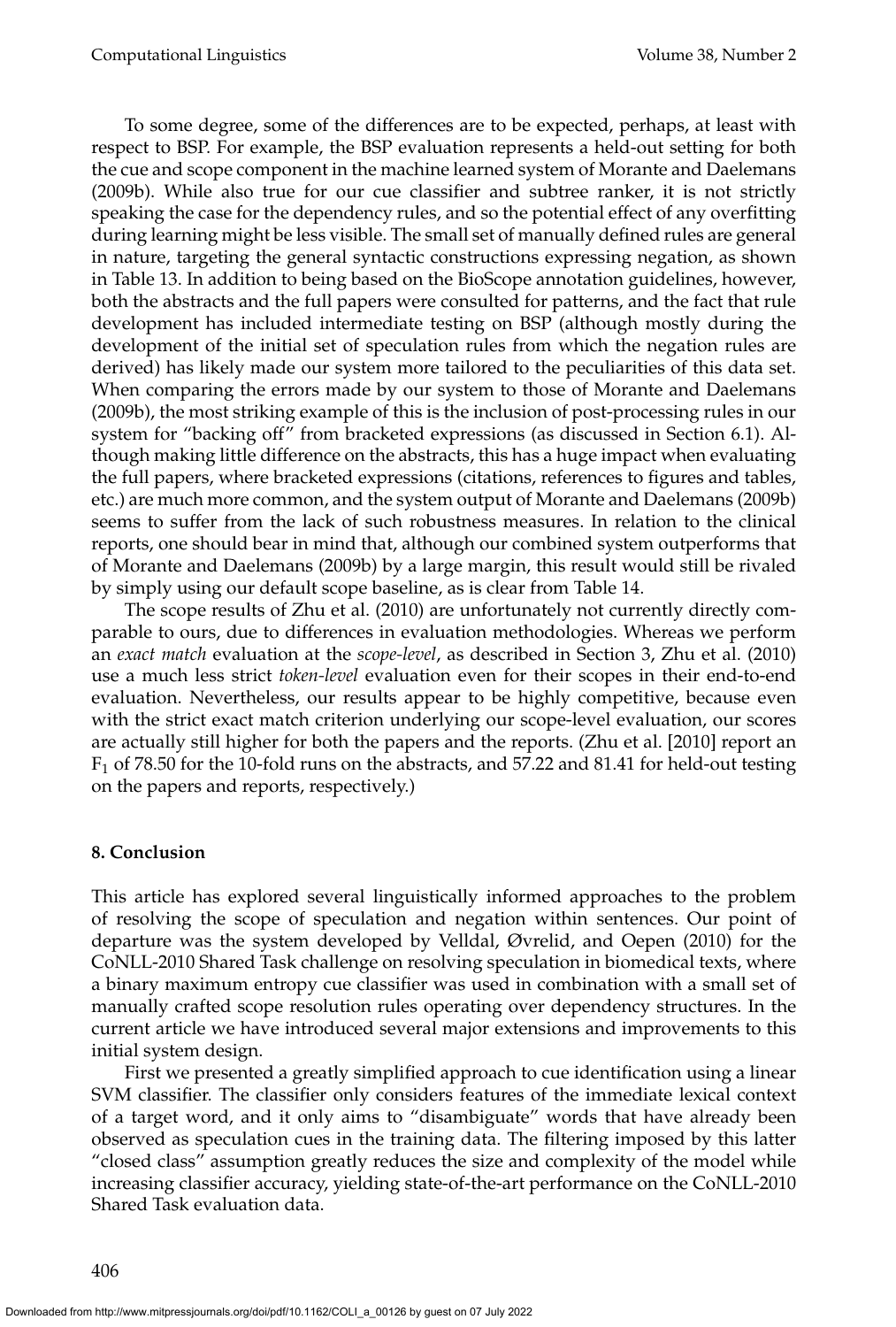To some degree, some of the differences are to be expected, perhaps, at least with respect to BSP. For example, the BSP evaluation represents a held-out setting for both the cue and scope component in the machine learned system of Morante and Daelemans (2009b). While also true for our cue classifier and subtree ranker, it is not strictly speaking the case for the dependency rules, and so the potential effect of any overfitting during learning might be less visible. The small set of manually defined rules are general in nature, targeting the general syntactic constructions expressing negation, as shown in Table 13. In addition to being based on the BioScope annotation guidelines, however, both the abstracts and the full papers were consulted for patterns, and the fact that rule development has included intermediate testing on BSP (although mostly during the development of the initial set of speculation rules from which the negation rules are derived) has likely made our system more tailored to the peculiarities of this data set. When comparing the errors made by our system to those of Morante and Daelemans (2009b), the most striking example of this is the inclusion of post-processing rules in our system for "backing off" from bracketed expressions (as discussed in Section 6.1). Although making little difference on the abstracts, this has a huge impact when evaluating the full papers, where bracketed expressions (citations, references to figures and tables, etc.) are much more common, and the system output of Morante and Daelemans (2009b) seems to suffer from the lack of such robustness measures. In relation to the clinical reports, one should bear in mind that, although our combined system outperforms that of Morante and Daelemans (2009b) by a large margin, this result would still be rivaled by simply using our default scope baseline, as is clear from Table 14.

The scope results of Zhu et al. (2010) are unfortunately not currently directly comparable to ours, due to differences in evaluation methodologies. Whereas we perform an *exact match* evaluation at the *scope-level*, as described in Section 3, Zhu et al. (2010) use a much less strict *token-level* evaluation even for their scopes in their end-to-end evaluation. Nevertheless, our results appear to be highly competitive, because even with the strict exact match criterion underlying our scope-level evaluation, our scores are actually still higher for both the papers and the reports. (Zhu et al. [2010] report an $F_1$ of 78.50 for the 10-fold runs on the abstracts, and 57.22 and 81.41 for held-out testing on the papers and reports, respectively.)

## 8. Conclusion

This article has explored several linguistically informed approaches to the problem of resolving the scope of speculation and negation within sentences. Our point of departure was the system developed by Velldal, Øvrelid, and Oepen (2010) for the CoNLL-2010 Shared Task challenge on resolving speculation in biomedical texts, where a binary maximum entropy cue classifier was used in combination with a small set of manually crafted scope resolution rules operating over dependency structures. In the current article we have introduced several major extensions and improvements to this initial system design.

First we presented a greatly simplified approach to cue identification using a linear SVM classifier. The classifier only considers features of the immediate lexical context of a target word, and it only aims to "disambiguate" words that have already been observed as speculation cues in the training data. The filtering imposed by this latter "closed class" assumption greatly reduces the size and complexity of the model while increasing classifier accuracy, yielding state-of-the-art performance on the CoNLL-2010 Shared Task evaluation data.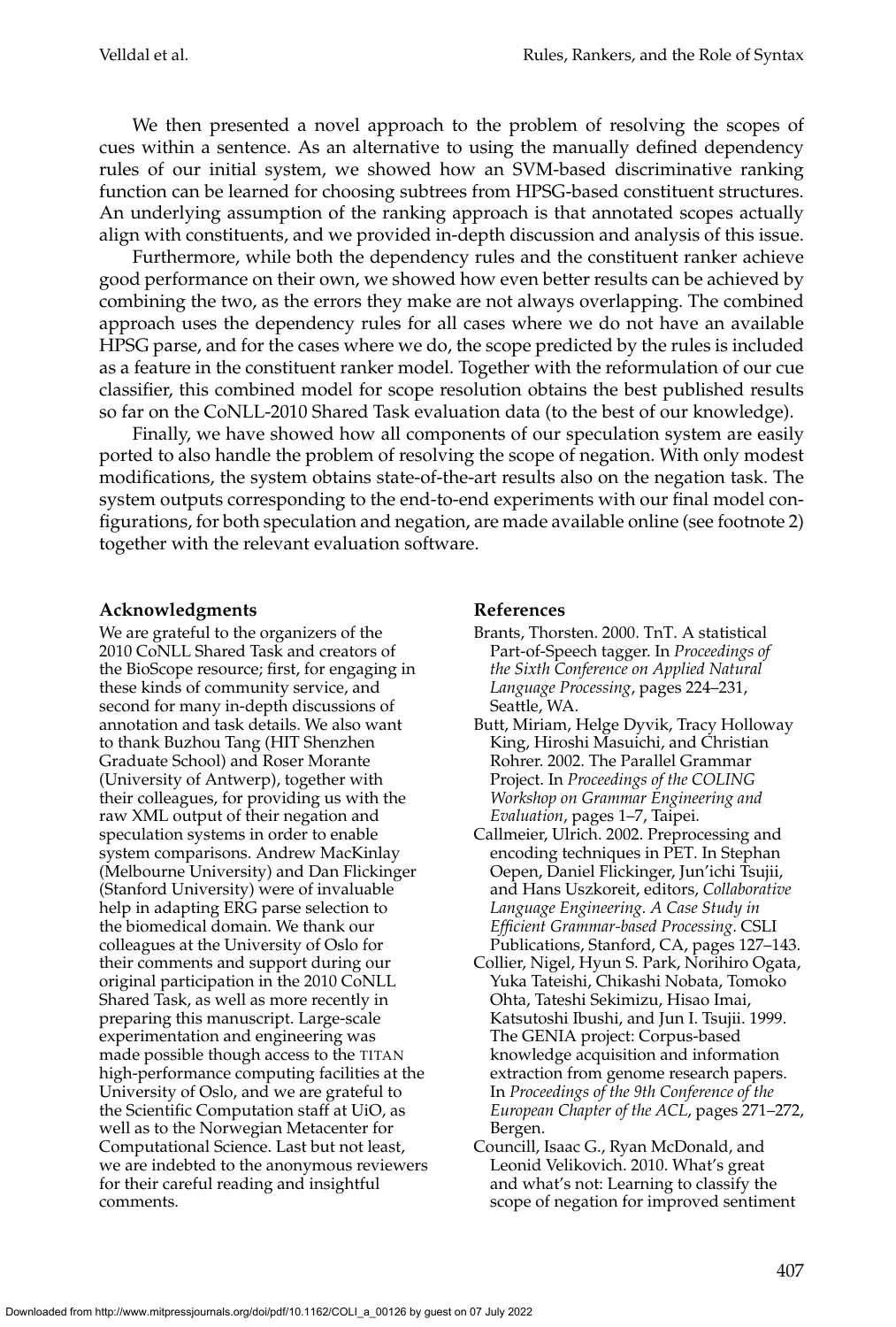We then presented a novel approach to the problem of resolving the scopes of cues within a sentence. As an alternative to using the manually defined dependency rules of our initial system, we showed how an SVM-based discriminative ranking function can be learned for choosing subtrees from HPSG-based constituent structures. An underlying assumption of the ranking approach is that annotated scopes actually align with constituents, and we provided in-depth discussion and analysis of this issue.

Furthermore, while both the dependency rules and the constituent ranker achieve good performance on their own, we showed how even better results can be achieved by combining the two, as the errors they make are not always overlapping. The combined approach uses the dependency rules for all cases where we do not have an available HPSG parse, and for the cases where we do, the scope predicted by the rules is included as a feature in the constituent ranker model. Together with the reformulation of our cue classifier, this combined model for scope resolution obtains the best published results so far on the CoNLL-2010 Shared Task evaluation data (to the best of our knowledge).

Finally, we have showed how all components of our speculation system are easily ported to also handle the problem of resolving the scope of negation. With only modest modifications, the system obtains state-of-the-art results also on the negation task. The system outputs corresponding to the end-to-end experiments with our final model configurations, for both speculation and negation, are made available online (see footnote 2) together with the relevant evaluation software.

## Acknowledgments

We are grateful to the organizers of the 2010 CoNLL Shared Task and creators of the BioScope resource; first, for engaging in these kinds of community service, and second for many in-depth discussions of annotation and task details. We also want to thank Buzhou Tang (HIT Shenzhen Graduate School) and Roser Morante (University of Antwerp), together with their colleagues, for providing us with the raw XML output of their negation and speculation systems in order to enable system comparisons. Andrew MacKinlay (Melbourne University) and Dan Flickinger (Stanford University) were of invaluable help in adapting ERG parse selection to the biomedical domain. We thank our colleagues at the University of Oslo for their comments and support during our original participation in the 2010 CoNLL Shared Task, as well as more recently in preparing this manuscript. Large-scale experimentation and engineering was made possible though access to the TITAN high-performance computing facilities at the University of Oslo, and we are grateful to the Scientific Computation staff at UiO, as well as to the Norwegian Metacenter for Computational Science. Last but not least, we are indebted to the anonymous reviewers for their careful reading and insightful comments.

## References

Brants, Thorsten. 2000. TnT. A statistical Part-of-Speech tagger. In *Proceedings of the Sixth Conference on Applied Natural Language Processing*, pages 224–231, Seattle, WA.

Butt, Miriam, Helge Dyvik, Tracy Holloway King, Hiroshi Masuichi, and Christian Rohrer. 2002. The Parallel Grammar Project. In *Proceedings of the COLING Workshop on Grammar Engineering and Evaluation*, pages 1–7, Taipei.

Callmeier, Ulrich. 2002. Preprocessing and encoding techniques in PET. In Stephan Oepen, Daniel Flickinger, Jun'ichi Tsujii, and Hans Uszkoreit, editors, *Collaborative Language Engineering. A Case Study in Efficient Grammar-based Processing*. CSLI Publications, Stanford, CA, pages 127–143.

Collier, Nigel, Hyun S. Park, Norihiro Ogata, Yuka Tateishi, Chikashi Nobata, Tomoko Ohta, Tateshi Sekimizu, Hisao Imai, Katsutoshi Ibushi, and Jun I. Tsujii. 1999. The GENIA project: Corpus-based knowledge acquisition and information extraction from genome research papers. In *Proceedings of the 9th Conference of the European Chapter of the ACL*, pages 271–272, Bergen.

Councill, Isaac G., Ryan McDonald, and Leonid Velikovich. 2010. What's great and what's not: Learning to classify the scope of negation for improved sentiment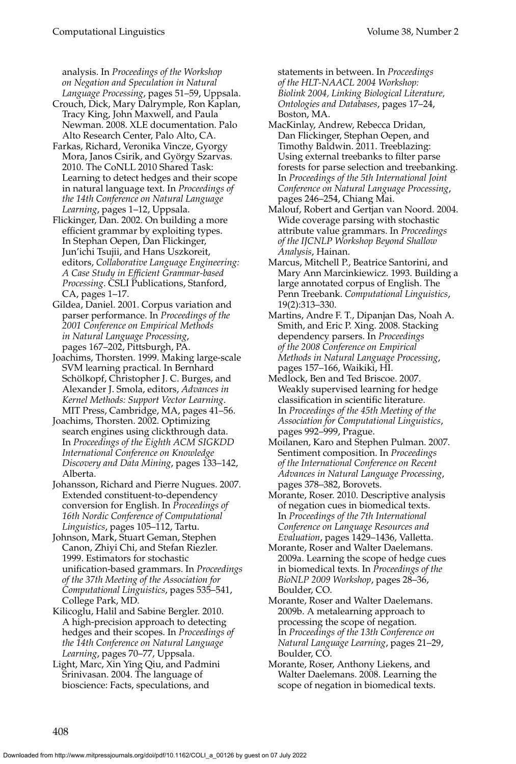analysis. In *Proceedings of the Workshop on Negation and Speculation in Natural Language Processing*, pages 51–59, Uppsala.

Crouch, Dick, Mary Dalrymple, Ron Kaplan, Tracy King, John Maxwell, and Paula Newman. 2008. XLE documentation. Palo Alto Research Center, Palo Alto, CA.

Farkas, Richard, Veronika Vincze, Gyorgy Mora, Janos Csirik, and György Szarvas. 2010. The CoNLL 2010 Shared Task: Learning to detect hedges and their scope in natural language text. In *Proceedings of the 14th Conference on Natural Language Learning*, pages 1–12, Uppsala.

Flickinger, Dan. 2002. On building a more efficient grammar by exploiting types. In Stephan Oepen, Dan Flickinger, Jun'ichi Tsujii, and Hans Uszkoreit, editors, *Collaborative Language Engineering: A Case Study in Efficient Grammar-based Processing*. CSLI Publications, Stanford, CA, pages 1–17.

Gildea, Daniel. 2001. Corpus variation and parser performance. In *Proceedings of the 2001 Conference on Empirical Methods in Natural Language Processing*, pages 167–202, Pittsburgh, PA.

Joachims, Thorsten. 1999. Making large-scale SVM learning practical. In Bernhard Schölkopf, Christopher J. C. Burges, and Alexander J. Smola, editors, *Advances in Kernel Methods: Support Vector Learning*. MIT Press, Cambridge, MA, pages 41–56.

Joachims, Thorsten. 2002. Optimizing search engines using clickthrough data. In *Proceedings of the Eighth ACM SIGKDD International Conference on Knowledge Discovery and Data Mining*, pages 133–142, Alberta.

Johansson, Richard and Pierre Nugues. 2007. Extended constituent-to-dependency conversion for English. In *Proceedings of 16th Nordic Conference of Computational Linguistics*, pages 105–112, Tartu.

Johnson, Mark, Stuart Geman, Stephen Canon, Zhiyi Chi, and Stefan Riezler. 1999. Estimators for stochastic unification-based grammars. In *Proceedings of the 37th Meeting of the Association for Computational Linguistics*, pages 535–541, College Park, MD.

Kilicoglu, Halil and Sabine Bergler. 2010. A high-precision approach to detecting hedges and their scopes. In *Proceedings of the 14th Conference on Natural Language Learning*, pages 70–77, Uppsala.

Light, Marc, Xin Ying Qiu, and Padmini Srinivasan. 2004. The language of bioscience: Facts, speculations, and statements in between. In *Proceedings of the HLT-NAACL 2004 Workshop: Biolink 2004, Linking Biological Literature, Ontologies and Databases*, pages 17–24, Boston, MA.

MacKinlay, Andrew, Rebecca Dridan, Dan Flickinger, Stephan Oepen, and Timothy Baldwin. 2011. Treeblazing: Using external treebanks to filter parse forests for parse selection and treebanking. In *Proceedings of the 5th International Joint Conference on Natural Language Processing*, pages 246–254, Chiang Mai.

Malouf, Robert and Gertjan van Noord. 2004. Wide coverage parsing with stochastic attribute value grammars. In *Proceedings of the IJCNLP Workshop Beyond Shallow Analysis*, Hainan.

Marcus, Mitchell P., Beatrice Santorini, and Mary Ann Marcinkiewicz. 1993. Building a large annotated corpus of English. The Penn Treebank. *Computational Linguistics*, 19(2):313–330.

Martins, Andre F. T., Dipanjan Das, Noah A. Smith, and Eric P. Xing. 2008. Stacking dependency parsers. In *Proceedings of the 2008 Conference on Empirical Methods in Natural Language Processing*, pages 157–166, Waikiki, HI.

Medlock, Ben and Ted Briscoe. 2007. Weakly supervised learning for hedge classification in scientific literature. In *Proceedings of the 45th Meeting of the Association for Computational Linguistics*, pages 992–999, Prague.

Moilanen, Karo and Stephen Pulman. 2007. Sentiment composition. In *Proceedings of the International Conference on Recent Advances in Natural Language Processing*, pages 378–382, Borovets.

Morante, Roser. 2010. Descriptive analysis of negation cues in biomedical texts. In *Proceedings of the 7th International Conference on Language Resources and Evaluation*, pages 1429–1436, Valletta.

Morante, Roser and Walter Daelemans. 2009a. Learning the scope of hedge cues in biomedical texts. In *Proceedings of the BioNLP 2009 Workshop*, pages 28–36, Boulder, CO.

Morante, Roser and Walter Daelemans. 2009b. A metalearning approach to processing the scope of negation. In *Proceedings of the 13th Conference on Natural Language Learning*, pages 21–29, Boulder, CO.

Morante, Roser, Anthony Liekens, and Walter Daelemans. 2008. Learning the scope of negation in biomedical texts.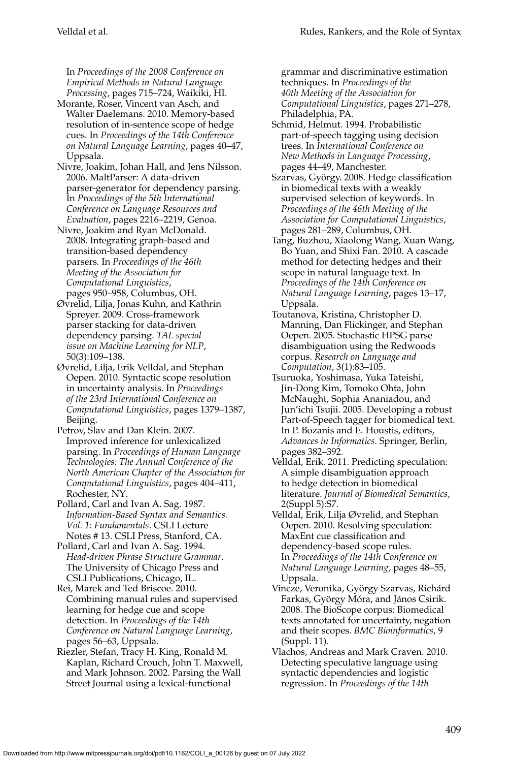In *Proceedings of the 2008 Conference on Empirical Methods in Natural Language Processing*, pages 715–724, Waikiki, HI.

Morante, Roser, Vincent van Asch, and Walter Daelemans. 2010. Memory-based resolution of in-sentence scope of hedge cues. In *Proceedings of the 14th Conference on Natural Language Learning*, pages 40–47, Uppsala.

Nivre, Joakim, Johan Hall, and Jens Nilsson. 2006. MaltParser: A data-driven parser-generator for dependency parsing. In *Proceedings of the 5th International Conference on Language Resources and Evaluation*, pages 2216–2219, Genoa.

Nivre, Joakim and Ryan McDonald. 2008. Integrating graph-based and transition-based dependency parsers. In *Proceedings of the 46th Meeting of the Association for Computational Linguistics*, pages 950–958, Columbus, OH.

Øvrelid, Lilja, Jonas Kuhn, and Kathrin Spreyer. 2009. Cross-framework parser stacking for data-driven dependency parsing. *TAL special issue on Machine Learning for NLP*, 50(3):109–138.

Øvrelid, Lilja, Erik Velldal, and Stephan Oepen. 2010. Syntactic scope resolution in uncertainty analysis. In *Proceedings of the 23rd International Conference on Computational Linguistics*, pages 1379–1387, Beijing.

Petrov, Slav and Dan Klein. 2007. Improved inference for unlexicalized parsing. In *Proceedings of Human Language Technologies: The Annual Conference of the North American Chapter of the Association for Computational Linguistics*, pages 404–411, Rochester, NY.

Pollard, Carl and Ivan A. Sag. 1987. *Information-Based Syntax and Semantics. Vol. 1: Fundamentals*. CSLI Lecture Notes # 13. CSLI Press, Stanford, CA.

Pollard, Carl and Ivan A. Sag. 1994. *Head-driven Phrase Structure Grammar*. The University of Chicago Press and CSLI Publications, Chicago, IL.

Rei, Marek and Ted Briscoe. 2010. Combining manual rules and supervised learning for hedge cue and scope detection. In *Proceedings of the 14th Conference on Natural Language Learning*, pages 56–63, Uppsala.

Riezler, Stefan, Tracy H. King, Ronald M. Kaplan, Richard Crouch, John T. Maxwell, and Mark Johnson. 2002. Parsing the Wall Street Journal using a lexical-functional grammar and discriminative estimation techniques. In *Proceedings of the 40th Meeting of the Association for Computational Linguistics*, pages 271–278, Philadelphia, PA.

Schmid, Helmut. 1994. Probabilistic part-of-speech tagging using decision trees. In *International Conference on New Methods in Language Processing*, pages 44–49, Manchester.

Szarvas, György. 2008. Hedge classification in biomedical texts with a weakly supervised selection of keywords. In *Proceedings of the 46th Meeting of the Association for Computational Linguistics*, pages 281–289, Columbus, OH.

Tang, Buzhou, Xiaolong Wang, Xuan Wang, Bo Yuan, and Shixi Fan. 2010. A cascade method for detecting hedges and their scope in natural language text. In *Proceedings of the 14th Conference on Natural Language Learning*, pages 13–17, Uppsala.

Toutanova, Kristina, Christopher D. Manning, Dan Flickinger, and Stephan Oepen. 2005. Stochastic HPSG parse disambiguation using the Redwoods corpus. *Research on Language and Computation*, 3(1):83–105.

Tsuruoka, Yoshimasa, Yuka Tateishi, Jin-Dong Kim, Tomoko Ohta, John McNaught, Sophia Ananiadou, and Jun'ichi Tsujii. 2005. Developing a robust Part-of-Speech tagger for biomedical text. In P. Bozanis and E. Houstis, editors, *Advances in Informatics*. Springer, Berlin, pages 382–392.

Velldal, Erik. 2011. Predicting speculation: A simple disambiguation approach to hedge detection in biomedical literature. *Journal of Biomedical Semantics*, 2(Suppl 5):S7.

Velldal, Erik, Lilja Øvrelid, and Stephan Oepen. 2010. Resolving speculation: MaxEnt cue classification and dependency-based scope rules. In *Proceedings of the 14th Conference on Natural Language Learning*, pages 48–55, Uppsala.

Vincze, Veronika, György Szarvas, Richárd Farkas, György Móra, and János Csirik. 2008. The BioScope corpus: Biomedical texts annotated for uncertainty, negation and their scopes. *BMC Bioinformatics*, 9 (Suppl. 11).

Vlachos, Andreas and Mark Craven. 2010. Detecting speculative language using syntactic dependencies and logistic regression. In *Proceedings of the 14th*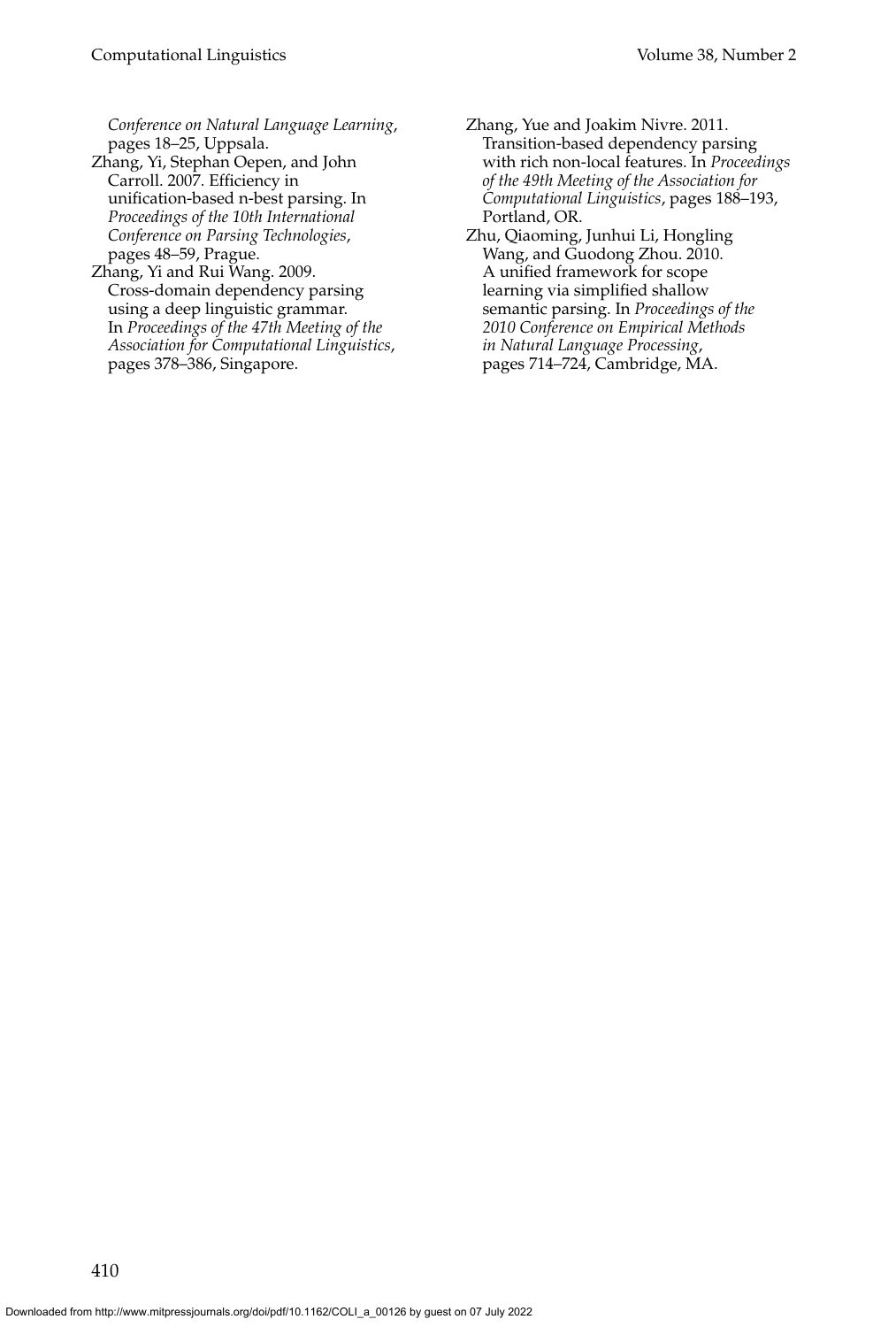*Conference on Natural Language Learning*, pages 18–25, Uppsala.

Zhang, Yi, Stephan Oepen, and John Carroll. 2007. Efficiency in unification-based n-best parsing. In *Proceedings of the 10th International Conference on Parsing Technologies*, pages 48–59, Prague.

Zhang, Yi and Rui Wang. 2009. Cross-domain dependency parsing using a deep linguistic grammar. In *Proceedings of the 47th Meeting of the Association for Computational Linguistics*, pages 378–386, Singapore.

Zhang, Yue and Joakim Nivre. 2011. Transition-based dependency parsing with rich non-local features. In *Proceedings of the 49th Meeting of the Association for Computational Linguistics*, pages 188–193, Portland, OR.

Zhu, Qiaoming, Junhui Li, Hongling Wang, and Guodong Zhou. 2010. A unified framework for scope learning via simplified shallow semantic parsing. In *Proceedings of the 2010 Conference on Empirical Methods in Natural Language Processing*, pages 714–724, Cambridge, MA.

Downloaded from http://www.mitpressjournals.org/doi/pdf/10.1162/COLI_a_00126 by guest on 07 July 2022